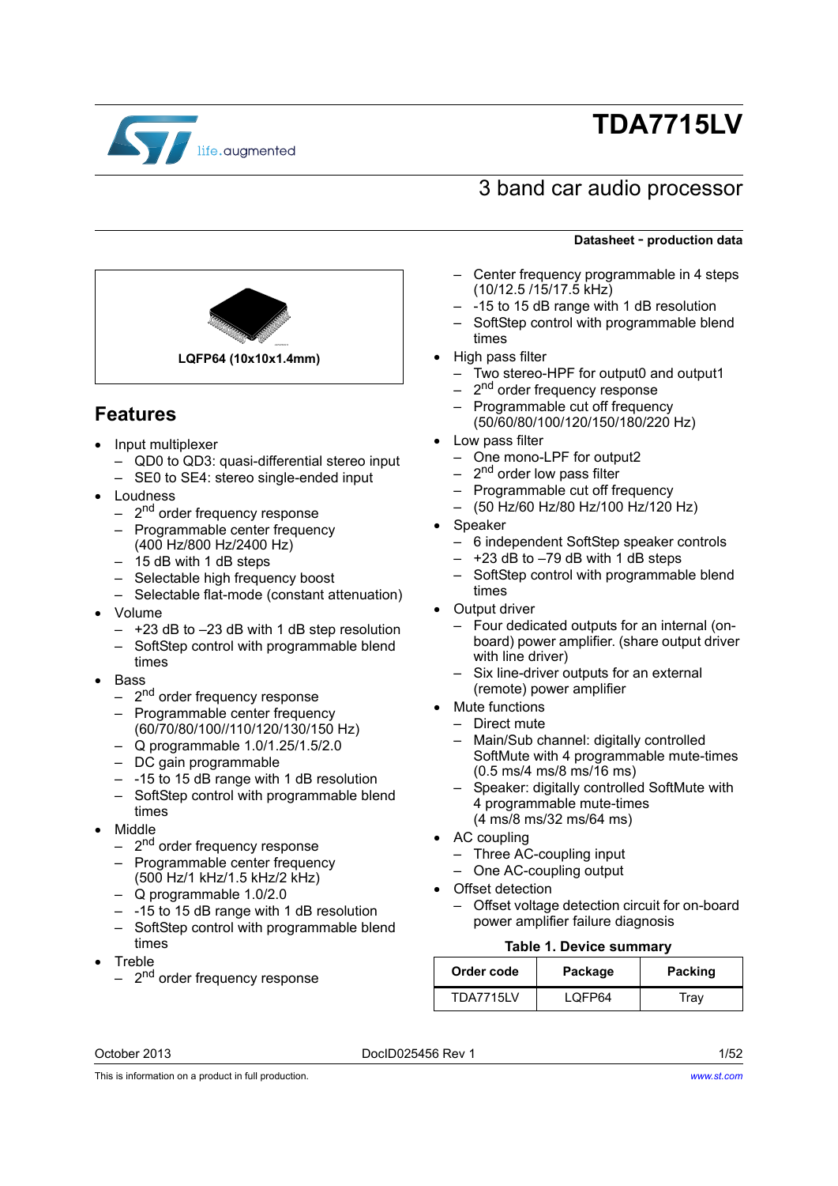# TDA7715LV

## 3 band car audio processor

**Datasheet - production data**

LQFP64 (10x10x1.4mm)

## Features

- Input multiplexer
  - QD0 to QD3: quasi-differential stereo input
  - SE0 to SE4: stereo single-ended input
- Loudness
  - 2nd order frequency response
  - Programmable center frequency (400 Hz/800 Hz/2400 Hz)
  - 15 dB with 1 dB steps
  - Selectable high frequency boost
  - Selectable flat-mode (constant attenuation)
- Volume
  - +23 dB to –23 dB with 1 dB step resolution
  - SoftStep control with programmable blend times
- Bass
  - 2nd order frequency response
  - Programmable center frequency (60/70/80/100//110/120/130/150 Hz)
  - Q programmable 1.0/1.25/1.5/2.0
  - DC gain programmable
  - -15 to 15 dB range with 1 dB resolution
  - SoftStep control with programmable blend times
- Middle
  - 2nd order frequency response
  - Programmable center frequency (500 Hz/1 kHz/1.5 kHz/2 kHz)
  - Q programmable 1.0/2.0
  - -15 to 15 dB range with 1 dB resolution
  - SoftStep control with programmable blend times
- Treble
  - 2nd order frequency response
  - Center frequency programmable in 4 steps (10/12.5 /15/17.5 kHz)
  - -15 to 15 dB range with 1 dB resolution
  - SoftStep control with programmable blend times
- High pass filter
  - Two stereo-HPF for output0 and output1
  - 2nd order frequency response
  - Programmable cut off frequency (50/60/80/100/120/150/180/220 Hz)
- Low pass filter
  - One mono-LPF for output2
  - 2nd order low pass filter
  - Programmable cut off frequency
  - (50 Hz/60 Hz/80 Hz/100 Hz/120 Hz)
- Speaker
  - 6 independent SoftStep speaker controls
  - +23 dB to –79 dB with 1 dB steps
  - SoftStep control with programmable blend times
- Output driver
  - Four dedicated outputs for an internal (on-board) power amplifier. (share output driver with line driver)
  - Six line-driver outputs for an external (remote) power amplifier
- Mute functions
  - Direct mute
  - Main/Sub channel: digitally controlled SoftMute with 4 programmable mute-times (0.5 ms/4 ms/8 ms/16 ms)
  - Speaker: digitally controlled SoftMute with 4 programmable mute-times (4 ms/8 ms/32 ms/64 ms)
- AC coupling
  - Three AC-coupling input
  - One AC-coupling output
- Offset detection
  - Offset voltage detection circuit for on-board power amplifier failure diagnosis

**Table 1. Device summary**

| Order code | Package | Packing |
|---|---|---|
| TDA7715LV | LQFP64 | Tray |

October 2013 DocID025456 Rev 1

This is information on a product in full production.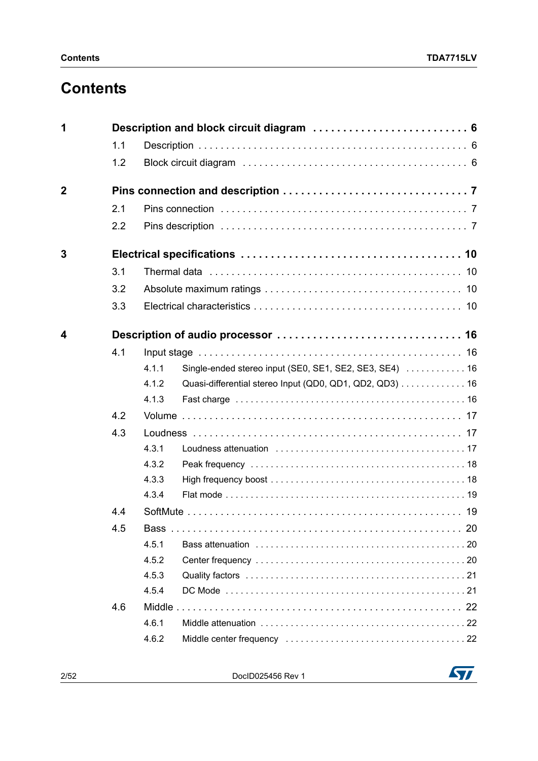# Contents

**1 Description and block circuit diagram . . . . . . . . . . . . . . . . . . . . . . . . . 6**

1.1 Description . . . . . . . . . . . . . . . . . . . . . . . . . . . . . . . . . . . . . . . . . . . . . 6

1.2 Block circuit diagram . . . . . . . . . . . . . . . . . . . . . . . . . . . . . . . . . . . . . 6

**2 Pins connection and description . . . . . . . . . . . . . . . . . . . . . . . . . . . . . 7**

2.1 Pins connection . . . . . . . . . . . . . . . . . . . . . . . . . . . . . . . . . . . . . . . . . 7

2.2 Pins description . . . . . . . . . . . . . . . . . . . . . . . . . . . . . . . . . . . . . . . . . 7

**3 Electrical specifications . . . . . . . . . . . . . . . . . . . . . . . . . . . . . . . . . . . 10**

3.1 Thermal data . . . . . . . . . . . . . . . . . . . . . . . . . . . . . . . . . . . . . . . . . . 10

3.2 Absolute maximum ratings . . . . . . . . . . . . . . . . . . . . . . . . . . . . . . . . 10

3.3 Electrical characteristics . . . . . . . . . . . . . . . . . . . . . . . . . . . . . . . . . 10

**4 Description of audio processor . . . . . . . . . . . . . . . . . . . . . . . . . . . . . 16**

4.1 Input stage . . . . . . . . . . . . . . . . . . . . . . . . . . . . . . . . . . . . . . . . . . . . 16

4.1.1 Single-ended stereo input (SE0, SE1, SE2, SE3, SE4) . . . . . . . . . . . . 16

4.1.2 Quasi-differential stereo Input (QD0, QD1, QD2, QD3) . . . . . . . . . . . . . 16

4.1.3 Fast charge . . . . . . . . . . . . . . . . . . . . . . . . . . . . . . . . . . . . . . . . . . . . 16

4.2 Volume . . . . . . . . . . . . . . . . . . . . . . . . . . . . . . . . . . . . . . . . . . . . . . . 17

4.3 Loudness . . . . . . . . . . . . . . . . . . . . . . . . . . . . . . . . . . . . . . . . . . . . . 17

4.3.1 Loudness attenuation . . . . . . . . . . . . . . . . . . . . . . . . . . . . . . . . . . . . 17

4.3.2 Peak frequency . . . . . . . . . . . . . . . . . . . . . . . . . . . . . . . . . . . . . . . . 18

4.3.3 High frequency boost . . . . . . . . . . . . . . . . . . . . . . . . . . . . . . . . . . . . 18

4.3.4 Flat mode . . . . . . . . . . . . . . . . . . . . . . . . . . . . . . . . . . . . . . . . . . . . . 19

4.4 SoftMute . . . . . . . . . . . . . . . . . . . . . . . . . . . . . . . . . . . . . . . . . . . . . . 19

4.5 Bass . . . . . . . . . . . . . . . . . . . . . . . . . . . . . . . . . . . . . . . . . . . . . . . . . 20

4.5.1 Bass attenuation . . . . . . . . . . . . . . . . . . . . . . . . . . . . . . . . . . . . . . . 20

4.5.2 Center frequency . . . . . . . . . . . . . . . . . . . . . . . . . . . . . . . . . . . . . . . 20

4.5.3 Quality factors . . . . . . . . . . . . . . . . . . . . . . . . . . . . . . . . . . . . . . . . . 21

4.5.4 DC Mode . . . . . . . . . . . . . . . . . . . . . . . . . . . . . . . . . . . . . . . . . . . . . 21

4.6 Middle . . . . . . . . . . . . . . . . . . . . . . . . . . . . . . . . . . . . . . . . . . . . . . . . 22

4.6.1 Middle attenuation . . . . . . . . . . . . . . . . . . . . . . . . . . . . . . . . . . . . . . 22

4.6.2 Middle center frequency . . . . . . . . . . . . . . . . . . . . . . . . . . . . . . . . . 22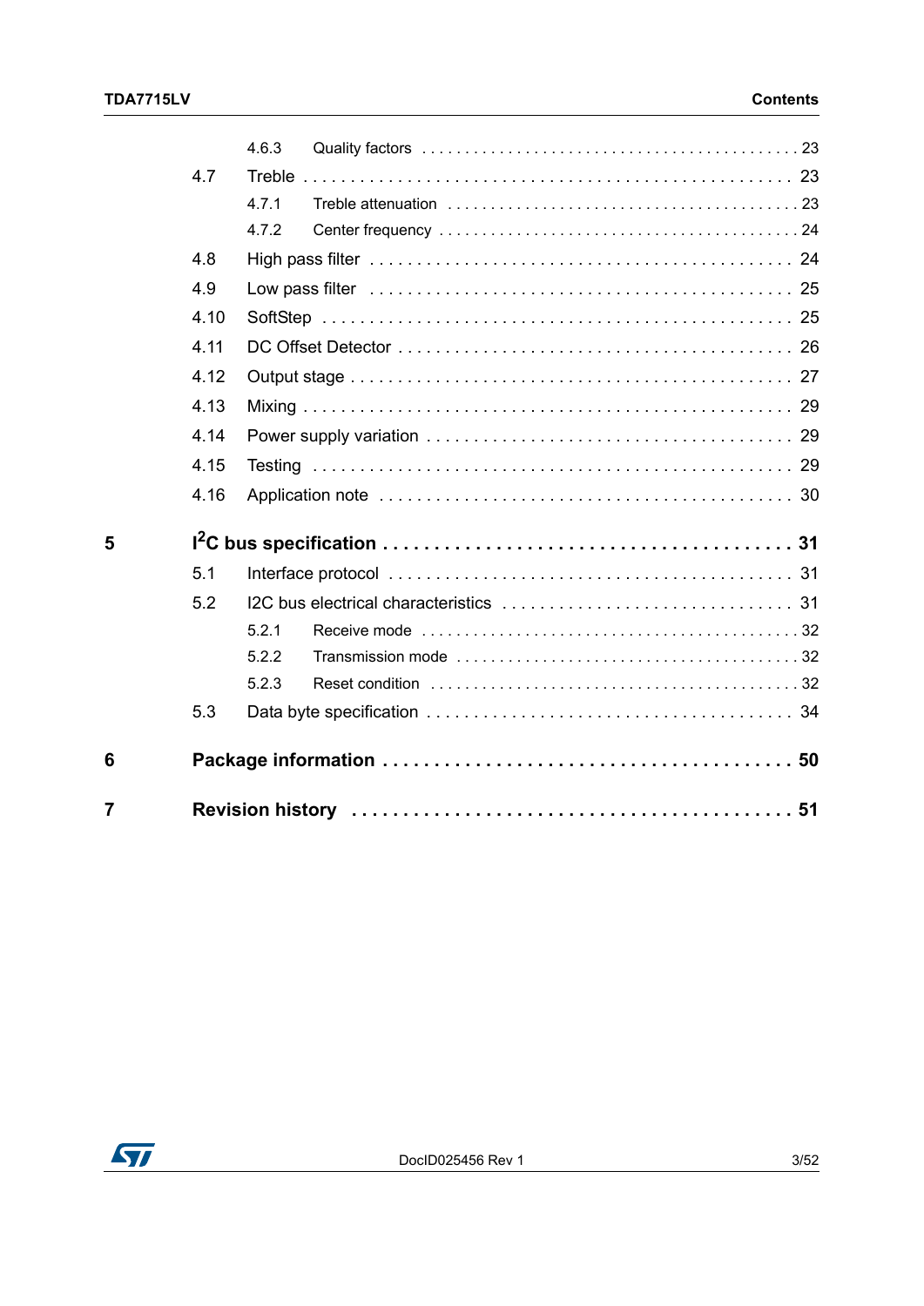4.6.3 Quality factors . . . . . . . . . . . . . . . . . . . . . . . . . . . . . . . . . . . . . . . . . . 23

4.7 Treble . . . . . . . . . . . . . . . . . . . . . . . . . . . . . . . . . . . . . . . . . . . . . . . . . 23

4.7.1 Treble attenuation . . . . . . . . . . . . . . . . . . . . . . . . . . . . . . . . . . . . . . 23

4.7.2 Center frequency . . . . . . . . . . . . . . . . . . . . . . . . . . . . . . . . . . . . . . . 24

4.8 High pass filter . . . . . . . . . . . . . . . . . . . . . . . . . . . . . . . . . . . . . . . . . . . 24

4.9 Low pass filter . . . . . . . . . . . . . . . . . . . . . . . . . . . . . . . . . . . . . . . . . . . 25

4.10 SoftStep . . . . . . . . . . . . . . . . . . . . . . . . . . . . . . . . . . . . . . . . . . . . . . . 25

4.11 DC Offset Detector . . . . . . . . . . . . . . . . . . . . . . . . . . . . . . . . . . . . . . . . 26

4.12 Output stage . . . . . . . . . . . . . . . . . . . . . . . . . . . . . . . . . . . . . . . . . . . . 27

4.13 Mixing . . . . . . . . . . . . . . . . . . . . . . . . . . . . . . . . . . . . . . . . . . . . . . . . 29

4.14 Power supply variation . . . . . . . . . . . . . . . . . . . . . . . . . . . . . . . . . . . . . 29

4.15 Testing . . . . . . . . . . . . . . . . . . . . . . . . . . . . . . . . . . . . . . . . . . . . . . . 29

4.16 Application note . . . . . . . . . . . . . . . . . . . . . . . . . . . . . . . . . . . . . . . . . 30

**5 $I^2C$ bus specification . . . . . . . . . . . . . . . . . . . . . . . . . . . . . . . . . . . . . . 31**

5.1 Interface protocol . . . . . . . . . . . . . . . . . . . . . . . . . . . . . . . . . . . . . . . . . 31

5.2 I2C bus electrical characteristics . . . . . . . . . . . . . . . . . . . . . . . . . . . . . . 31

5.2.1 Receive mode . . . . . . . . . . . . . . . . . . . . . . . . . . . . . . . . . . . . . . . . . 32

5.2.2 Transmission mode . . . . . . . . . . . . . . . . . . . . . . . . . . . . . . . . . . . . . 32

5.2.3 Reset condition . . . . . . . . . . . . . . . . . . . . . . . . . . . . . . . . . . . . . . . . 32

5.3 Data byte specification . . . . . . . . . . . . . . . . . . . . . . . . . . . . . . . . . . . . . 34

**6 Package information . . . . . . . . . . . . . . . . . . . . . . . . . . . . . . . . . . . . . . . 50**

**7 Revision history . . . . . . . . . . . . . . . . . . . . . . . . . . . . . . . . . . . . . . . . . . 51**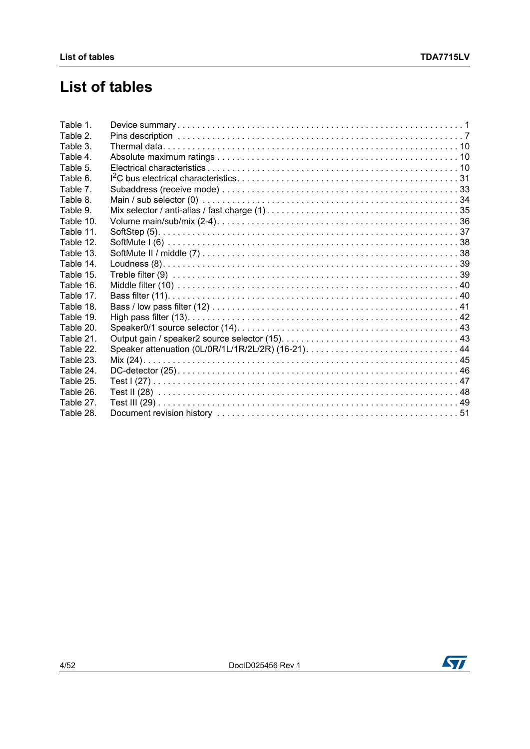# List of tables

| | | |
|---|---|---|
| Table 1. | Device summary | 1 |
| Table 2. | Pins description | 7 |
| Table 3. | Thermal data | 10 |
| Table 4. | Absolute maximum ratings | 10 |
| Table 5. | Electrical characteristics | 10 |
| Table 6. | $I^2C$ bus electrical characteristics | 31 |
| Table 7. | Subaddress (receive mode) | 33 |
| Table 8. | Main / sub selector (0) | 34 |
| Table 9. | Mix selector / anti-alias / fast charge (1) | 35 |
| Table 10. | Volume main/sub/mix (2-4) | 36 |
| Table 11. | SoftStep (5) | 37 |
| Table 12. | SoftMute I (6) | 38 |
| Table 13. | SoftMute II / middle (7) | 38 |
| Table 14. | Loudness (8) | 39 |
| Table 15. | Treble filter (9) | 39 |
| Table 16. | Middle filter (10) | 40 |
| Table 17. | Bass filter (11) | 40 |
| Table 18. | Bass / low pass filter (12) | 41 |
| Table 19. | High pass filter (13) | 42 |
| Table 20. | Speaker0/1 source selector (14) | 43 |
| Table 21. | Output gain / speaker2 source selector (15) | 43 |
| Table 22. | Speaker attenuation (0L/0R/1L/1R/2L/2R) (16-21) | 44 |
| Table 23. | Mix (24) | 45 |
| Table 24. | DC-detector (25) | 46 |
| Table 25. | Test I (27) | 47 |
| Table 26. | Test II (28) | 48 |
| Table 27. | Test III (29) | 49 |
| Table 28. | Document revision history | 51 |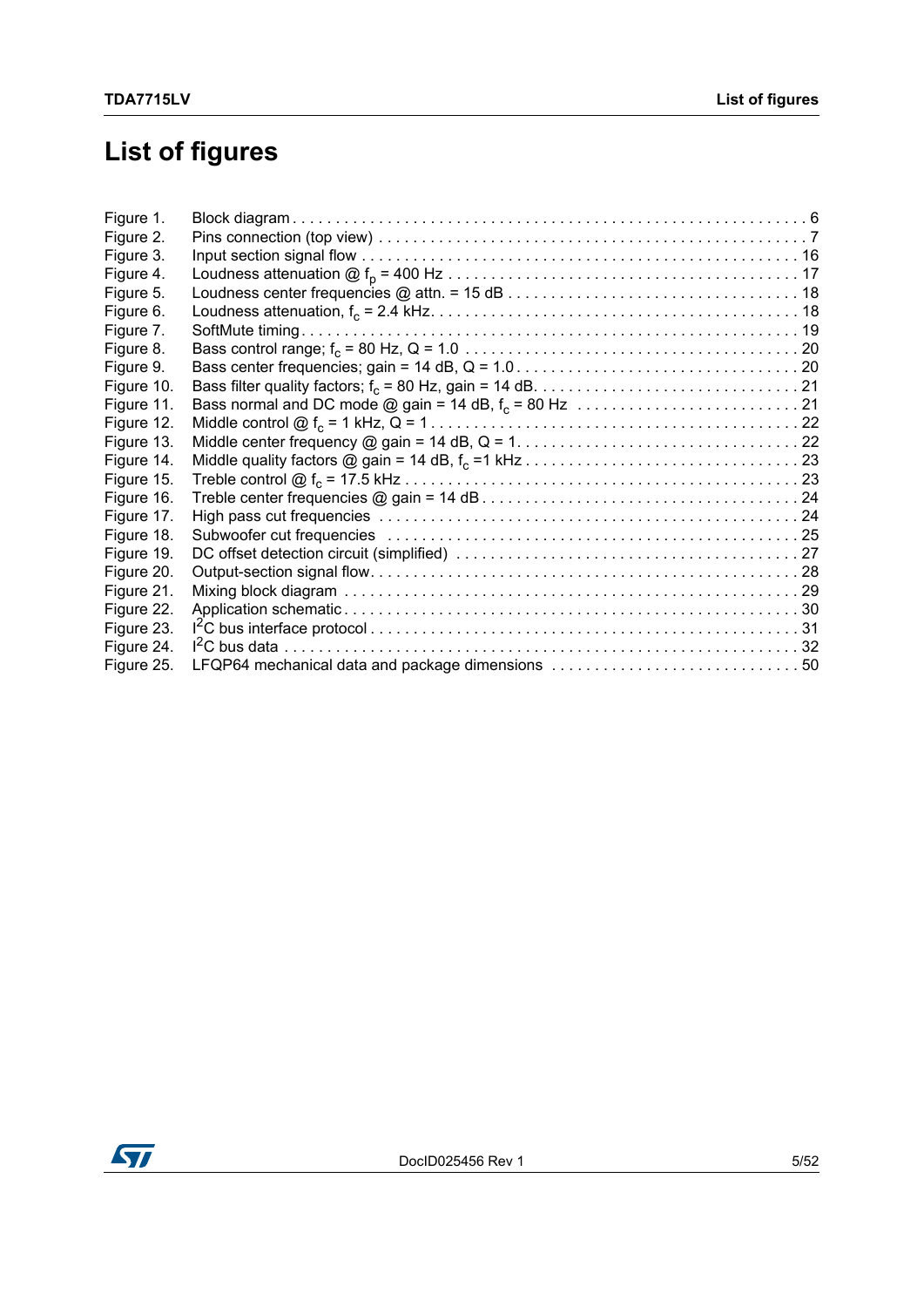# List of figures

| | | |
|---|---|---|
| Figure 1. | Block diagram | 6 |
| Figure 2. | Pins connection (top view) | 7 |
| Figure 3. | Input section signal flow | 16 |
| Figure 4. | Loudness attenuation @ $f_p$ = 400 Hz | 17 |
| Figure 5. | Loudness center frequencies @ attn. = 15 dB | 18 |
| Figure 6. | Loudness attenuation, $f_c$ = 2.4 kHz | 18 |
| Figure 7. | SoftMute timing | 19 |
| Figure 8. | Bass control range; $f_c$ = 80 Hz, Q = 1.0 | 20 |
| Figure 9. | Bass center frequencies; gain = 14 dB, Q = 1.0 | 20 |
| Figure 10. | Bass filter quality factors; $f_c$ = 80 Hz, gain = 14 dB | 21 |
| Figure 11. | Bass normal and DC mode @ gain = 14 dB, $f_c$ = 80 Hz | 21 |
| Figure 12. | Middle control @ $f_c$ = 1 kHz, Q = 1 | 22 |
| Figure 13. | Middle center frequency @ gain = 14 dB, Q = 1 | 22 |
| Figure 14. | Middle quality factors @ gain = 14 dB, $f_c$ =1 kHz | 23 |
| Figure 15. | Treble control @ $f_c$ = 17.5 kHz | 23 |
| Figure 16. | Treble center frequencies @ gain = 14 dB | 24 |
| Figure 17. | High pass cut frequencies | 24 |
| Figure 18. | Subwoofer cut frequencies | 25 |
| Figure 19. | DC offset detection circuit (simplified) | 27 |
| Figure 20. | Output-section signal flow | 28 |
| Figure 21. | Mixing block diagram | 29 |
| Figure 22. | Application schematic | 30 |
| Figure 23. | $I^2C$ bus interface protocol | 31 |
| Figure 24. | $I^2C$ bus data | 32 |
| Figure 25. | LFQP64 mechanical data and package dimensions | 50 |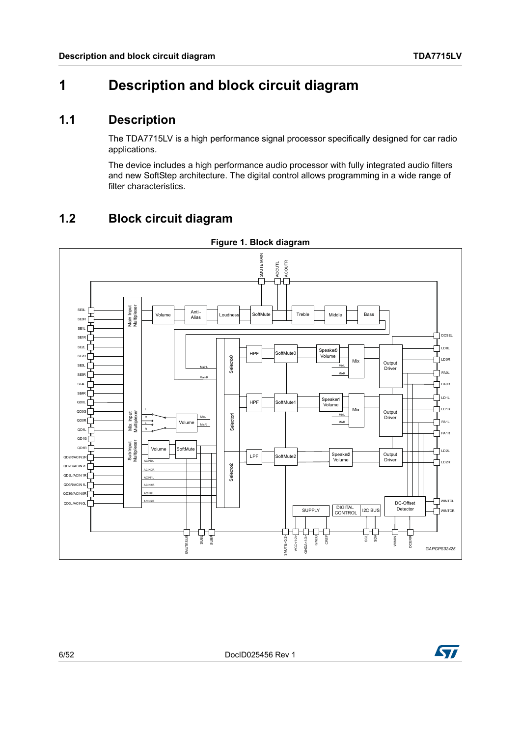# 1 Description and block circuit diagram

## 1.1 Description

The TDA7715LV is a high performance signal processor specifically designed for car radio applications.

The device includes a high performance audio processor with fully integrated audio filters and new SoftStep architecture. The digital control allows programming in a wide range of filter characteristics.

## 1.2 Block circuit diagram

**Figure 1. Block diagram**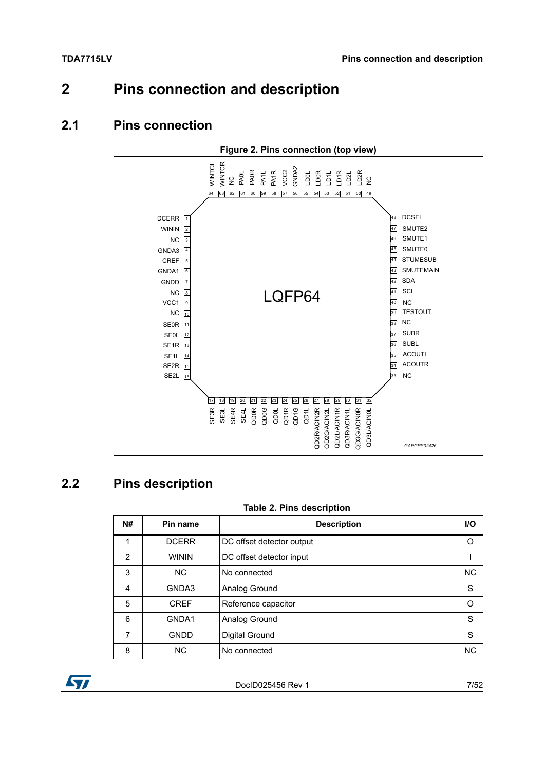# 2 Pins connection and description

## 2.1 Pins connection

**Figure 2. Pins connection (top view)**

LQFP64

| Pin | Name | Pin | Name |
|---|---|---|---|
| 1 | DCERR | 33 | NC |
| 2 | WININ | 34 | ACOUTR |
| 3 | NC | 35 | ACOUTL |
| 4 | GNDA3 | 36 | SUBL |
| 5 | CREF | 37 | SUBR |
| 6 | GNDA1 | 38 | NC |
| 7 | GNDD | 39 | TESTOUT |
| 8 | NC | 40 | NC |
| 9 | VCC1 | 41 | SCL |
| 10 | NC | 42 | SDA |
| 11 | SE0R | 43 | SMUTEMAIN |
| 12 | SE0L | 44 | STUMESUB |
| 13 | SE1R | 45 | SMUTE0 |
| 14 | SE1L | 46 | SMUTE1 |
| 15 | SE2R | 47 | SMUTE2 |
| 16 | SE2L | 48 | DCSEL |
| 17 | SE3R | 49 | NC |
| 18 | SE3L | 50 | LD2R |
| 19 | SE4R | 51 | LD2L |
| 20 | SE4L | 52 | LD1R |
| 21 | QD0R | 53 | LD1L |
| 22 | QD0G | 54 | LD0R |
| 23 | QD0L | 55 | LD0L |
| 24 | QD1R | 56 | GNDA2 |
| 25 | QD1G | 57 | VCC2 |
| 26 | QD1L | 58 | PA1R |
| 27 | QD2R/ACIN2R | 59 | PA1L |
| 28 | QD2G/ACIN2L | 60 | PA0R |
| 29 | QD2L/ACIN1R | 61 | PA0L |
| 30 | QD3R/ACIN1L | 62 | NC |
| 31 | QD3G/ACIN0R | 63 | WINTCR |
| 32 | QD3L/ACIN0L | 64 | WINTCL |

GAPGPS02426

## 2.2 Pins description

**Table 2. Pins description**

| N# | Pin name | Description | I/O |
|---|---|---|---|
| 1 | DCERR | DC offset detector output | O |
| 2 | WININ | DC offset detector input | I |
| 3 | NC | No connected | NC |
| 4 | GNDA3 | Analog Ground | S |
| 5 | CREF | Reference capacitor | O |
| 6 | GNDA1 | Analog Ground | S |
| 7 | GNDD | Digital Ground | S |
| 8 | NC | No connected | NC |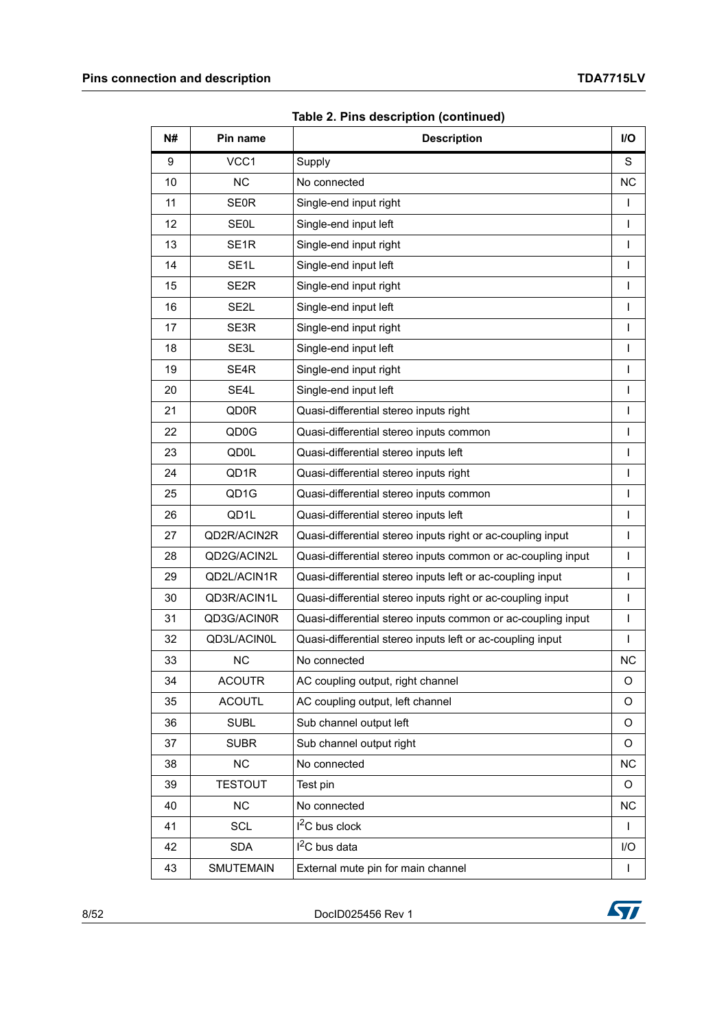Table 2. Pins description (continued)

| N# | Pin name | Description | I/O |
|---|---|---|---|
| 9 | VCC1 | Supply | S |
| 10 | NC | No connected | NC |
| 11 | SE0R | Single-end input right | I |
| 12 | SE0L | Single-end input left | I |
| 13 | SE1R | Single-end input right | I |
| 14 | SE1L | Single-end input left | I |
| 15 | SE2R | Single-end input right | I |
| 16 | SE2L | Single-end input left | I |
| 17 | SE3R | Single-end input right | I |
| 18 | SE3L | Single-end input left | I |
| 19 | SE4R | Single-end input right | I |
| 20 | SE4L | Single-end input left | I |
| 21 | QD0R | Quasi-differential stereo inputs right | I |
| 22 | QD0G | Quasi-differential stereo inputs common | I |
| 23 | QD0L | Quasi-differential stereo inputs left | I |
| 24 | QD1R | Quasi-differential stereo inputs right | I |
| 25 | QD1G | Quasi-differential stereo inputs common | I |
| 26 | QD1L | Quasi-differential stereo inputs left | I |
| 27 | QD2R/ACIN2R | Quasi-differential stereo inputs right or ac-coupling input | I |
| 28 | QD2G/ACIN2L | Quasi-differential stereo inputs common or ac-coupling input | I |
| 29 | QD2L/ACIN1R | Quasi-differential stereo inputs left or ac-coupling input | I |
| 30 | QD3R/ACIN1L | Quasi-differential stereo inputs right or ac-coupling input | I |
| 31 | QD3G/ACIN0R | Quasi-differential stereo inputs common or ac-coupling input | I |
| 32 | QD3L/ACIN0L | Quasi-differential stereo inputs left or ac-coupling input | I |
| 33 | NC | No connected | NC |
| 34 | ACOUTR | AC coupling output, right channel | O |
| 35 | ACOUTL | AC coupling output, left channel | O |
| 36 | SUBL | Sub channel output left | O |
| 37 | SUBR | Sub channel output right | O |
| 38 | NC | No connected | NC |
| 39 | TESTOUT | Test pin | O |
| 40 | NC | No connected | NC |
| 41 | SCL | $I^2C$ bus clock | I |
| 42 | SDA | $I^2C$ bus data | I/O |
| 43 | SMUTEMAIN | External mute pin for main channel | I |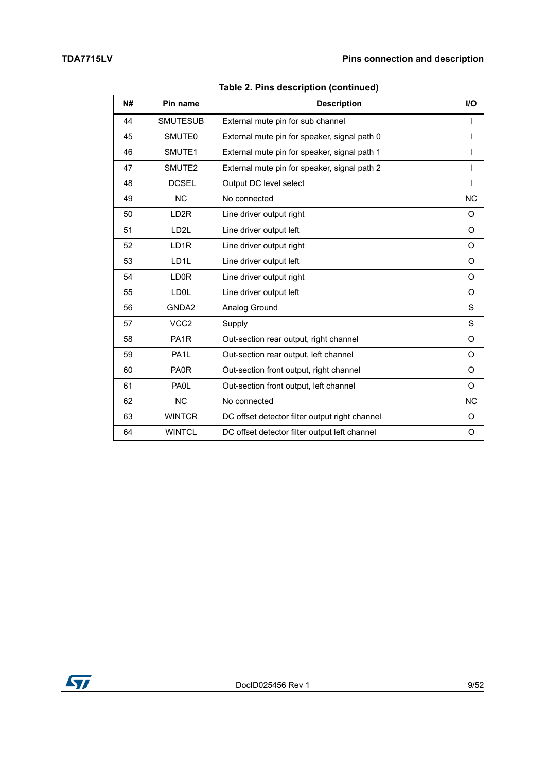**Table 2. Pins description (continued)**

| N# | Pin name | Description | I/O |
|---|---|---|---|
| 44 | SMUTESUB | External mute pin for sub channel | I |
| 45 | SMUTE0 | External mute pin for speaker, signal path 0 | I |
| 46 | SMUTE1 | External mute pin for speaker, signal path 1 | I |
| 47 | SMUTE2 | External mute pin for speaker, signal path 2 | I |
| 48 | DCSEL | Output DC level select | I |
| 49 | NC | No connected | NC |
| 50 | LD2R | Line driver output right | O |
| 51 | LD2L | Line driver output left | O |
| 52 | LD1R | Line driver output right | O |
| 53 | LD1L | Line driver output left | O |
| 54 | LD0R | Line driver output right | O |
| 55 | LD0L | Line driver output left | O |
| 56 | GNDA2 | Analog Ground | S |
| 57 | VCC2 | Supply | S |
| 58 | PA1R | Out-section rear output, right channel | O |
| 59 | PA1L | Out-section rear output, left channel | O |
| 60 | PA0R | Out-section front output, right channel | O |
| 61 | PA0L | Out-section front output, left channel | O |
| 62 | NC | No connected | NC |
| 63 | WINTCR | DC offset detector filter output right channel | O |
| 64 | WINTCL | DC offset detector filter output left channel | O |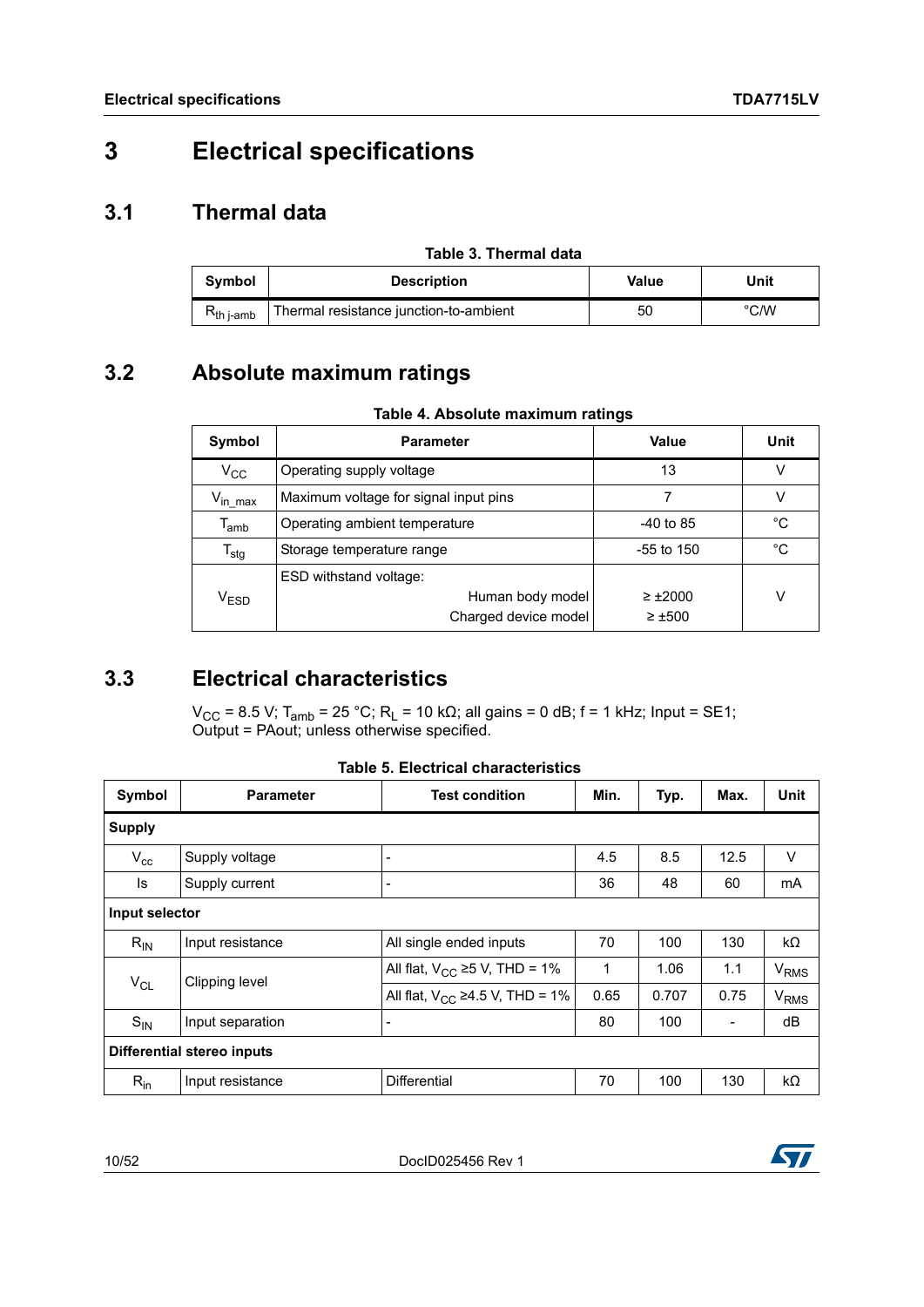# 3 Electrical specifications

## 3.1 Thermal data

Table 3. Thermal data

| Symbol | Description | Value | Unit |
|---|---|---|---|
| $R_{th\ j\text{-}amb}$ | Thermal resistance junction-to-ambient | 50 | °C/W |

## 3.2 Absolute maximum ratings

Table 4. Absolute maximum ratings

| Symbol | Parameter | Value | Unit |
|---|---|---|---|
| $V_{CC}$ | Operating supply voltage | 13 | V |
| $V_{in\_max}$ | Maximum voltage for signal input pins | 7 | V |
| $T_{amb}$ | Operating ambient temperature | -40 to 85 | °C |
| $T_{stg}$ | Storage temperature range | -55 to 150 | °C |
| $V_{ESD}$ | ESD withstand voltage:<br>Human body model<br>Charged device model | <br>≥ ±2000<br>≥ ±500 | V |

## 3.3 Electrical characteristics

$V_{CC}$ = 8.5 V; $T_{amb}$ = 25 °C; $R_L$ = 10 kΩ; all gains = 0 dB; f = 1 kHz; Input = SE1; Output = PAout; unless otherwise specified.

Table 5. Electrical characteristics

| Symbol | Parameter | Test condition | Min. | Typ. | Max. | Unit |
|---|---|---|---|---|---|---|
| **Supply** | | | | | | |
| $V_{cc}$ | Supply voltage | - | 4.5 | 8.5 | 12.5 | V |
| Is | Supply current | - | 36 | 48 | 60 | mA |
| **Input selector** | | | | | | |
| $R_{IN}$ | Input resistance | All single ended inputs | 70 | 100 | 130 | kΩ |
| $V_{CL}$ | Clipping level | All flat, $V_{CC}$ ≥5 V, THD = 1% | 1 | 1.06 | 1.1 | $V_{RMS}$ |
| | | All flat, $V_{CC}$ ≥4.5 V, THD = 1% | 0.65 | 0.707 | 0.75 | $V_{RMS}$ |
| $S_{IN}$ | Input separation | - | 80 | 100 | - | dB |
| **Differential stereo inputs** | | | | | | |
| $R_{in}$ | Input resistance | Differential | 70 | 100 | 130 | kΩ |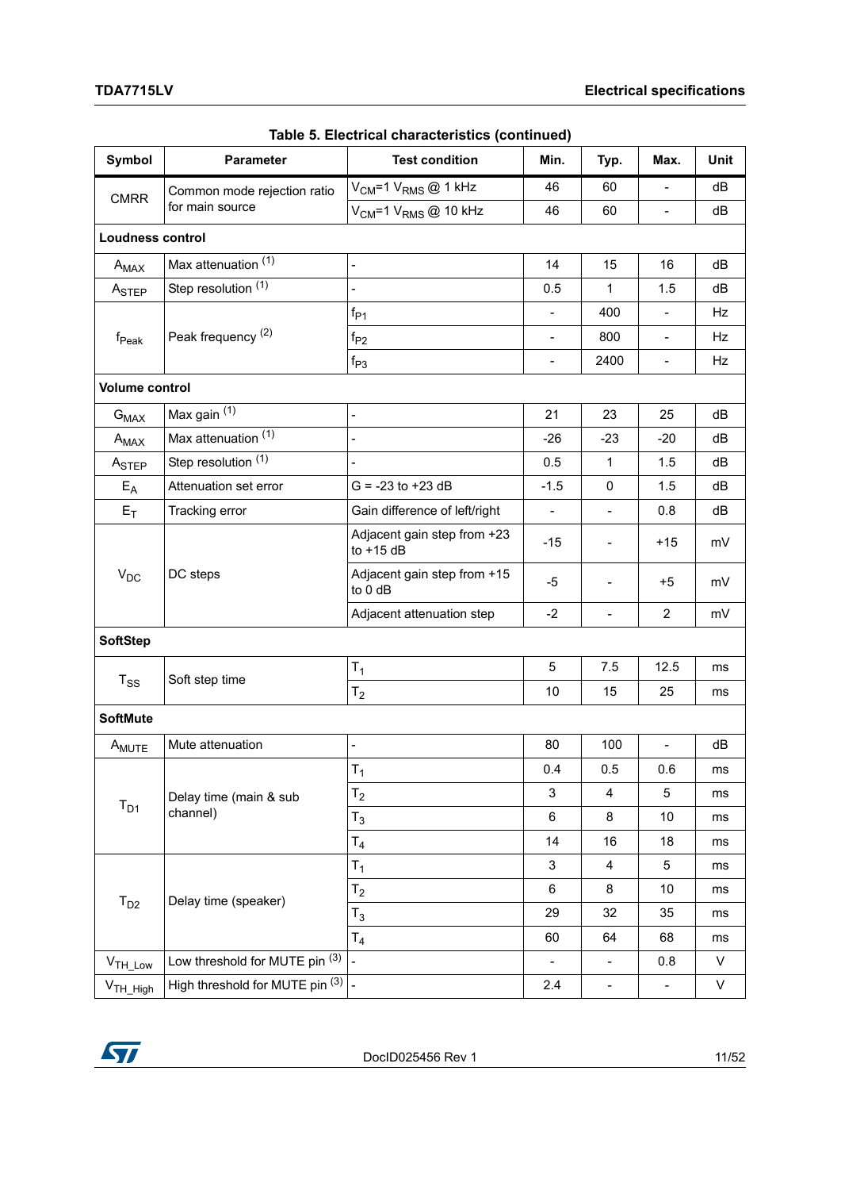Table 5. Electrical characteristics (continued)

| Symbol | Parameter | Test condition | Min. | Typ. | Max. | Unit |
|---|---|---|---|---|---|---|
| CMRR | Common mode rejection ratio for main source | $V_{CM}$=1 $V_{RMS}$ @ 1 kHz | 46 | 60 | - | dB |
| | | $V_{CM}$=1 $V_{RMS}$ @ 10 kHz | 46 | 60 | - | dB |
| **Loudness control** | | | | | | |
| $A_{MAX}$ | Max attenuation (1) | - | 14 | 15 | 16 | dB |
| $A_{STEP}$ | Step resolution (1) | - | 0.5 | 1 | 1.5 | dB |
| $f_{Peak}$ | Peak frequency (2) | $f_{P1}$ | - | 400 | - | Hz |
| | | $f_{P2}$ | - | 800 | - | Hz |
| | | $f_{P3}$ | - | 2400 | - | Hz |
| **Volume control** | | | | | | |
| $G_{MAX}$ | Max gain (1) | - | 21 | 23 | 25 | dB |
| $A_{MAX}$ | Max attenuation (1) | - | -26 | -23 | -20 | dB |
| $A_{STEP}$ | Step resolution (1) | - | 0.5 | 1 | 1.5 | dB |
| $E_A$ | Attenuation set error | G = -23 to +23 dB | -1.5 | 0 | 1.5 | dB |
| $E_T$ | Tracking error | Gain difference of left/right | - | - | 0.8 | dB |
| $V_{DC}$ | DC steps | Adjacent gain step from +23 to +15 dB | -15 | - | +15 | mV |
| | | Adjacent gain step from +15 to 0 dB | -5 | - | +5 | mV |
| | | Adjacent attenuation step | -2 | - | 2 | mV |
| **SoftStep** | | | | | | |
| $T_{SS}$ | Soft step time | $T_1$ | 5 | 7.5 | 12.5 | ms |
| | | $T_2$ | 10 | 15 | 25 | ms |
| **SoftMute** | | | | | | |
| $A_{MUTE}$ | Mute attenuation | - | 80 | 100 | - | dB |
| $T_{D1}$ | Delay time (main & sub channel) | $T_1$ | 0.4 | 0.5 | 0.6 | ms |
| | | $T_2$ | 3 | 4 | 5 | ms |
| | | $T_3$ | 6 | 8 | 10 | ms |
| | | $T_4$ | 14 | 16 | 18 | ms |
| $T_{D2}$ | Delay time (speaker) | $T_1$ | 3 | 4 | 5 | ms |
| | | $T_2$ | 6 | 8 | 10 | ms |
| | | $T_3$ | 29 | 32 | 35 | ms |
| | | $T_4$ | 60 | 64 | 68 | ms |
| $V_{TH\_Low}$ | Low threshold for MUTE pin (3) | - | - | - | 0.8 | V |
| $V_{TH\_High}$ | High threshold for MUTE pin (3) | - | 2.4 | - | - | V |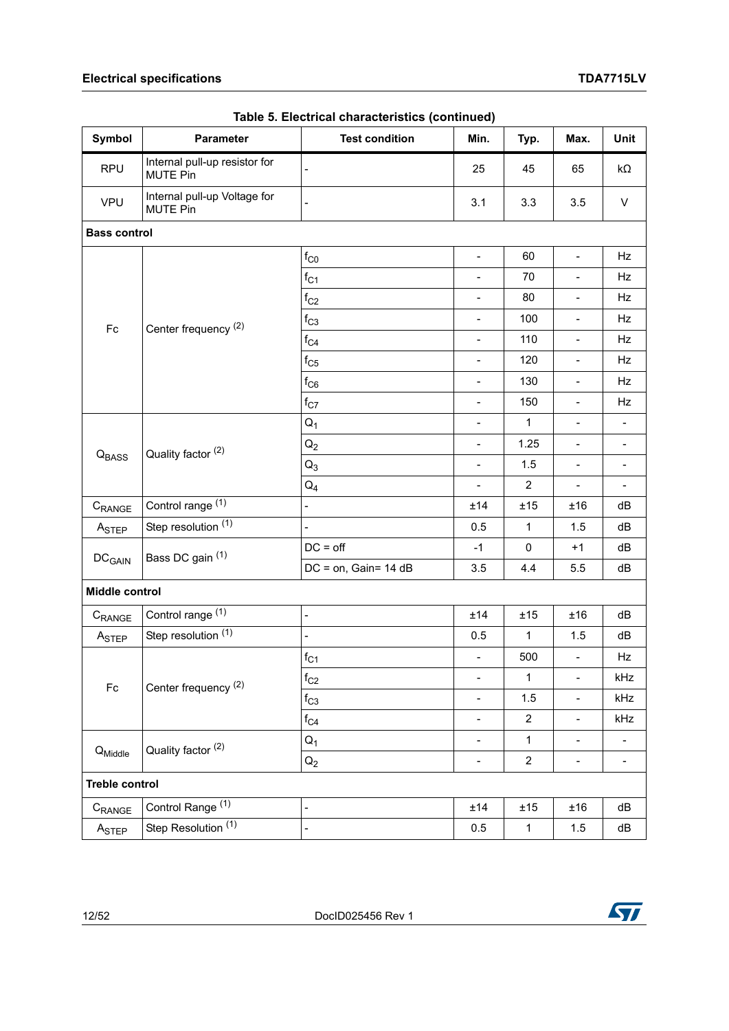Table 5. Electrical characteristics (continued)

| Symbol | Parameter | Test condition | Min. | Typ. | Max. | Unit |
|---|---|---|---|---|---|---|
| RPU | Internal pull-up resistor for MUTE Pin | - | 25 | 45 | 65 | kΩ |
| VPU | Internal pull-up Voltage for MUTE Pin | - | 3.1 | 3.3 | 3.5 | V |
| **Bass control** | | | | | | |
| Fc | Center frequency (2) | $f_{C0}$ | - | 60 | - | Hz |
| | | $f_{C1}$ | - | 70 | - | Hz |
| | | $f_{C2}$ | - | 80 | - | Hz |
| | | $f_{C3}$ | - | 100 | - | Hz |
| | | $f_{C4}$ | - | 110 | - | Hz |
| | | $f_{C5}$ | - | 120 | - | Hz |
| | | $f_{C6}$ | - | 130 | - | Hz |
| | | $f_{C7}$ | - | 150 | - | Hz |
| $Q_{BASS}$ | Quality factor (2) | $Q_1$ | - | 1 | - | - |
| | | $Q_2$ | - | 1.25 | - | - |
| | | $Q_3$ | - | 1.5 | - | - |
| | | $Q_4$ | - | 2 | - | - |
| $C_{RANGE}$ | Control range (1) | - | ±14 | ±15 | ±16 | dB |
| $A_{STEP}$ | Step resolution (1) | - | 0.5 | 1 | 1.5 | dB |
| $DC_{GAIN}$ | Bass DC gain (1) | DC = off | -1 | 0 | +1 | dB |
| | | DC = on, Gain= 14 dB | 3.5 | 4.4 | 5.5 | dB |
| **Middle control** | | | | | | |
| $C_{RANGE}$ | Control range (1) | - | ±14 | ±15 | ±16 | dB |
| $A_{STEP}$ | Step resolution (1) | - | 0.5 | 1 | 1.5 | dB |
| Fc | Center frequency (2) | $f_{C1}$ | - | 500 | - | Hz |
| | | $f_{C2}$ | - | 1 | - | kHz |
| | | $f_{C3}$ | - | 1.5 | - | kHz |
| | | $f_{C4}$ | - | 2 | - | kHz |
| $Q_{Middle}$ | Quality factor (2) | $Q_1$ | - | 1 | - | - |
| | | $Q_2$ | - | 2 | - | - |
| **Treble control** | | | | | | |
| $C_{RANGE}$ | Control Range (1) | - | ±14 | ±15 | ±16 | dB |
| $A_{STEP}$ | Step Resolution (1) | - | 0.5 | 1 | 1.5 | dB |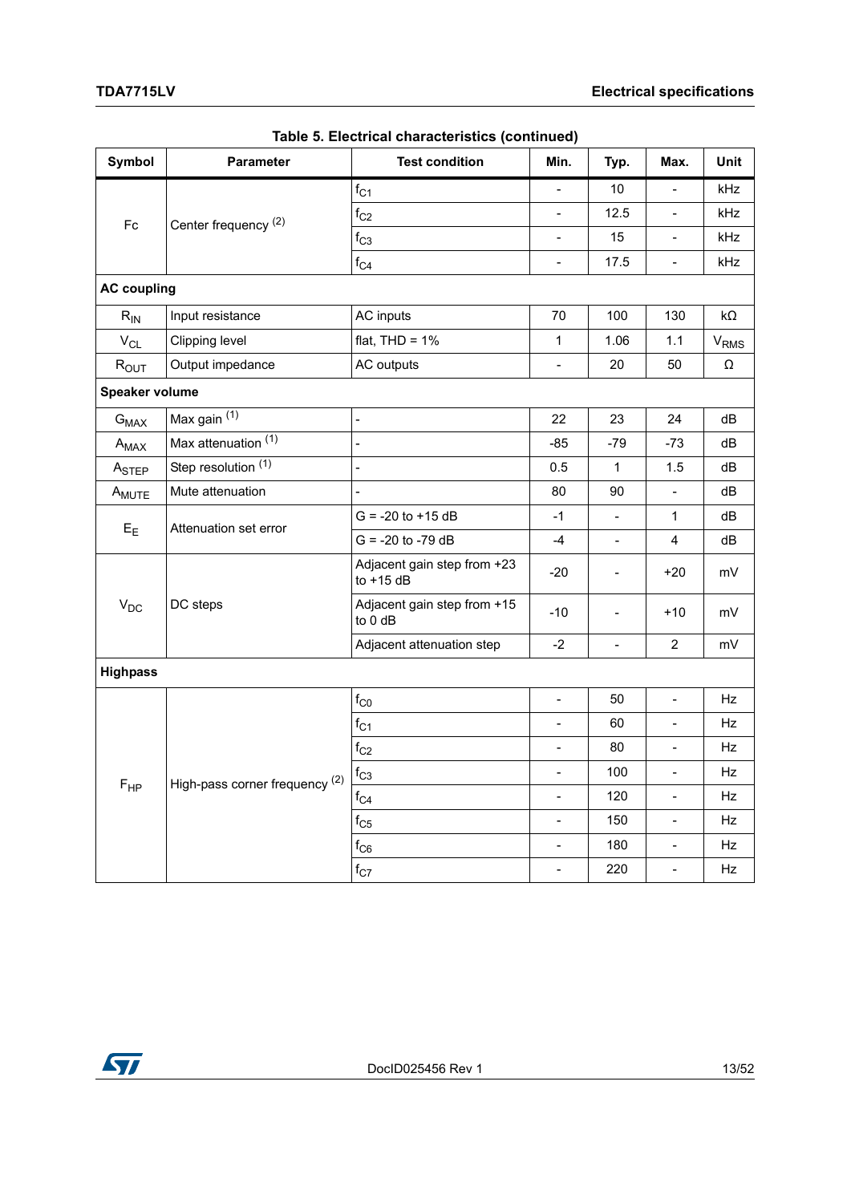Table 5. Electrical characteristics (continued)

| Symbol | Parameter | Test condition | Min. | Typ. | Max. | Unit |
|---|---|---|---|---|---|---|
| Fc | Center frequency (2) | $f_{C1}$ | - | 10 | - | kHz |
| | | $f_{C2}$ | - | 12.5 | - | kHz |
| | | $f_{C3}$ | - | 15 | - | kHz |
| | | $f_{C4}$ | - | 17.5 | - | kHz |
| **AC coupling** | | | | | | |
| $R_{IN}$ | Input resistance | AC inputs | 70 | 100 | 130 | kΩ |
| $V_{CL}$ | Clipping level | flat, THD = 1% | 1 | 1.06 | 1.1 | $V_{RMS}$ |
| $R_{OUT}$ | Output impedance | AC outputs | - | 20 | 50 | Ω |
| **Speaker volume** | | | | | | |
| $G_{MAX}$ | Max gain (1) | - | 22 | 23 | 24 | dB |
| $A_{MAX}$ | Max attenuation (1) | - | -85 | -79 | -73 | dB |
| $A_{STEP}$ | Step resolution (1) | - | 0.5 | 1 | 1.5 | dB |
| $A_{MUTE}$ | Mute attenuation | - | 80 | 90 | - | dB |
| $E_E$ | Attenuation set error | G = -20 to +15 dB | -1 | - | 1 | dB |
| | | G = -20 to -79 dB | -4 | - | 4 | dB |
| $V_{DC}$ | DC steps | Adjacent gain step from +23 to +15 dB | -20 | - | +20 | mV |
| | | Adjacent gain step from +15 to 0 dB | -10 | - | +10 | mV |
| | | Adjacent attenuation step | -2 | - | 2 | mV |
| **Highpass** | | | | | | |
| $F_{HP}$ | High-pass corner frequency (2) | $f_{C0}$ | - | 50 | - | Hz |
| | | $f_{C1}$ | - | 60 | - | Hz |
| | | $f_{C2}$ | - | 80 | - | Hz |
| | | $f_{C3}$ | - | 100 | - | Hz |
| | | $f_{C4}$ | - | 120 | - | Hz |
| | | $f_{C5}$ | - | 150 | - | Hz |
| | | $f_{C6}$ | - | 180 | - | Hz |
| | | $f_{C7}$ | - | 220 | - | Hz |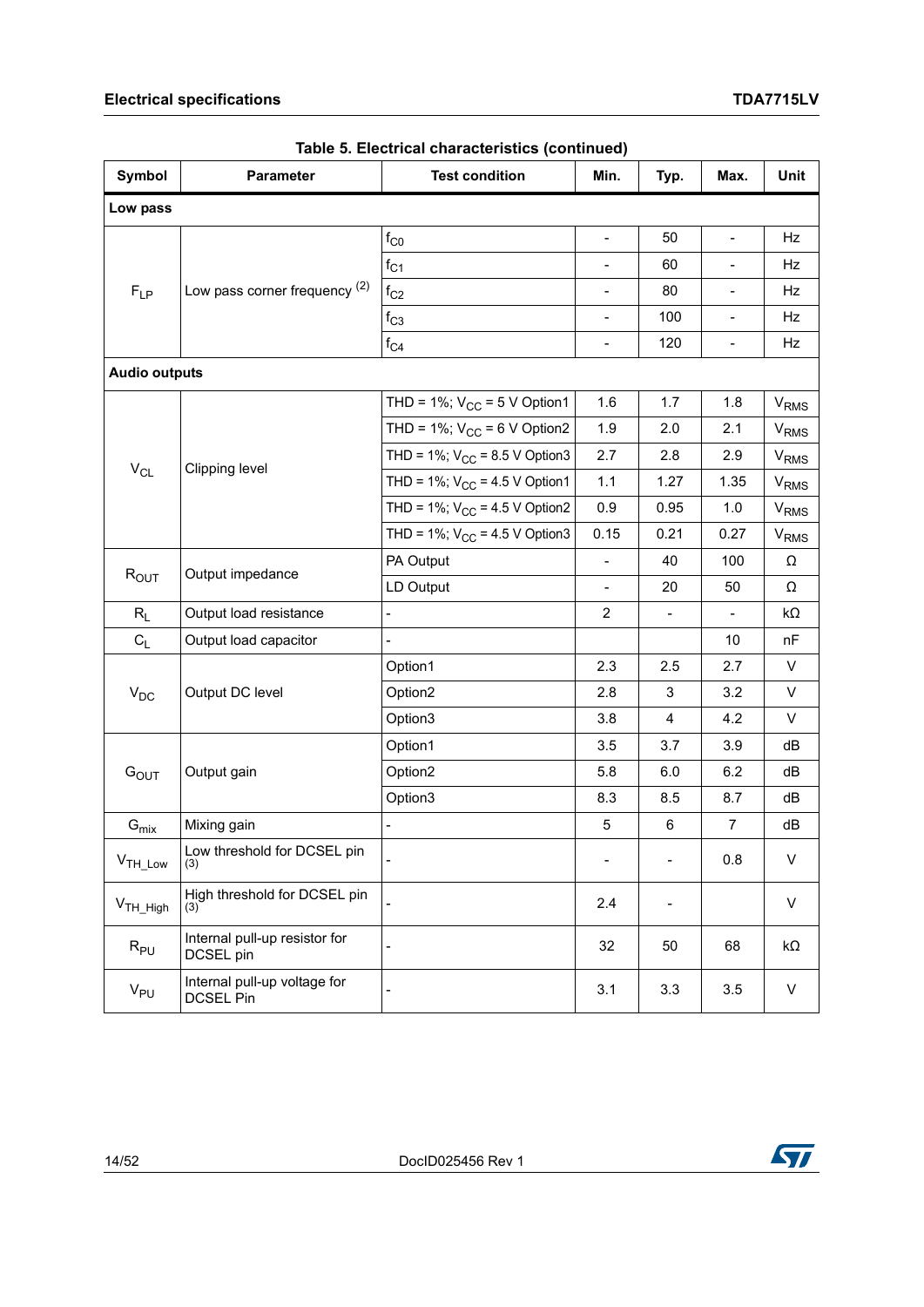Table 5. Electrical characteristics (continued)

| Symbol | Parameter | Test condition | Min. | Typ. | Max. | Unit |
|---|---|---|---|---|---|---|
| **Low pass** | | | | | | |
| $F_{LP}$ | Low pass corner frequency (2) | $f_{C0}$ | - | 50 | - | Hz |
| | | $f_{C1}$ | - | 60 | - | Hz |
| | | $f_{C2}$ | - | 80 | - | Hz |
| | | $f_{C3}$ | - | 100 | - | Hz |
| | | $f_{C4}$ | - | 120 | - | Hz |
| **Audio outputs** | | | | | | |
| $V_{CL}$ | Clipping level | THD = 1%; $V_{CC}$ = 5 V Option1 | 1.6 | 1.7 | 1.8 | $V_{RMS}$ |
| | | THD = 1%; $V_{CC}$ = 6 V Option2 | 1.9 | 2.0 | 2.1 | $V_{RMS}$ |
| | | THD = 1%; $V_{CC}$ = 8.5 V Option3 | 2.7 | 2.8 | 2.9 | $V_{RMS}$ |
| | | THD = 1%; $V_{CC}$ = 4.5 V Option1 | 1.1 | 1.27 | 1.35 | $V_{RMS}$ |
| | | THD = 1%; $V_{CC}$ = 4.5 V Option2 | 0.9 | 0.95 | 1.0 | $V_{RMS}$ |
| | | THD = 1%; $V_{CC}$ = 4.5 V Option3 | 0.15 | 0.21 | 0.27 | $V_{RMS}$ |
| $R_{OUT}$ | Output impedance | PA Output | - | 40 | 100 | Ω |
| | | LD Output | - | 20 | 50 | Ω |
| $R_L$ | Output load resistance | - | 2 | - | - | kΩ |
| $C_L$ | Output load capacitor | - | | | 10 | nF |
| $V_{DC}$ | Output DC level | Option1 | 2.3 | 2.5 | 2.7 | V |
| | | Option2 | 2.8 | 3 | 3.2 | V |
| | | Option3 | 3.8 | 4 | 4.2 | V |
| $G_{OUT}$ | Output gain | Option1 | 3.5 | 3.7 | 3.9 | dB |
| | | Option2 | 5.8 | 6.0 | 6.2 | dB |
| | | Option3 | 8.3 | 8.5 | 8.7 | dB |
| $G_{mix}$ | Mixing gain | - | 5 | 6 | 7 | dB |
| $V_{TH\_Low}$ | Low threshold for DCSEL pin (3) | - | - | - | 0.8 | V |
| $V_{TH\_High}$ | High threshold for DCSEL pin (3) | - | 2.4 | - | | V |
| $R_{PU}$ | Internal pull-up resistor for DCSEL pin | - | 32 | 50 | 68 | kΩ |
| $V_{PU}$ | Internal pull-up voltage for DCSEL Pin | - | 3.1 | 3.3 | 3.5 | V |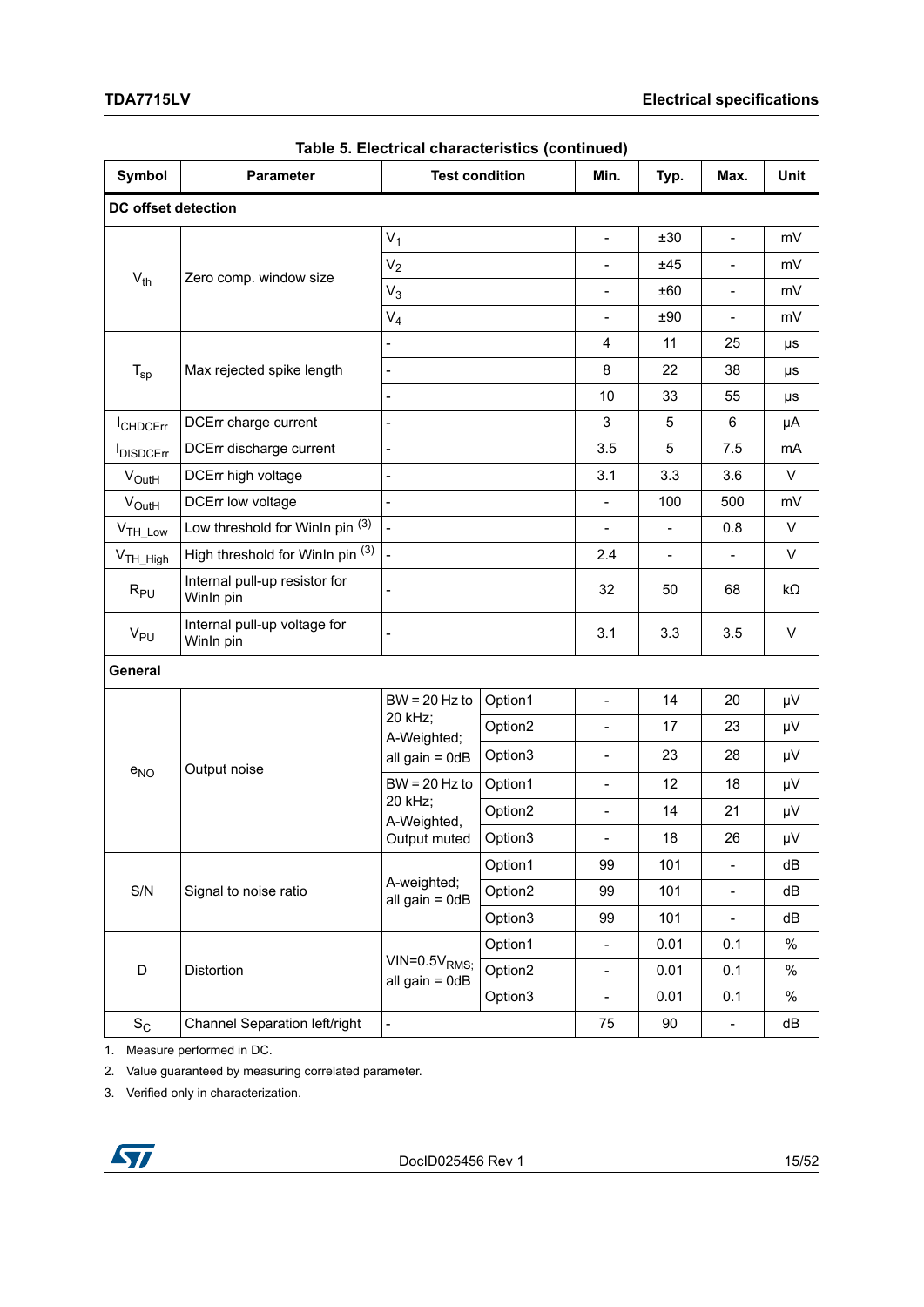**Table 5. Electrical characteristics (continued)**

| Symbol | Parameter | Test condition | | Min. | Typ. | Max. | Unit |
|---|---|---|---|---|---|---|---|
| **DC offset detection** | | | | | | | |
| $V_{th}$ | Zero comp. window size | $V_1$ | | - | ±30 | - | mV |
| | | $V_2$ | | - | ±45 | - | mV |
| | | $V_3$ | | - | ±60 | - | mV |
| | | $V_4$ | | - | ±90 | - | mV |
| $T_{sp}$ | Max rejected spike length | - | | 4 | 11 | 25 | µs |
| | | - | | 8 | 22 | 38 | µs |
| | | - | | 10 | 33 | 55 | µs |
| $I_{CHDCErr}$ | DCErr charge current | - | | 3 | 5 | 6 | µA |
| $I_{DISDCErr}$ | DCErr discharge current | - | | 3.5 | 5 | 7.5 | mA |
| $V_{OutH}$ | DCErr high voltage | - | | 3.1 | 3.3 | 3.6 | V |
| $V_{OutH}$ | DCErr low voltage | - | | - | 100 | 500 | mV |
| $V_{TH\_Low}$ | Low threshold for WinIn pin (3) | - | | - | - | 0.8 | V |
| $V_{TH\_High}$ | High threshold for WinIn pin (3) | - | | 2.4 | - | - | V |
| $R_{PU}$ | Internal pull-up resistor for WinIn pin | - | | 32 | 50 | 68 | kΩ |
| $V_{PU}$ | Internal pull-up voltage for WinIn pin | - | | 3.1 | 3.3 | 3.5 | V |
| **General** | | | | | | | |
| $e_{NO}$ | Output noise | BW = 20 Hz to 20 kHz; A-Weighted; all gain = 0dB | Option1 | - | 14 | 20 | µV |
| | | | Option2 | - | 17 | 23 | µV |
| | | | Option3 | - | 23 | 28 | µV |
| | | BW = 20 Hz to 20 kHz; A-Weighted, Output muted | Option1 | - | 12 | 18 | µV |
| | | | Option2 | - | 14 | 21 | µV |
| | | | Option3 | - | 18 | 26 | µV |
| S/N | Signal to noise ratio | A-weighted; all gain = 0dB | Option1 | 99 | 101 | - | dB |
| | | | Option2 | 99 | 101 | - | dB |
| | | | Option3 | 99 | 101 | - | dB |
| D | Distortion | VIN=0.5$V_{RMS}$; all gain = 0dB | Option1 | - | 0.01 | 0.1 | % |
| | | | Option2 | - | 0.01 | 0.1 | % |
| | | | Option3 | - | 0.01 | 0.1 | % |
| $S_C$ | Channel Separation left/right | - | | 75 | 90 | - | dB |

1. Measure performed in DC.
2. Value guaranteed by measuring correlated parameter.
3. Verified only in characterization.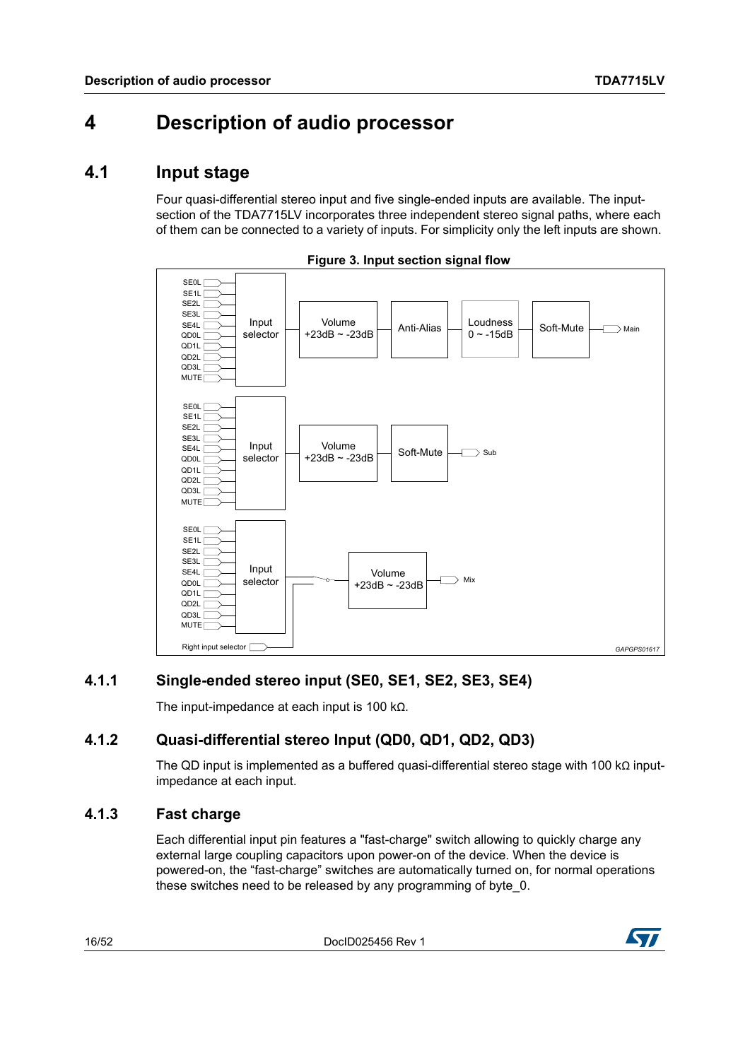# 4 Description of audio processor

## 4.1 Input stage

Four quasi-differential stereo input and five single-ended inputs are available. The input-section of the TDA7715LV incorporates three independent stereo signal paths, where each of them can be connected to a variety of inputs. For simplicity only the left inputs are shown.

**Figure 3. Input section signal flow**

### 4.1.1 Single-ended stereo input (SE0, SE1, SE2, SE3, SE4)

The input-impedance at each input is 100 kΩ.

### 4.1.2 Quasi-differential stereo Input (QD0, QD1, QD2, QD3)

The QD input is implemented as a buffered quasi-differential stereo stage with 100 kΩ input-impedance at each input.

### 4.1.3 Fast charge

Each differential input pin features a "fast-charge" switch allowing to quickly charge any external large coupling capacitors upon power-on of the device. When the device is powered-on, the "fast-charge" switches are automatically turned on, for normal operations these switches need to be released by any programming of byte_0.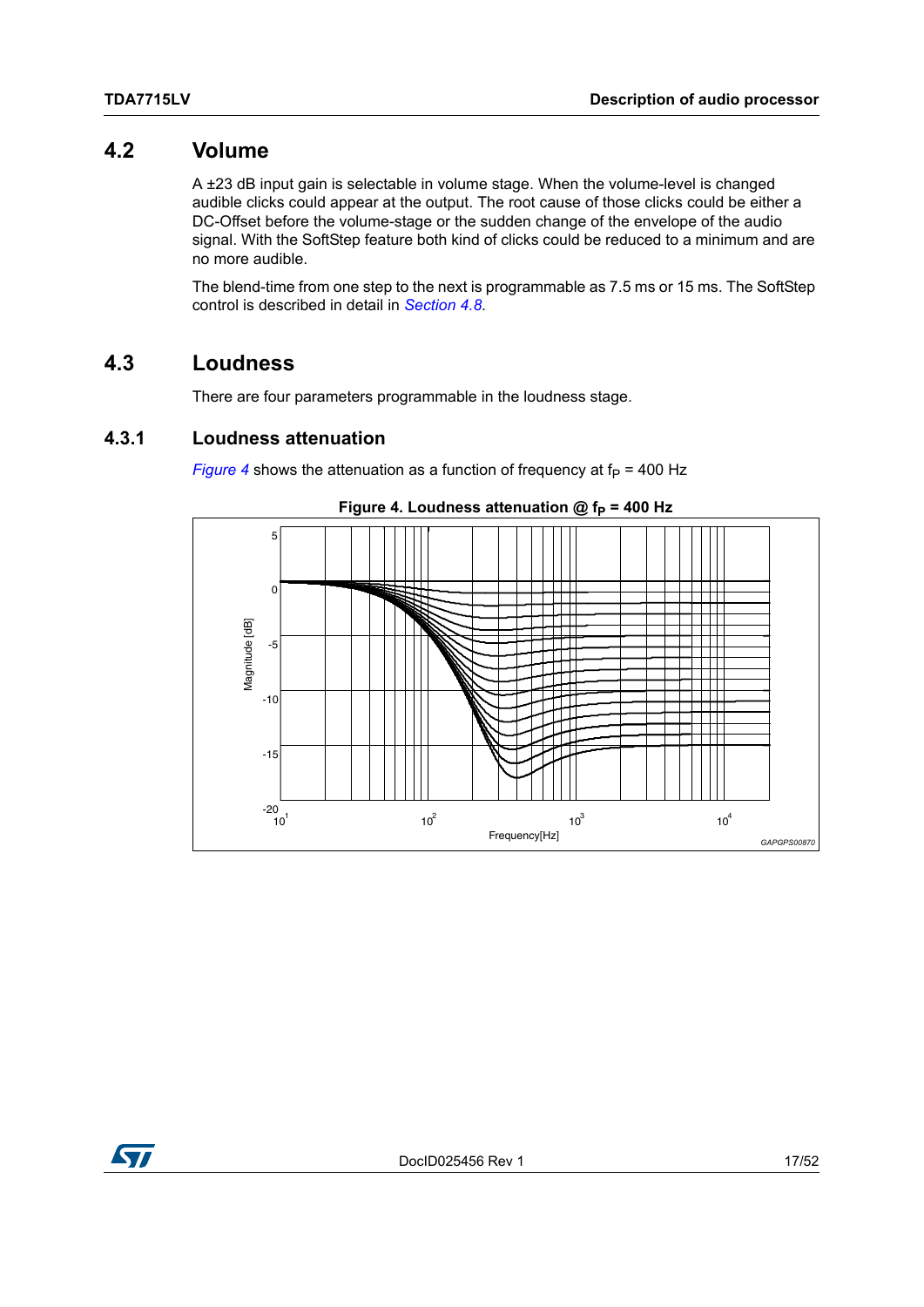## 4.2 Volume

A ±23 dB input gain is selectable in volume stage. When the volume-level is changed audible clicks could appear at the output. The root cause of those clicks could be either a DC-Offset before the volume-stage or the sudden change of the envelope of the audio signal. With the SoftStep feature both kind of clicks could be reduced to a minimum and are no more audible.

The blend-time from one step to the next is programmable as 7.5 ms or 15 ms. The SoftStep control is described in detail in *Section 4.8*.

## 4.3 Loudness

There are four parameters programmable in the loudness stage.

### 4.3.1 Loudness attenuation

*Figure 4* shows the attenuation as a function of frequency at $f_P$ = 400 Hz

**Figure 4. Loudness attenuation @ $f_P$ = 400 Hz**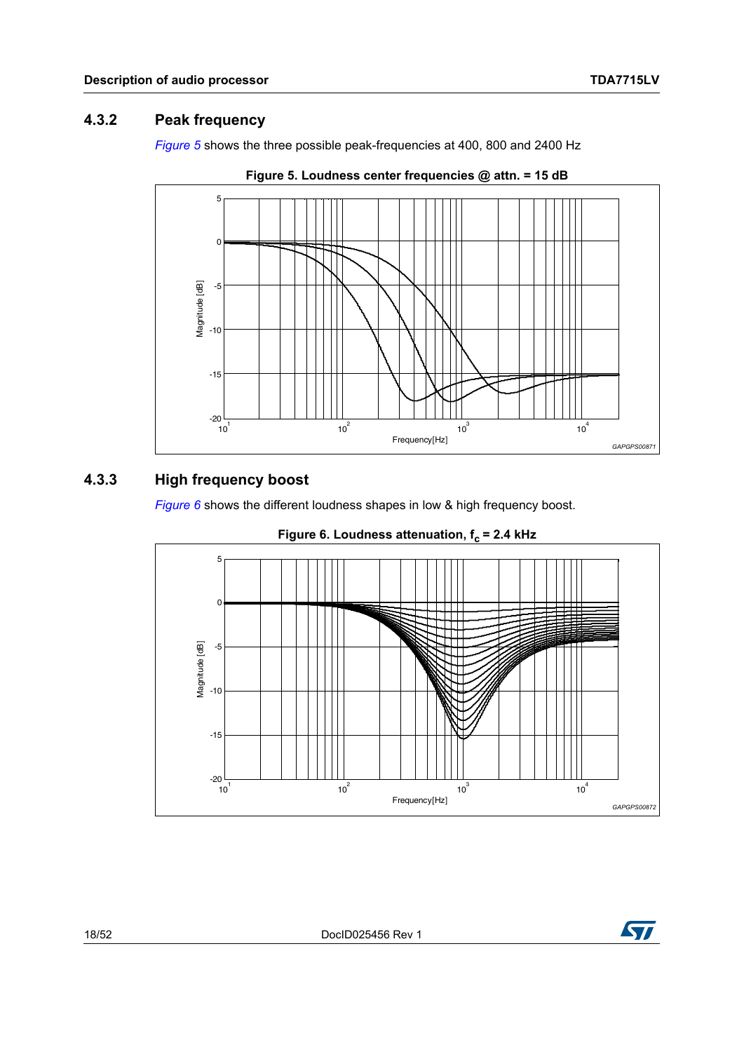### 4.3.2 Peak frequency

*Figure 5* shows the three possible peak-frequencies at 400, 800 and 2400 Hz

**Figure 5. Loudness center frequencies @ attn. = 15 dB**

### 4.3.3 High frequency boost

*Figure 6* shows the different loudness shapes in low & high frequency boost.

**Figure 6. Loudness attenuation, $f_c$ = 2.4 kHz**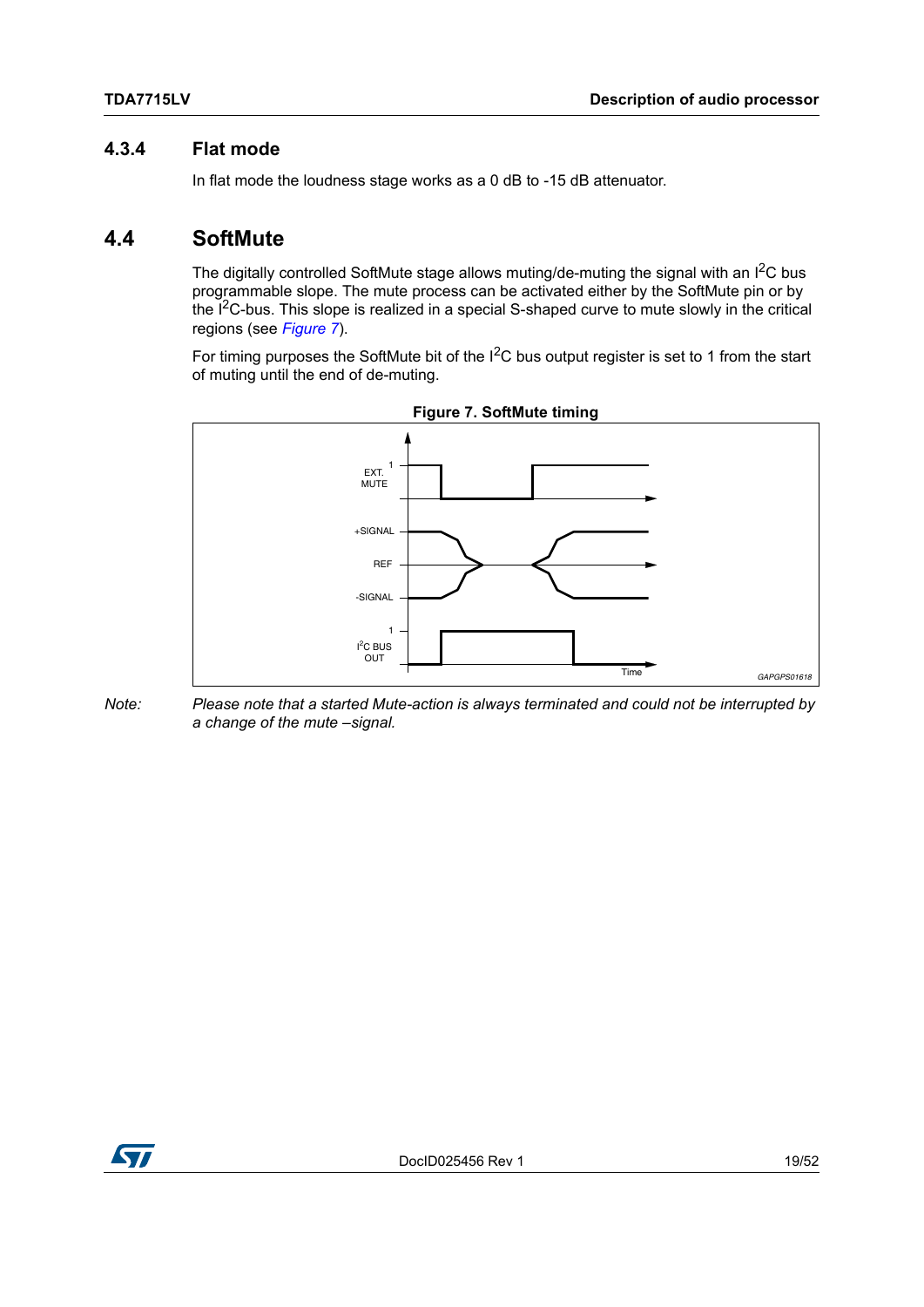### 4.3.4 Flat mode

In flat mode the loudness stage works as a 0 dB to -15 dB attenuator.

## 4.4 SoftMute

The digitally controlled SoftMute stage allows muting/de-muting the signal with an $I^2C$ bus programmable slope. The mute process can be activated either by the SoftMute pin or by the $I^2C$-bus. This slope is realized in a special S-shaped curve to mute slowly in the critical regions (see *Figure 7*).

For timing purposes the SoftMute bit of the $I^2C$ bus output register is set to 1 from the start of muting until the end of de-muting.

**Figure 7. SoftMute timing**

*Note: Please note that a started Mute-action is always terminated and could not be interrupted by a change of the mute –signal.*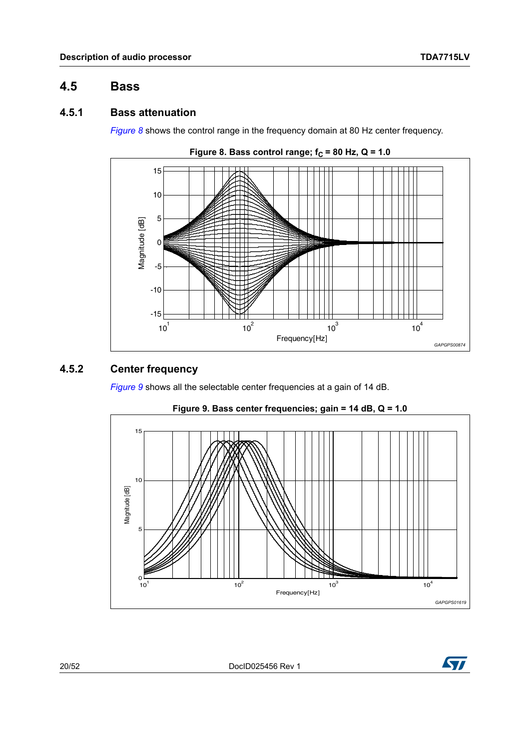## 4.5 Bass

### 4.5.1 Bass attenuation

*Figure 8* shows the control range in the frequency domain at 80 Hz center frequency.

**Figure 8. Bass control range; $f_C$ = 80 Hz, Q = 1.0**

### 4.5.2 Center frequency

*Figure 9* shows all the selectable center frequencies at a gain of 14 dB.

**Figure 9. Bass center frequencies; gain = 14 dB, Q = 1.0**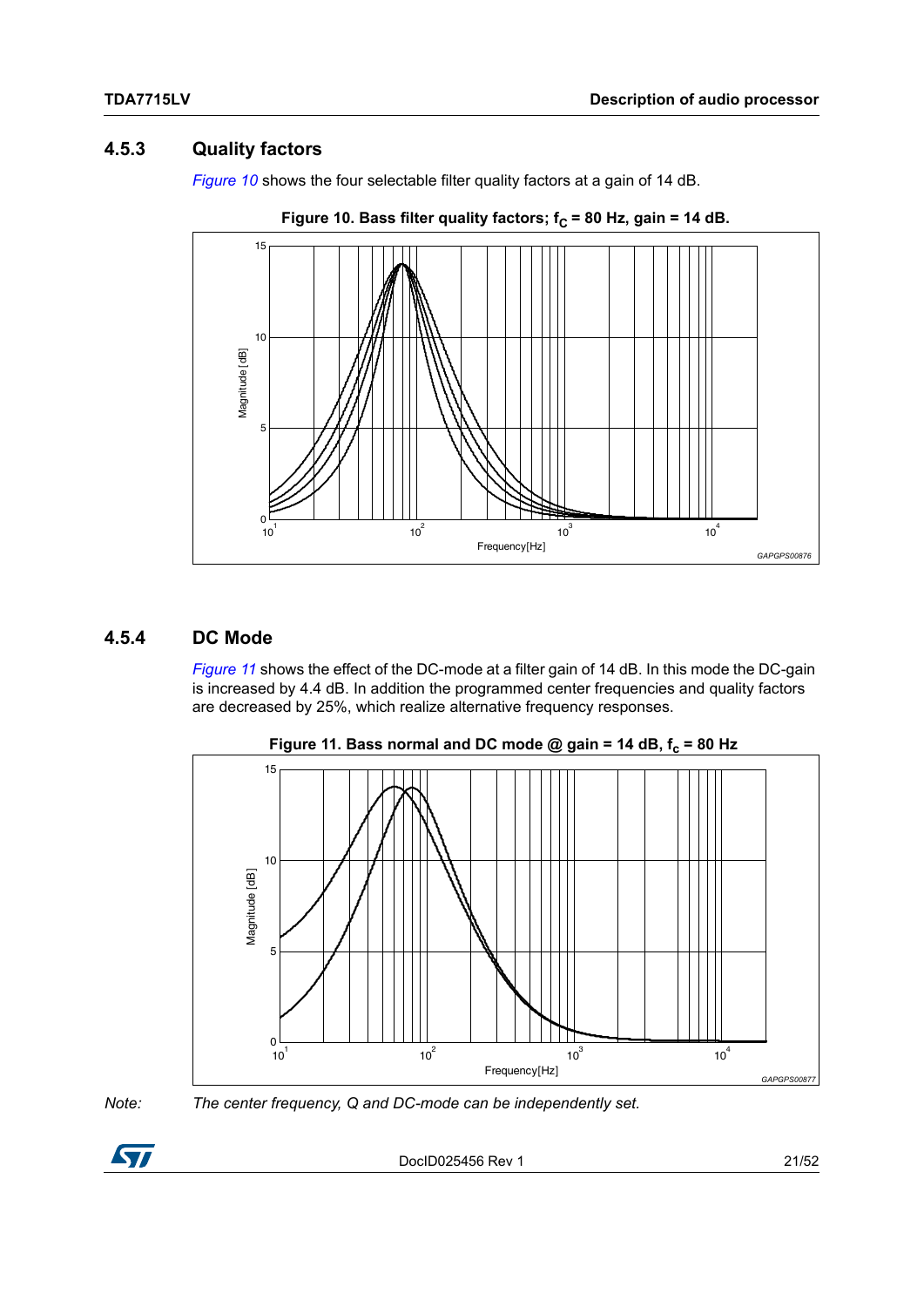### 4.5.3 Quality factors

*Figure 10* shows the four selectable filter quality factors at a gain of 14 dB.

**Figure 10. Bass filter quality factors; $f_C$ = 80 Hz, gain = 14 dB.**

### 4.5.4 DC Mode

*Figure 11* shows the effect of the DC-mode at a filter gain of 14 dB. In this mode the DC-gain is increased by 4.4 dB. In addition the programmed center frequencies and quality factors are decreased by 25%, which realize alternative frequency responses.

**Figure 11. Bass normal and DC mode @ gain = 14 dB, $f_c$ = 80 Hz**

*Note: The center frequency, Q and DC-mode can be independently set.*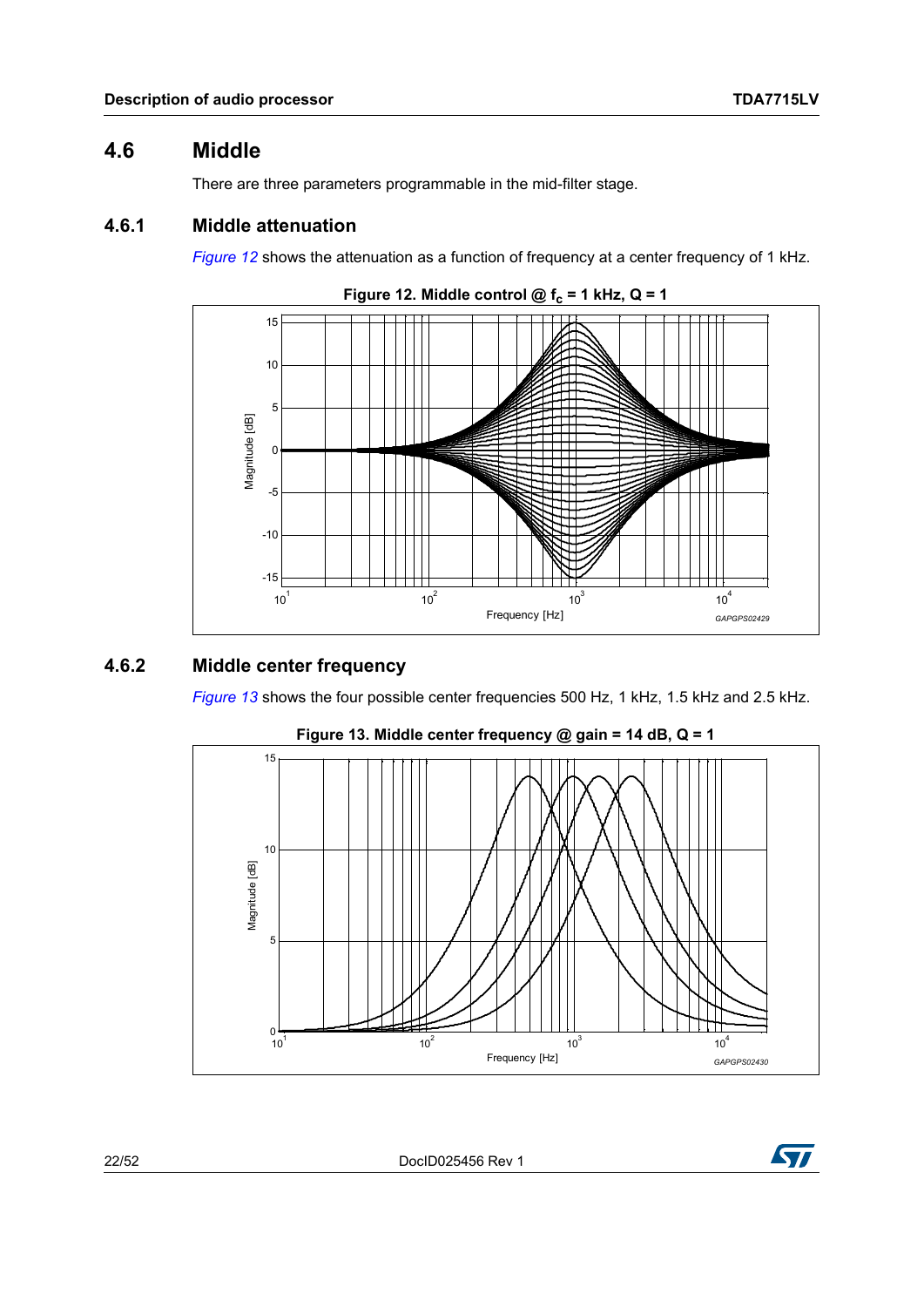## 4.6 Middle

There are three parameters programmable in the mid-filter stage.

### 4.6.1 Middle attenuation

*Figure 12* shows the attenuation as a function of frequency at a center frequency of 1 kHz.

**Figure 12. Middle control @ $f_c$ = 1 kHz, Q = 1**

### 4.6.2 Middle center frequency

*Figure 13* shows the four possible center frequencies 500 Hz, 1 kHz, 1.5 kHz and 2.5 kHz.

**Figure 13. Middle center frequency @ gain = 14 dB, Q = 1**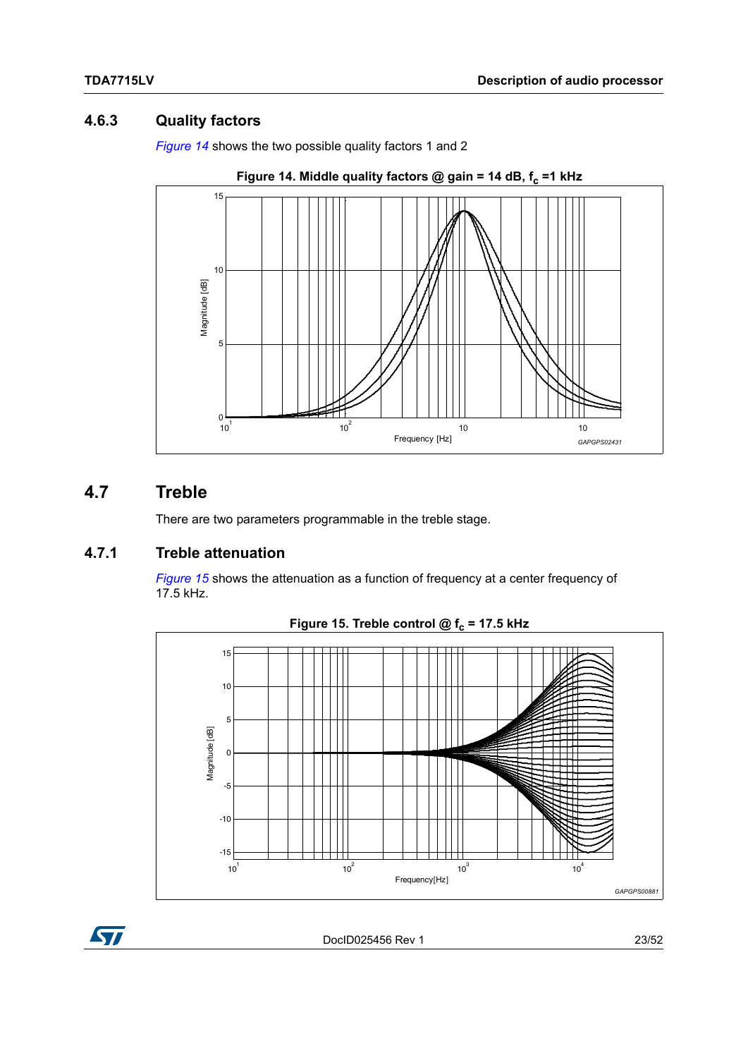### 4.6.3 Quality factors

*Figure 14* shows the two possible quality factors 1 and 2

**Figure 14. Middle quality factors @ gain = 14 dB, $f_c$ =1 kHz**

## 4.7 Treble

There are two parameters programmable in the treble stage.

### 4.7.1 Treble attenuation

*Figure 15* shows the attenuation as a function of frequency at a center frequency of 17.5 kHz.

**Figure 15. Treble control @ $f_c$ = 17.5 kHz**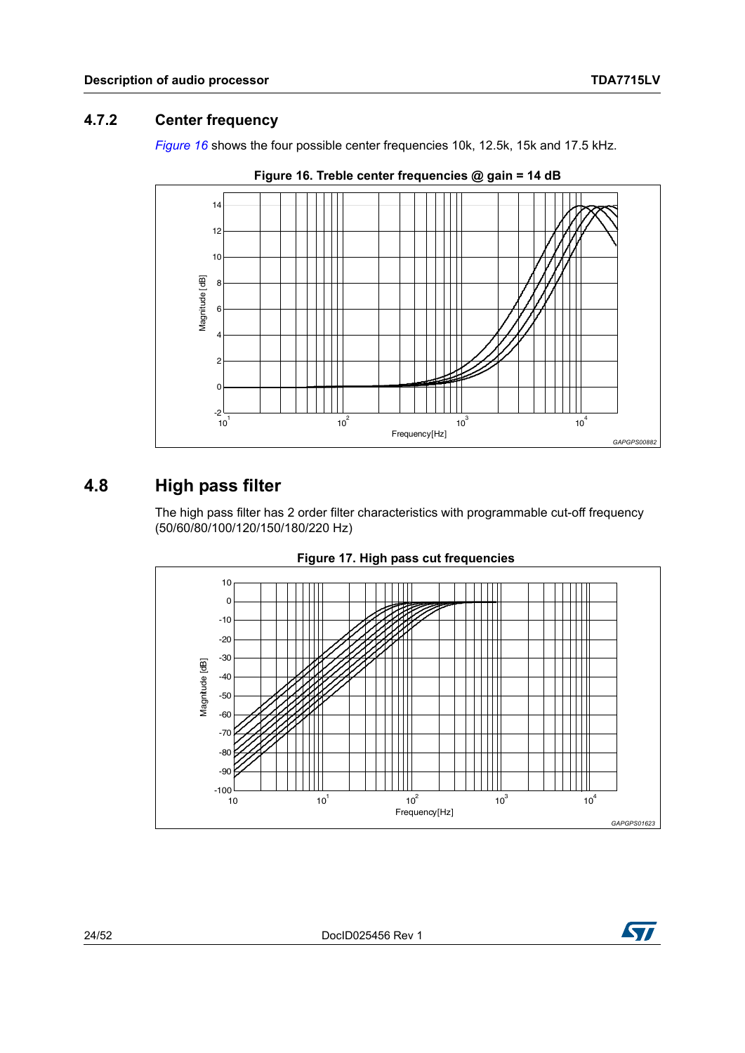### 4.7.2 Center frequency

*Figure 16* shows the four possible center frequencies 10k, 12.5k, 15k and 17.5 kHz.

**Figure 16. Treble center frequencies @ gain = 14 dB**

## 4.8 High pass filter

The high pass filter has 2 order filter characteristics with programmable cut-off frequency (50/60/80/100/120/150/180/220 Hz)

**Figure 17. High pass cut frequencies**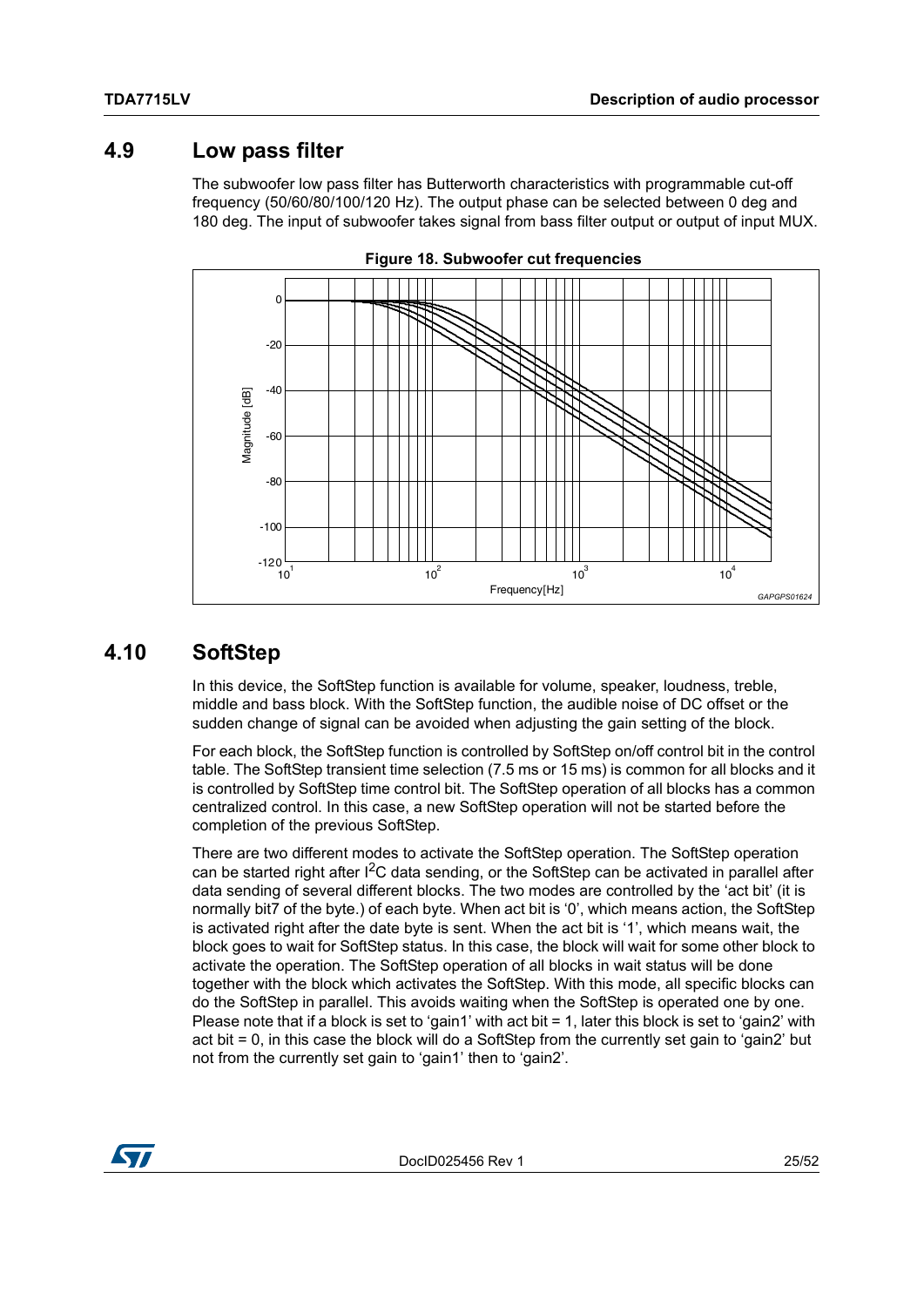## 4.9 Low pass filter

The subwoofer low pass filter has Butterworth characteristics with programmable cut-off frequency (50/60/80/100/120 Hz). The output phase can be selected between 0 deg and 180 deg. The input of subwoofer takes signal from bass filter output or output of input MUX.

**Figure 18. Subwoofer cut frequencies**

## 4.10 SoftStep

In this device, the SoftStep function is available for volume, speaker, loudness, treble, middle and bass block. With the SoftStep function, the audible noise of DC offset or the sudden change of signal can be avoided when adjusting the gain setting of the block.

For each block, the SoftStep function is controlled by SoftStep on/off control bit in the control table. The SoftStep transient time selection (7.5 ms or 15 ms) is common for all blocks and it is controlled by SoftStep time control bit. The SoftStep operation of all blocks has a common centralized control. In this case, a new SoftStep operation will not be started before the completion of the previous SoftStep.

There are two different modes to activate the SoftStep operation. The SoftStep operation can be started right after $I^2C$ data sending, or the SoftStep can be activated in parallel after data sending of several different blocks. The two modes are controlled by the 'act bit' (it is normally bit7 of the byte.) of each byte. When act bit is '0', which means action, the SoftStep is activated right after the date byte is sent. When the act bit is '1', which means wait, the block goes to wait for SoftStep status. In this case, the block will wait for some other block to activate the operation. The SoftStep operation of all blocks in wait status will be done together with the block which activates the SoftStep. With this mode, all specific blocks can do the SoftStep in parallel. This avoids waiting when the SoftStep is operated one by one. Please note that if a block is set to 'gain1' with act bit = 1, later this block is set to 'gain2' with act bit = 0, in this case the block will do a SoftStep from the currently set gain to 'gain2' but not from the currently set gain to 'gain1' then to 'gain2'.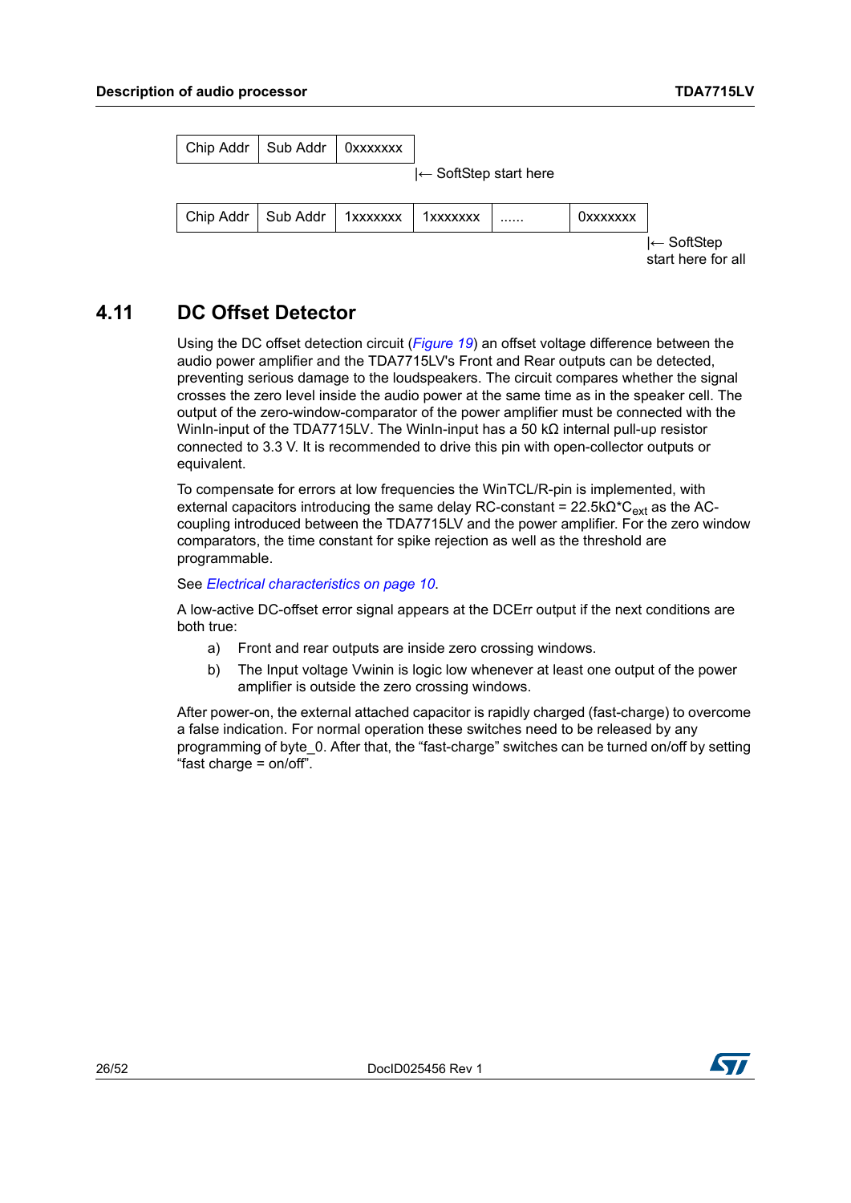| Chip Addr | Sub Addr | 0xxxxxxx |
|---|---|---|

|← SoftStep start here

| Chip Addr | Sub Addr | 1xxxxxxx | 1xxxxxxx | ...... | 0xxxxxxx |
|---|---|---|---|---|---|

|← SoftStep start here for all

## 4.11 DC Offset Detector

Using the DC offset detection circuit (*Figure 19*) an offset voltage difference between the audio power amplifier and the TDA7715LV's Front and Rear outputs can be detected, preventing serious damage to the loudspeakers. The circuit compares whether the signal crosses the zero level inside the audio power at the same time as in the speaker cell. The output of the zero-window-comparator of the power amplifier must be connected with the WinIn-input of the TDA7715LV. The WinIn-input has a 50 kΩ internal pull-up resistor connected to 3.3 V. It is recommended to drive this pin with open-collector outputs or equivalent.

To compensate for errors at low frequencies the WinTCL/R-pin is implemented, with external capacitors introducing the same delay RC-constant = 22.5kΩ*$C_{ext}$ as the AC-coupling introduced between the TDA7715LV and the power amplifier. For the zero window comparators, the time constant for spike rejection as well as the threshold are programmable.

See *Electrical characteristics on page 10*.

A low-active DC-offset error signal appears at the DCErr output if the next conditions are both true:

a) Front and rear outputs are inside zero crossing windows.

b) The Input voltage Vwinin is logic low whenever at least one output of the power amplifier is outside the zero crossing windows.

After power-on, the external attached capacitor is rapidly charged (fast-charge) to overcome a false indication. For normal operation these switches need to be released by any programming of byte_0. After that, the “fast-charge” switches can be turned on/off by setting “fast charge = on/off”.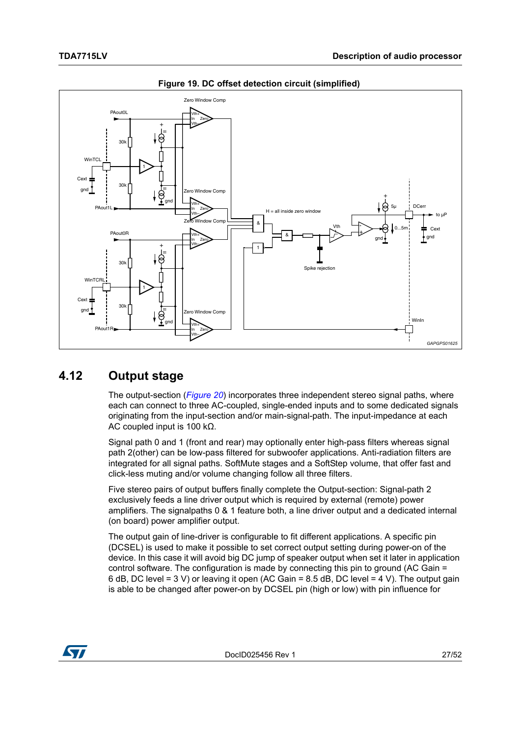Figure 19. DC offset detection circuit (simplified)

## 4.12 Output stage

The output-section (*Figure 20*) incorporates three independent stereo signal paths, where each can connect to three AC-coupled, single-ended inputs and to some dedicated signals originating from the input-section and/or main-signal-path. The input-impedance at each AC coupled input is 100 kΩ.

Signal path 0 and 1 (front and rear) may optionally enter high-pass filters whereas signal path 2(other) can be low-pass filtered for subwoofer applications. Anti-radiation filters are integrated for all signal paths. SoftMute stages and a SoftStep volume, that offer fast and click-less muting and/or volume changing follow all three filters.

Five stereo pairs of output buffers finally complete the Output-section: Signal-path 2 exclusively feeds a line driver output which is required by external (remote) power amplifiers. The signalpaths 0 & 1 feature both, a line driver output and a dedicated internal (on board) power amplifier output.

The output gain of line-driver is configurable to fit different applications. A specific pin (DCSEL) is used to make it possible to set correct output setting during power-on of the device. In this case it will avoid big DC jump of speaker output when set it later in application control software. The configuration is made by connecting this pin to ground (AC Gain = 6 dB, DC level = 3 V) or leaving it open (AC Gain = 8.5 dB, DC level = 4 V). The output gain is able to be changed after power-on by DCSEL pin (high or low) with pin influence for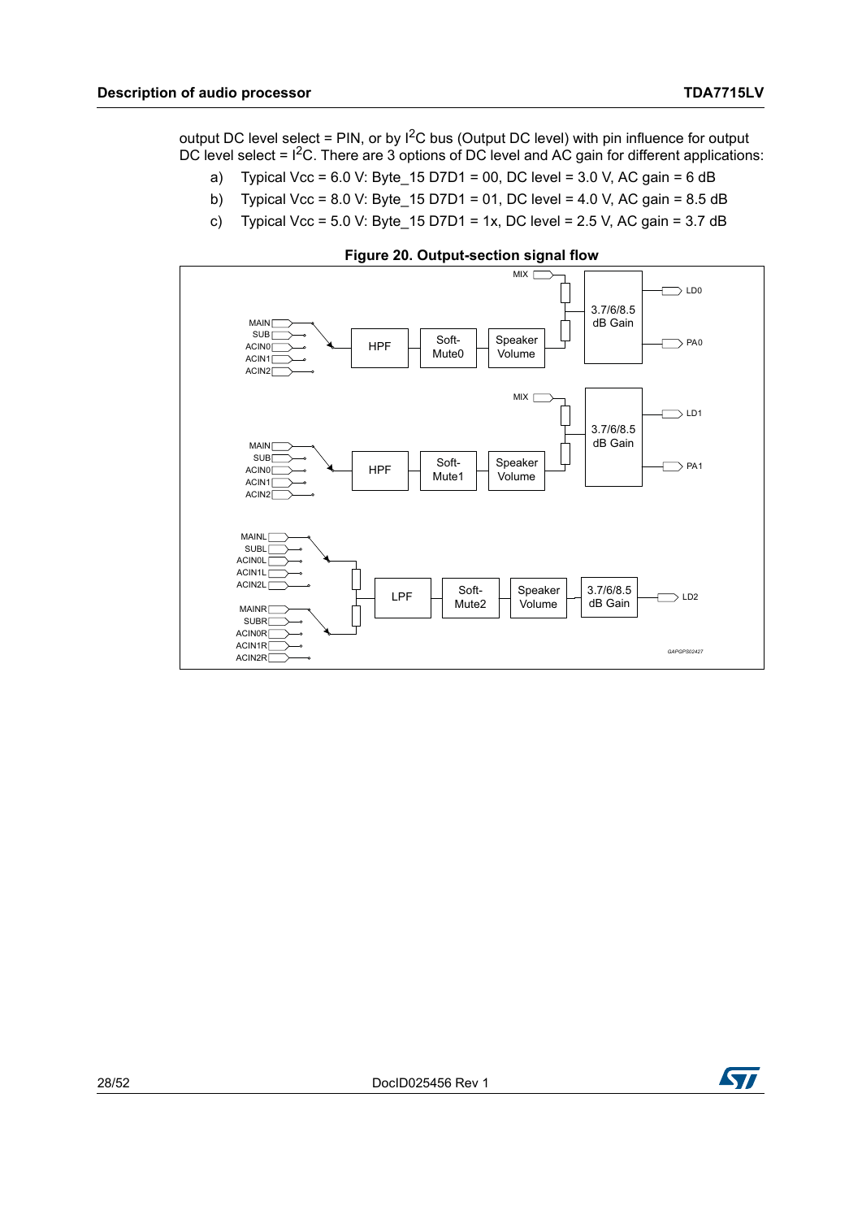output DC level select = PIN, or by $I^2C$ bus (Output DC level) with pin influence for output DC level select = $I^2C$. There are 3 options of DC level and AC gain for different applications:

a) Typical Vcc = 6.0 V: Byte_15 D7D1 = 00, DC level = 3.0 V, AC gain = 6 dB

b) Typical Vcc = 8.0 V: Byte_15 D7D1 = 01, DC level = 4.0 V, AC gain = 8.5 dB

c) Typical Vcc = 5.0 V: Byte_15 D7D1 = 1x, DC level = 2.5 V, AC gain = 3.7 dB

**Figure 20. Output-section signal flow**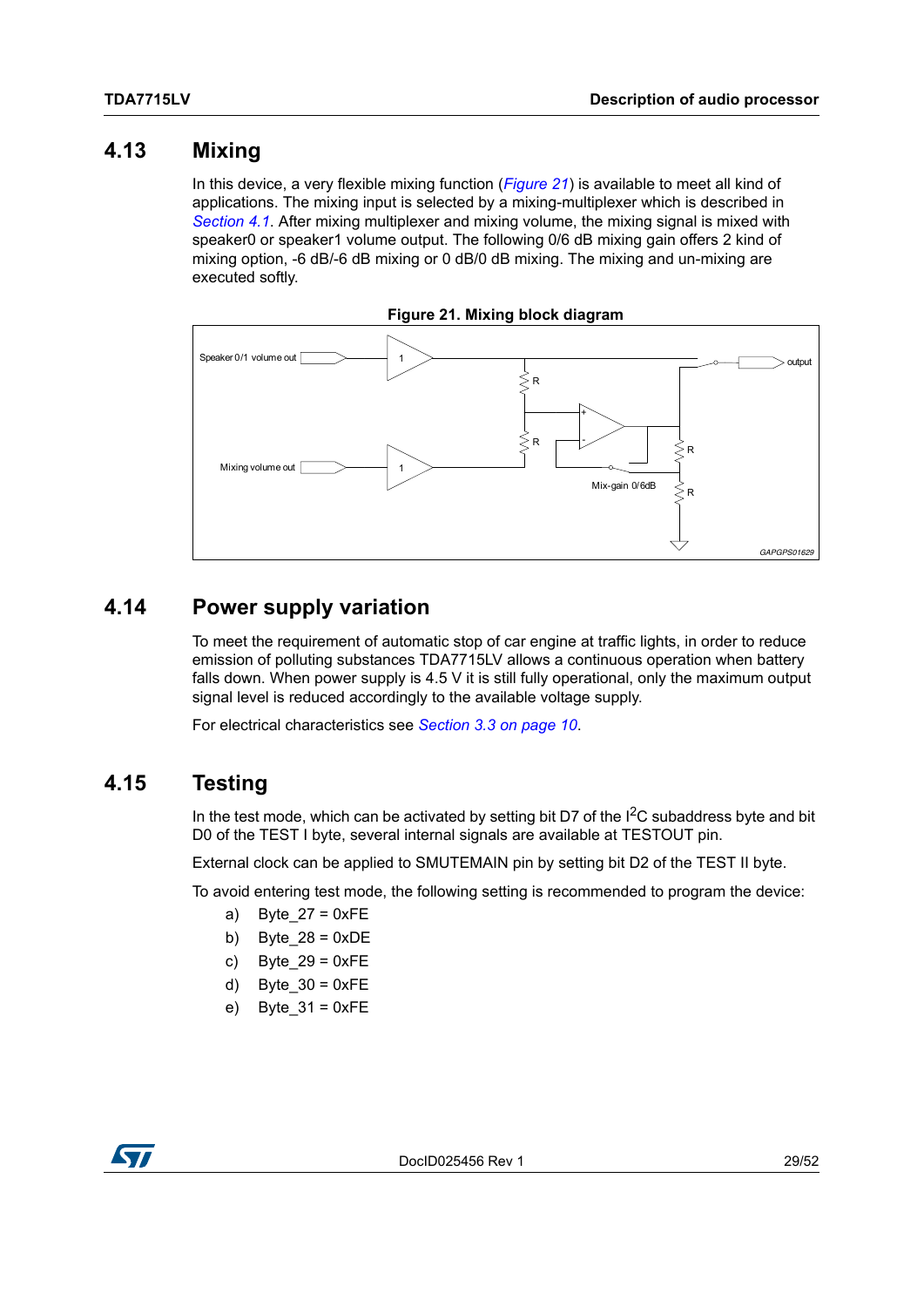## 4.13 Mixing

In this device, a very flexible mixing function (*Figure 21*) is available to meet all kind of applications. The mixing input is selected by a mixing-multiplexer which is described in *Section 4.1*. After mixing multiplexer and mixing volume, the mixing signal is mixed with speaker0 or speaker1 volume output. The following 0/6 dB mixing gain offers 2 kind of mixing option, -6 dB/-6 dB mixing or 0 dB/0 dB mixing. The mixing and un-mixing are executed softly.

**Figure 21. Mixing block diagram**

## 4.14 Power supply variation

To meet the requirement of automatic stop of car engine at traffic lights, in order to reduce emission of polluting substances TDA7715LV allows a continuous operation when battery falls down. When power supply is 4.5 V it is still fully operational, only the maximum output signal level is reduced accordingly to the available voltage supply.

For electrical characteristics see *Section 3.3 on page 10*.

## 4.15 Testing

In the test mode, which can be activated by setting bit D7 of the $I^2C$ subaddress byte and bit D0 of the TEST I byte, several internal signals are available at TESTOUT pin.

External clock can be applied to SMUTEMAIN pin by setting bit D2 of the TEST II byte.

To avoid entering test mode, the following setting is recommended to program the device:

a) Byte_27 = 0xFE

b) Byte_28 = 0xDE

c) Byte_29 = 0xFE

d) Byte_30 = 0xFE

e) Byte_31 = 0xFE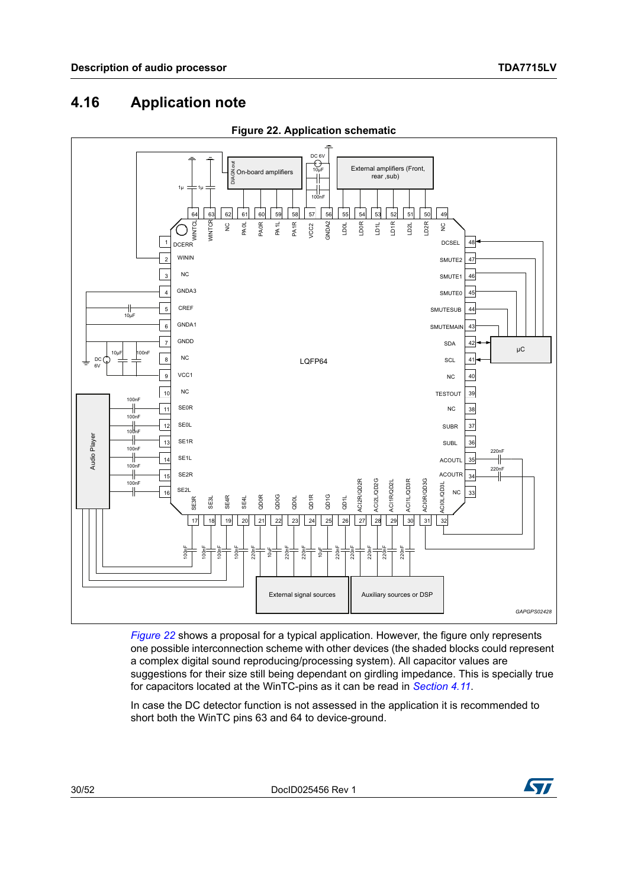## 4.16 Application note

**Figure 22. Application schematic**

*Figure 22* shows a proposal for a typical application. However, the figure only represents one possible interconnection scheme with other devices (the shaded blocks could represent a complex digital sound reproducing/processing system). All capacitor values are suggestions for their size still being dependant on girdling impedance. This is specially true for capacitors located at the WinTC-pins as it can be read in *Section 4.11*.

In case the DC detector function is not assessed in the application it is recommended to short both the WinTC pins 63 and 64 to device-ground.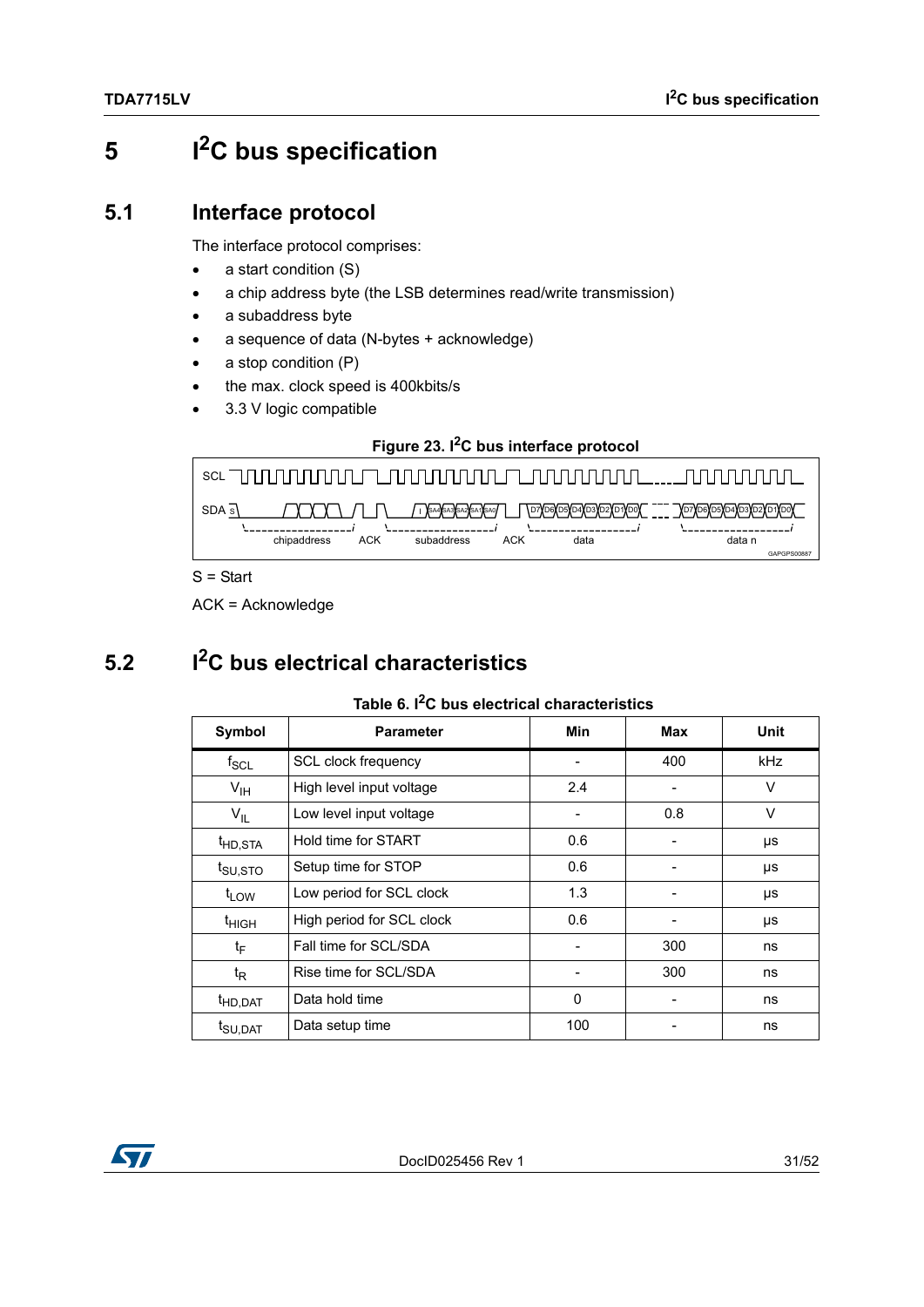# 5 $I^2C$ bus specification

## 5.1 Interface protocol

The interface protocol comprises:

- a start condition (S)
- a chip address byte (the LSB determines read/write transmission)
- a subaddress byte
- a sequence of data (N-bytes + acknowledge)
- a stop condition (P)
- the max. clock speed is 400kbits/s
- 3.3 V logic compatible

**Figure 23. $I^2C$ bus interface protocol**

S = Start

ACK = Acknowledge

## 5.2 $I^2C$ bus electrical characteristics

**Table 6. $I^2C$ bus electrical characteristics**

| Symbol | Parameter | Min | Max | Unit |
|---|---|---|---|---|
| $f_{SCL}$ | SCL clock frequency | - | 400 | kHz |
| $V_{IH}$ | High level input voltage | 2.4 | - | V |
| $V_{IL}$ | Low level input voltage | - | 0.8 | V |
| $t_{HD,STA}$ | Hold time for START | 0.6 | - | µs |
| $t_{SU,STO}$ | Setup time for STOP | 0.6 | - | µs |
| $t_{LOW}$ | Low period for SCL clock | 1.3 | - | µs |
| $t_{HIGH}$ | High period for SCL clock | 0.6 | - | µs |
| $t_F$ | Fall time for SCL/SDA | - | 300 | ns |
| $t_R$ | Rise time for SCL/SDA | - | 300 | ns |
| $t_{HD,DAT}$ | Data hold time | 0 | - | ns |
| $t_{SU,DAT}$ | Data setup time | 100 | - | ns |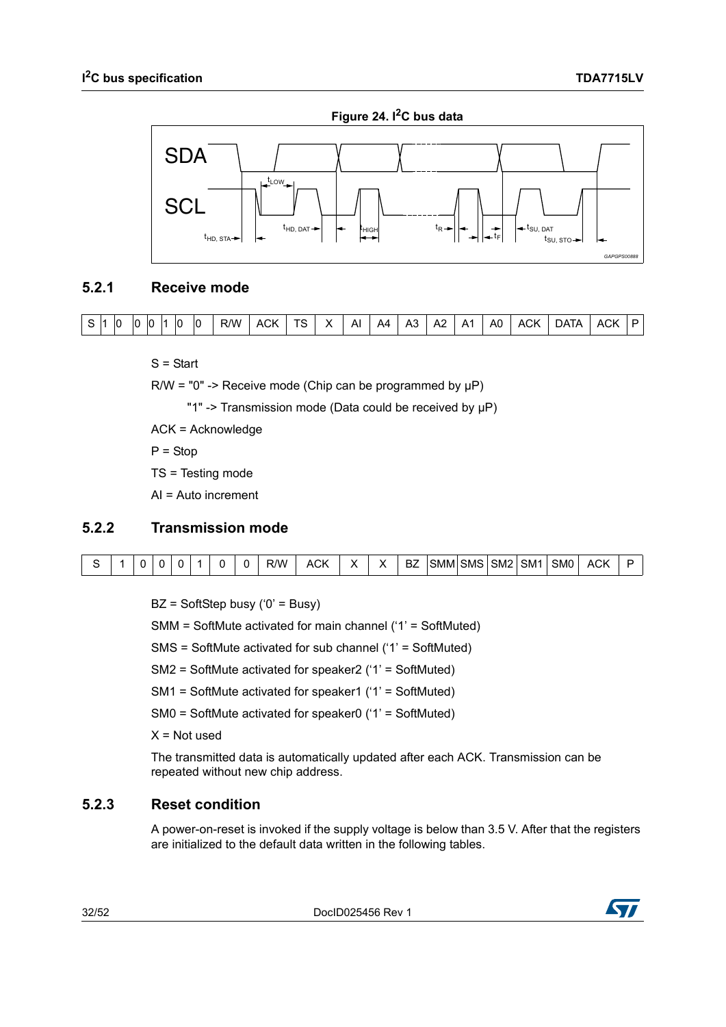**Figure 24. I²C bus data**

### 5.2.1 Receive mode

| S | 1 | 0 | 0 | 0 | 1 | 0 | 0 | R/W | ACK | TS | X | AI | A4 | A3 | A2 | A1 | A0 | ACK | DATA | ACK | P |
|---|---|---|---|---|---|---|---|---|---|---|---|---|---|---|---|---|---|---|---|---|---|

S = Start

R/W = "0" -> Receive mode (Chip can be programmed by µP)

"1" -> Transmission mode (Data could be received by µP)

ACK = Acknowledge

P = Stop

TS = Testing mode

AI = Auto increment

### 5.2.2 Transmission mode

| S | 1 | 0 | 0 | 0 | 1 | 0 | 0 | R/W | ACK | X | X | BZ | SMM | SMS | SM2 | SM1 | SM0 | ACK | P |
|---|---|---|---|---|---|---|---|---|---|---|---|---|---|---|---|---|---|---|---|

BZ = SoftStep busy ('0' = Busy)

SMM = SoftMute activated for main channel ('1' = SoftMuted)

SMS = SoftMute activated for sub channel ('1' = SoftMuted)

SM2 = SoftMute activated for speaker2 ('1' = SoftMuted)

SM1 = SoftMute activated for speaker1 ('1' = SoftMuted)

SM0 = SoftMute activated for speaker0 ('1' = SoftMuted)

X = Not used

The transmitted data is automatically updated after each ACK. Transmission can be repeated without new chip address.

### 5.2.3 Reset condition

A power-on-reset is invoked if the supply voltage is below than 3.5 V. After that the registers are initialized to the default data written in the following tables.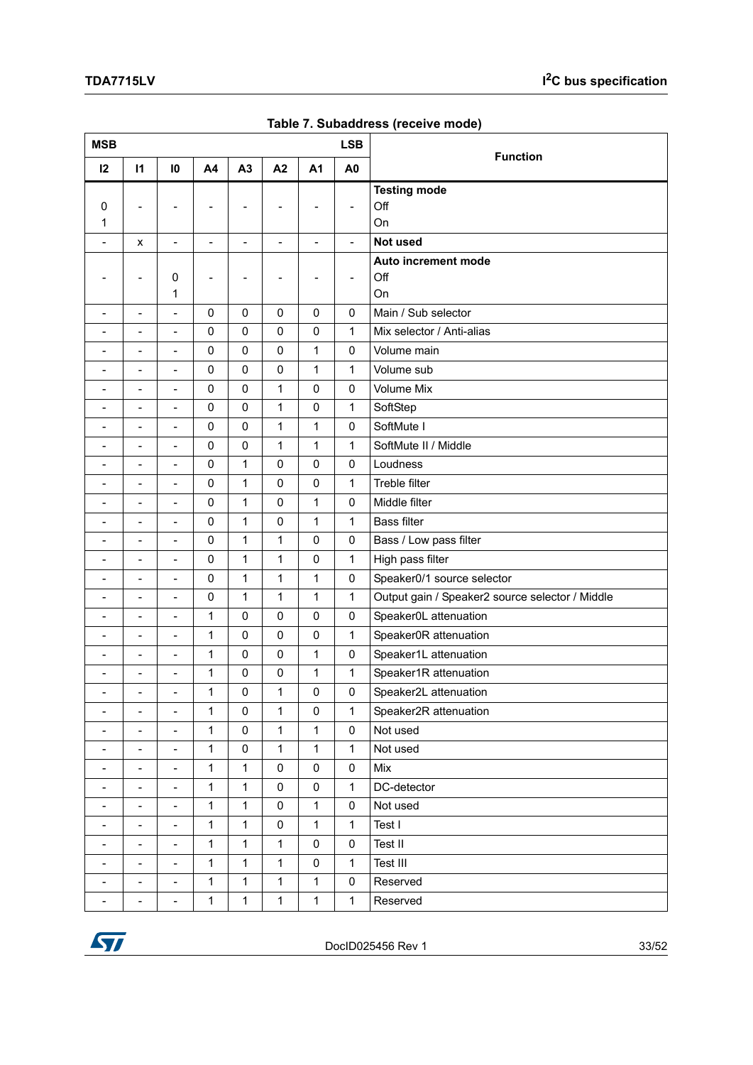Table 7. Subaddress (receive mode)

| MSB | | | | | | | LSB | Function |
|---|---|---|---|---|---|---|---|---|
| I2 | I1 | I0 | A4 | A3 | A2 | A1 | A0 | |
| <br>0<br>1 | - | - | - | - | - | - | - | **Testing mode**<br>Off<br>On |
| - | x | - | - | - | - | - | - | **Not used** |
| - | - | <br>0<br>1 | - | - | - | - | - | **Auto increment mode**<br>Off<br>On |
| - | - | - | 0 | 0 | 0 | 0 | 0 | Main / Sub selector |
| - | - | - | 0 | 0 | 0 | 0 | 1 | Mix selector / Anti-alias |
| - | - | - | 0 | 0 | 0 | 1 | 0 | Volume main |
| - | - | - | 0 | 0 | 0 | 1 | 1 | Volume sub |
| - | - | - | 0 | 0 | 1 | 0 | 0 | Volume Mix |
| - | - | - | 0 | 0 | 1 | 0 | 1 | SoftStep |
| - | - | - | 0 | 0 | 1 | 1 | 0 | SoftMute I |
| - | - | - | 0 | 0 | 1 | 1 | 1 | SoftMute II / Middle |
| - | - | - | 0 | 1 | 0 | 0 | 0 | Loudness |
| - | - | - | 0 | 1 | 0 | 0 | 1 | Treble filter |
| - | - | - | 0 | 1 | 0 | 1 | 0 | Middle filter |
| - | - | - | 0 | 1 | 0 | 1 | 1 | Bass filter |
| - | - | - | 0 | 1 | 1 | 0 | 0 | Bass / Low pass filter |
| - | - | - | 0 | 1 | 1 | 0 | 1 | High pass filter |
| - | - | - | 0 | 1 | 1 | 1 | 0 | Speaker0/1 source selector |
| - | - | - | 0 | 1 | 1 | 1 | 1 | Output gain / Speaker2 source selector / Middle |
| - | - | - | 1 | 0 | 0 | 0 | 0 | Speaker0L attenuation |
| - | - | - | 1 | 0 | 0 | 0 | 1 | Speaker0R attenuation |
| - | - | - | 1 | 0 | 0 | 1 | 0 | Speaker1L attenuation |
| - | - | - | 1 | 0 | 0 | 1 | 1 | Speaker1R attenuation |
| - | - | - | 1 | 0 | 1 | 0 | 0 | Speaker2L attenuation |
| - | - | - | 1 | 0 | 1 | 0 | 1 | Speaker2R attenuation |
| - | - | - | 1 | 0 | 1 | 1 | 0 | Not used |
| - | - | - | 1 | 0 | 1 | 1 | 1 | Not used |
| - | - | - | 1 | 1 | 0 | 0 | 0 | Mix |
| - | - | - | 1 | 1 | 0 | 0 | 1 | DC-detector |
| - | - | - | 1 | 1 | 0 | 1 | 0 | Not used |
| - | - | - | 1 | 1 | 0 | 1 | 1 | Test I |
| - | - | - | 1 | 1 | 1 | 0 | 0 | Test II |
| - | - | - | 1 | 1 | 1 | 0 | 1 | Test III |
| - | - | - | 1 | 1 | 1 | 1 | 0 | Reserved |
| - | - | - | 1 | 1 | 1 | 1 | 1 | Reserved |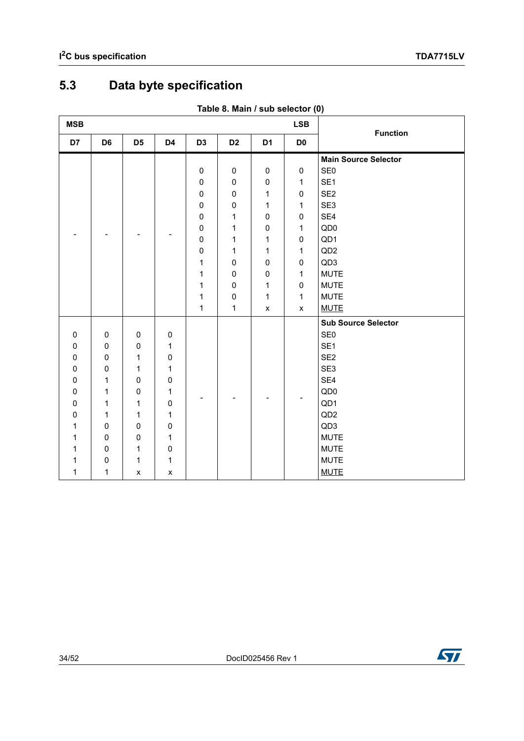## 5.3 Data byte specification

**Table 8. Main / sub selector (0)**

| MSB | | | | | | | LSB | Function |
|---|---|---|---|---|---|---|---|---|
| D7 | D6 | D5 | D4 | D3 | D2 | D1 | D0 | |
| | | | | | | | | **Main Source Selector** |
| - | - | - | - | 0 | 0 | 0 | 0 | SE0 |
| - | - | - | - | 0 | 0 | 0 | 1 | SE1 |
| - | - | - | - | 0 | 0 | 1 | 0 | SE2 |
| - | - | - | - | 0 | 0 | 1 | 1 | SE3 |
| - | - | - | - | 0 | 1 | 0 | 0 | SE4 |
| - | - | - | - | 0 | 1 | 0 | 1 | QD0 |
| - | - | - | - | 0 | 1 | 1 | 0 | QD1 |
| - | - | - | - | 0 | 1 | 1 | 1 | QD2 |
| - | - | - | - | 1 | 0 | 0 | 0 | QD3 |
| - | - | - | - | 1 | 0 | 0 | 1 | MUTE |
| - | - | - | - | 1 | 0 | 1 | 0 | MUTE |
| - | - | - | - | 1 | 0 | 1 | 1 | MUTE |
| - | - | - | - | 1 | 1 | x | x | MUTE |
| | | | | | | | | **Sub Source Selector** |
| 0 | 0 | 0 | 0 | - | - | - | - | SE0 |
| 0 | 0 | 0 | 1 | - | - | - | - | SE1 |
| 0 | 0 | 1 | 0 | - | - | - | - | SE2 |
| 0 | 0 | 1 | 1 | - | - | - | - | SE3 |
| 0 | 1 | 0 | 0 | - | - | - | - | SE4 |
| 0 | 1 | 0 | 1 | - | - | - | - | QD0 |
| 0 | 1 | 1 | 0 | - | - | - | - | QD1 |
| 0 | 1 | 1 | 1 | - | - | - | - | QD2 |
| 1 | 0 | 0 | 0 | - | - | - | - | QD3 |
| 1 | 0 | 0 | 1 | - | - | - | - | MUTE |
| 1 | 0 | 1 | 0 | - | - | - | - | MUTE |
| 1 | 0 | 1 | 1 | - | - | - | - | MUTE |
| 1 | 1 | x | x | - | - | - | - | MUTE |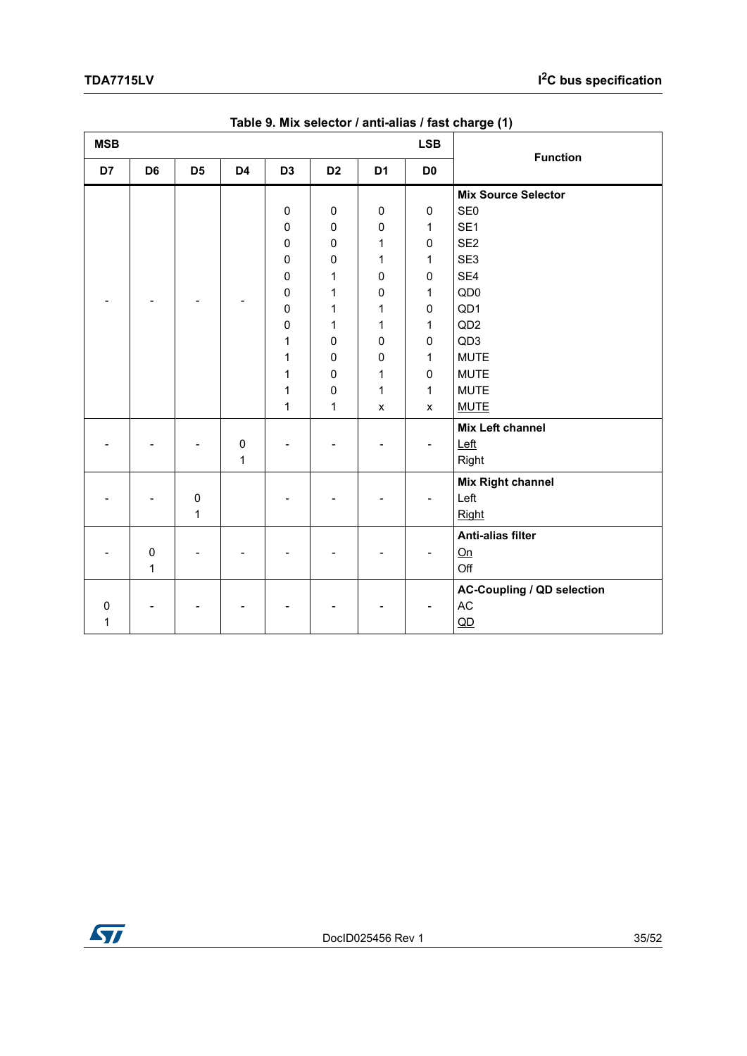Table 9. Mix selector / anti-alias / fast charge (1)

| MSB | | | | | | | LSB | Function |
|---|---|---|---|---|---|---|---|---|
| D7 | D6 | D5 | D4 | D3 | D2 | D1 | D0 | |
| | | | | | | | | **Mix Source Selector** |
| - | - | - | - | 0 | 0 | 0 | 0 | SE0 |
| | | | | 0 | 0 | 0 | 1 | SE1 |
| | | | | 0 | 0 | 1 | 0 | SE2 |
| | | | | 0 | 0 | 1 | 1 | SE3 |
| | | | | 0 | 1 | 0 | 0 | SE4 |
| | | | | 0 | 1 | 0 | 1 | QD0 |
| | | | | 0 | 1 | 1 | 0 | QD1 |
| | | | | 0 | 1 | 1 | 1 | QD2 |
| | | | | 1 | 0 | 0 | 0 | QD3 |
| | | | | 1 | 0 | 0 | 1 | MUTE |
| | | | | 1 | 0 | 1 | 0 | MUTE |
| | | | | 1 | 0 | 1 | 1 | MUTE |
| | | | | 1 | 1 | x | x | <u>MUTE</u> |
| | | | | | | | | **Mix Left channel** |
| - | - | - | 0 | - | - | - | - | <u>Left</u> |
| | | | 1 | | | | | Right |
| | | | | | | | | **Mix Right channel** |
| - | - | 0 | | - | - | - | - | Left |
| | | 1 | | | | | | <u>Right</u> |
| | | | | | | | | **Anti-alias filter** |
| - | 0 | - | - | - | - | - | - | <u>On</u> |
| | 1 | | | | | | | Off |
| | | | | | | | | **AC-Coupling / QD selection** |
| 0 | - | - | - | - | - | - | - | AC |
| 1 | | | | | | | | <u>QD</u> |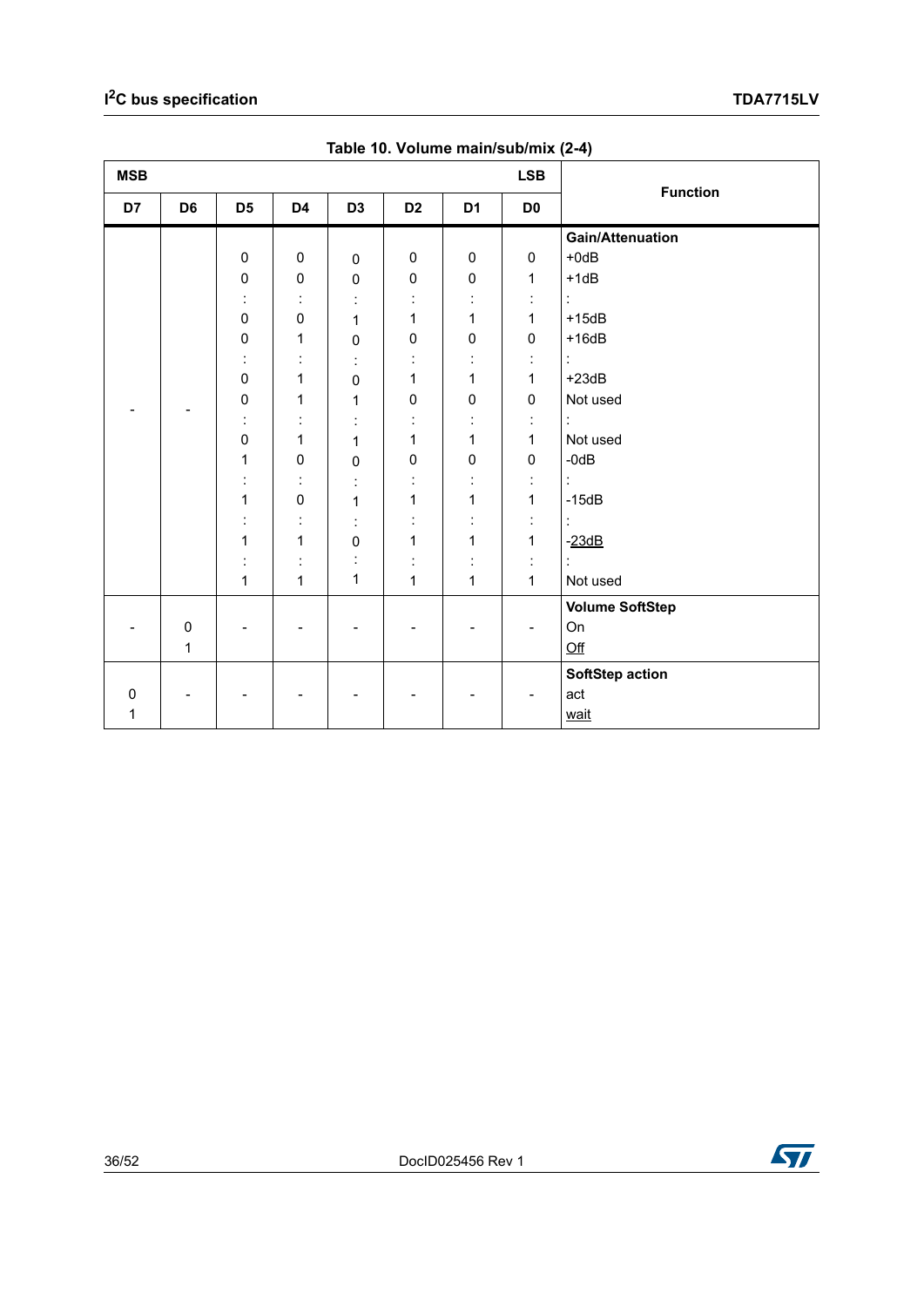**Table 10. Volume main/sub/mix (2-4)**

| MSB D7 | D6 | D5 | D4 | D3 | D2 | D1 | LSB D0 | Function |
|---|---|---|---|---|---|---|---|---|
| | | | | | | | | **Gain/Attenuation** |
| - | - | 0 | 0 | 0 | 0 | 0 | 0 | +0dB |
| | | 0 | 0 | 0 | 0 | 0 | 1 | +1dB |
| | | : | : | : | : | : | : | : |
| | | 0 | 0 | 1 | 1 | 1 | 1 | +15dB |
| | | 0 | 1 | 0 | 0 | 0 | 0 | +16dB |
| | | : | : | : | : | : | : | : |
| | | 0 | 1 | 0 | 1 | 1 | 1 | +23dB |
| | | 0 | 1 | 1 | 0 | 0 | 0 | Not used |
| | | : | : | : | : | : | : | : |
| | | 0 | 1 | 1 | 1 | 1 | 1 | Not used |
| | | 1 | 0 | 0 | 0 | 0 | 0 | -0dB |
| | | : | : | : | : | : | : | : |
| | | 1 | 0 | 1 | 1 | 1 | 1 | -15dB |
| | | : | : | : | : | : | : | : |
| | | 1 | 1 | 0 | 1 | 1 | 1 | <u>-23dB</u> |
| | | : | : | : | : | : | : | : |
| | | 1 | 1 | 1 | 1 | 1 | 1 | Not used |
| | | | | | | | | **Volume SoftStep** |
| - | 0 | - | - | - | - | - | - | On |
| | 1 | | | | | | | <u>Off</u> |
| | | | | | | | | **SoftStep action** |
| 0 | - | - | - | - | - | - | - | act |
| 1 | | | | | | | | <u>wait</u> |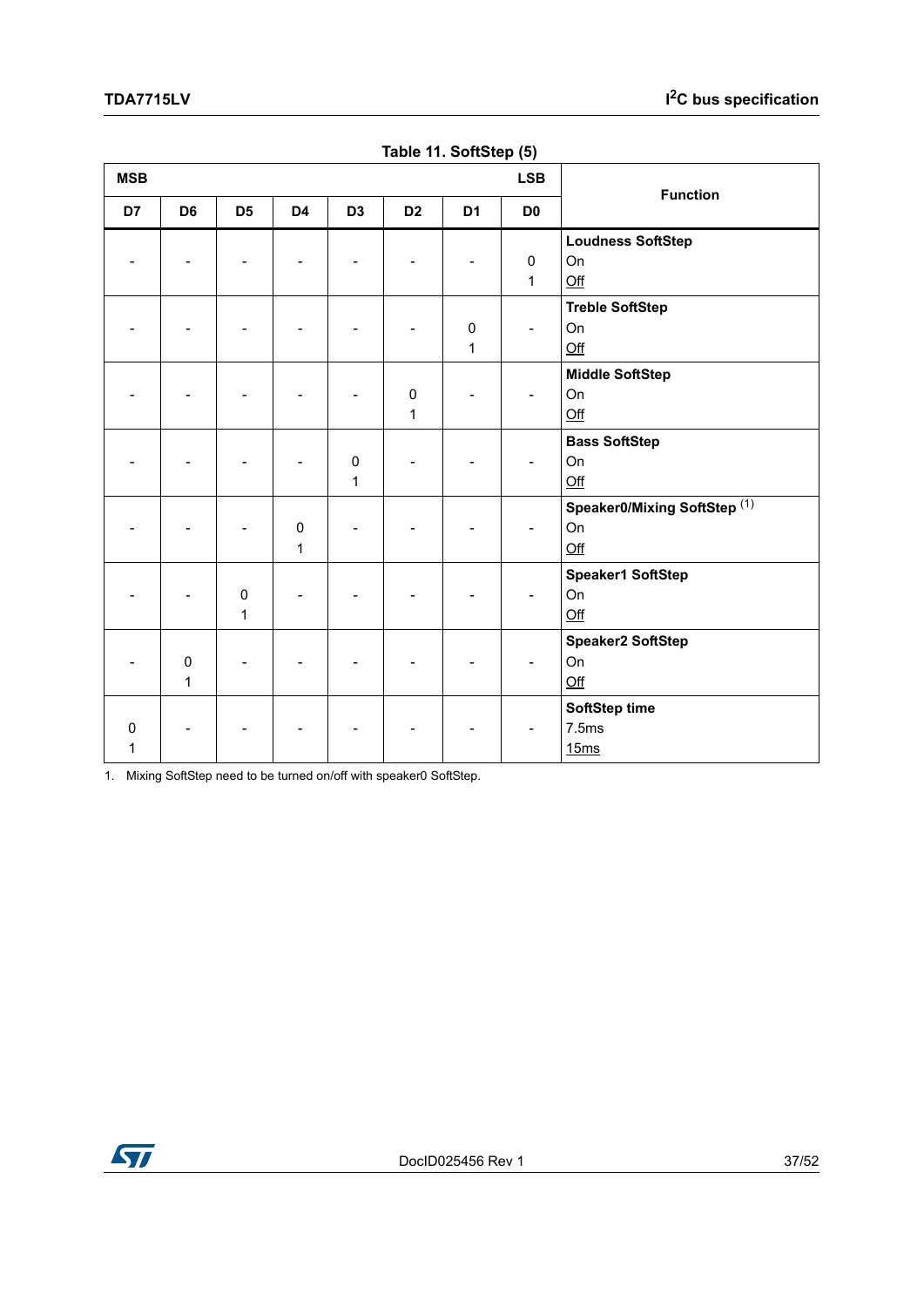Table 11. SoftStep (5)

| MSB | | | | | | | LSB | Function |
|---|---|---|---|---|---|---|---|---|
| D7 | D6 | D5 | D4 | D3 | D2 | D1 | D0 | |
| | | | | | | | | **Loudness SoftStep** |
| - | - | - | - | - | - | - | 0 | On |
| | | | | | | | 1 | <u>Off</u> |
| | | | | | | | | **Treble SoftStep** |
| - | - | - | - | - | - | 0 | - | On |
| | | | | | | 1 | | <u>Off</u> |
| | | | | | | | | **Middle SoftStep** |
| - | - | - | - | - | 0 | - | - | On |
| | | | | | 1 | | | <u>Off</u> |
| | | | | | | | | **Bass SoftStep** |
| - | - | - | - | 0 | - | - | - | On |
| | | | | 1 | | | | <u>Off</u> |
| | | | | | | | | **Speaker0/Mixing SoftStep** (1) |
| - | - | - | 0 | - | - | - | - | On |
| | | | 1 | | | | | <u>Off</u> |
| | | | | | | | | **Speaker1 SoftStep** |
| - | - | 0 | - | - | - | - | - | On |
| | | 1 | | | | | | <u>Off</u> |
| | | | | | | | | **Speaker2 SoftStep** |
| - | 0 | - | - | - | - | - | - | On |
| | 1 | | | | | | | <u>Off</u> |
| | | | | | | | | **SoftStep time** |
| 0 | - | - | - | - | - | - | - | 7.5ms |
| 1 | | | | | | | | <u>15ms</u> |

1. Mixing SoftStep need to be turned on/off with speaker0 SoftStep.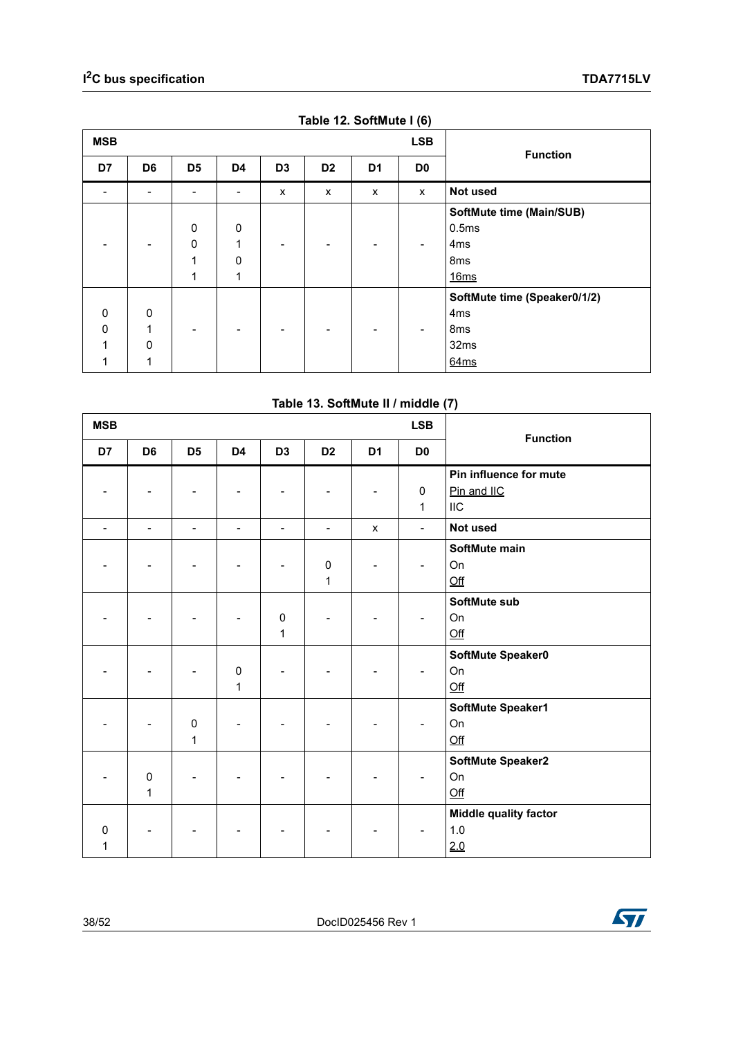**Table 12. SoftMute I (6)**

| MSB | | | | | | | LSB | Function |
|---|---|---|---|---|---|---|---|---|
| D7 | D6 | D5 | D4 | D3 | D2 | D1 | D0 | |
| - | - | - | - | x | x | x | x | **Not used** |
| | | | | | | | | **SoftMute time (Main/SUB)** |
| - | - | 0 | 0 | - | - | - | - | 0.5ms |
| - | - | 0 | 1 | - | - | - | - | 4ms |
| - | - | 1 | 0 | - | - | - | - | 8ms |
| - | - | 1 | 1 | - | - | - | - | 16ms |
| | | | | | | | | **SoftMute time (Speaker0/1/2)** |
| 0 | 0 | - | - | - | - | - | - | 4ms |
| 0 | 1 | - | - | - | - | - | - | 8ms |
| 1 | 0 | - | - | - | - | - | - | 32ms |
| 1 | 1 | - | - | - | - | - | - | 64ms |

**Table 13. SoftMute II / middle (7)**

| MSB | | | | | | | LSB | Function |
|---|---|---|---|---|---|---|---|---|
| D7 | D6 | D5 | D4 | D3 | D2 | D1 | D0 | |
| | | | | | | | | **Pin influence for mute** |
| - | - | - | - | - | - | - | 0 | Pin and IIC |
| - | - | - | - | - | - | - | 1 | IIC |
| - | - | - | - | - | - | x | - | **Not used** |
| | | | | | | | | **SoftMute main** |
| - | - | - | - | - | 0 | - | - | On |
| - | - | - | - | - | 1 | - | - | Off |
| | | | | | | | | **SoftMute sub** |
| - | - | - | - | 0 | - | - | - | On |
| - | - | - | - | 1 | - | - | - | Off |
| | | | | | | | | **SoftMute Speaker0** |
| - | - | - | 0 | - | - | - | - | On |
| - | - | - | 1 | - | - | - | - | Off |
| | | | | | | | | **SoftMute Speaker1** |
| - | - | 0 | - | - | - | - | - | On |
| - | - | 1 | - | - | - | - | - | Off |
| | | | | | | | | **SoftMute Speaker2** |
| - | 0 | - | - | - | - | - | - | On |
| - | 1 | - | - | - | - | - | - | Off |
| | | | | | | | | **Middle quality factor** |
| 0 | - | - | - | - | - | - | - | 1.0 |
| 1 | - | - | - | - | - | - | - | 2.0 |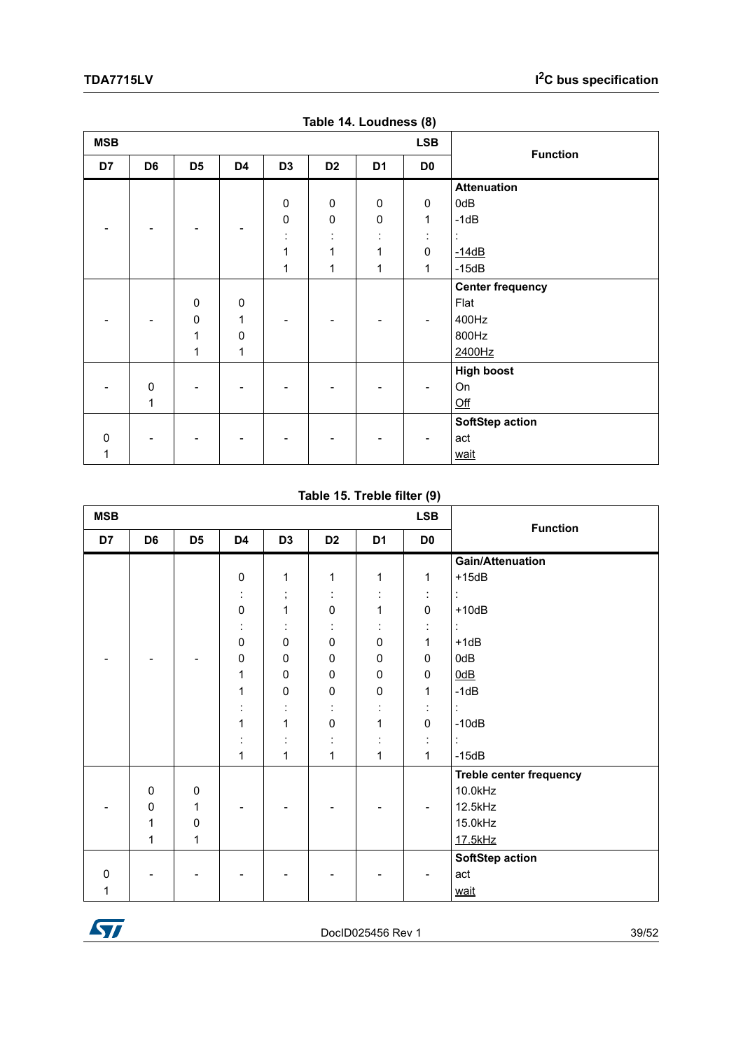Table 14. Loudness (8)

| MSB | | | | | | | LSB | Function |
|---|---|---|---|---|---|---|---|---|
| D7 | D6 | D5 | D4 | D3 | D2 | D1 | D0 | |
| | | | | | | | | **Attenuation** |
| - | - | - | - | 0 | 0 | 0 | 0 | 0dB |
| | | | | 0 | 0 | 0 | 1 | -1dB |
| | | | | : | : | : | : | : |
| | | | | 1 | 1 | 1 | 0 | -14dB |
| | | | | 1 | 1 | 1 | 1 | -15dB |
| | | | | | | | | **Center frequency** |
| - | - | 0 | 0 | - | - | - | - | Flat |
| | | 0 | 1 | | | | | 400Hz |
| | | 1 | 0 | | | | | 800Hz |
| | | 1 | 1 | | | | | 2400Hz |
| | | | | | | | | **High boost** |
| - | 0 | - | - | - | - | - | - | On |
| | 1 | | | | | | | Off |
| | | | | | | | | **SoftStep action** |
| 0 | - | - | - | - | - | - | - | act |
| 1 | | | | | | | | wait |

Table 15. Treble filter (9)

| MSB | | | | | | | LSB | Function |
|---|---|---|---|---|---|---|---|---|
| D7 | D6 | D5 | D4 | D3 | D2 | D1 | D0 | |
| | | | | | | | | **Gain/Attenuation** |
| - | - | - | 0 | 1 | 1 | 1 | 1 | +15dB |
| | | | : | ; | : | : | : | : |
| | | | 0 | 1 | 0 | 1 | 0 | +10dB |
| | | | : | : | : | : | : | : |
| | | | 0 | 0 | 0 | 0 | 1 | +1dB |
| | | | 0 | 0 | 0 | 0 | 0 | 0dB |
| | | | 1 | 0 | 0 | 0 | 0 | 0dB |
| | | | 1 | 0 | 0 | 0 | 1 | -1dB |
| | | | : | : | : | : | : | : |
| | | | 1 | 1 | 0 | 1 | 0 | -10dB |
| | | | : | : | : | : | : | : |
| | | | 1 | 1 | 1 | 1 | 1 | -15dB |
| | | | | | | | | **Treble center frequency** |
| - | 0 | 0 | - | - | - | - | - | 10.0kHz |
| | 0 | 1 | | | | | | 12.5kHz |
| | 1 | 0 | | | | | | 15.0kHz |
| | 1 | 1 | | | | | | 17.5kHz |
| | | | | | | | | **SoftStep action** |
| 0 | - | - | - | - | - | - | - | act |
| 1 | | | | | | | | wait |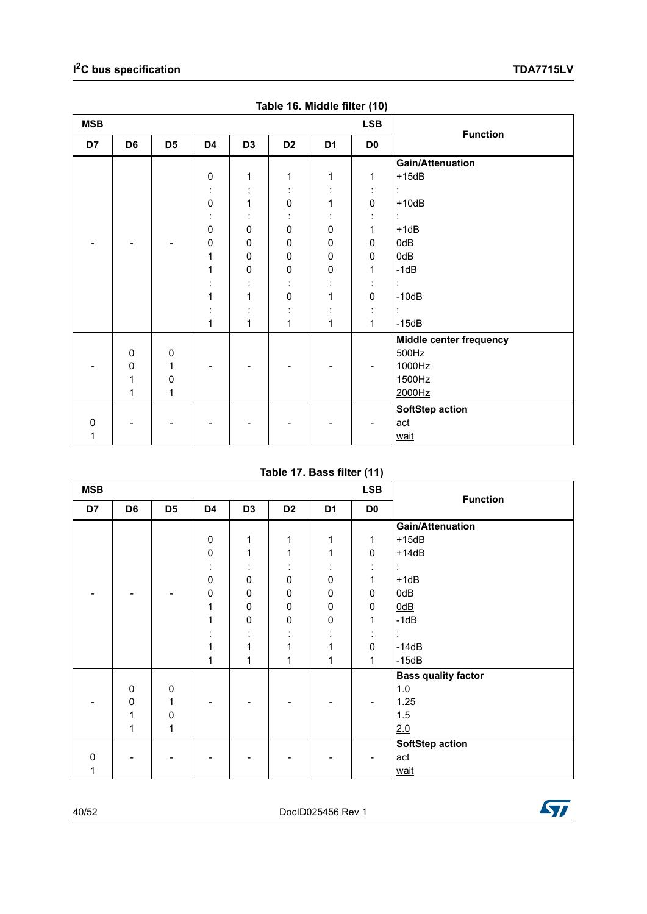Table 16. Middle filter (10)

| MSB | | | | | | | LSB | Function |
|---|---|---|---|---|---|---|---|---|
| D7 | D6 | D5 | D4 | D3 | D2 | D1 | D0 | |
| | | | | | | | | **Gain/Attenuation** |
| - | - | - | 0 | 1 | 1 | 1 | 1 | +15dB |
| | | | : | ; | : | : | : | : |
| | | | 0 | 1 | 0 | 1 | 0 | +10dB |
| | | | : | : | : | : | : | : |
| | | | 0 | 0 | 0 | 0 | 1 | +1dB |
| | | | 0 | 0 | 0 | 0 | 0 | 0dB |
| | | | 1 | 0 | 0 | 0 | 0 | <u>0dB</u> |
| | | | 1 | 0 | 0 | 0 | 1 | -1dB |
| | | | : | : | : | : | : | : |
| | | | 1 | 1 | 0 | 1 | 0 | -10dB |
| | | | : | : | : | : | : | : |
| | | | 1 | 1 | 1 | 1 | 1 | -15dB |
| | | | | | | | | **Middle center frequency** |
| - | 0 | 0 | - | - | - | - | - | 500Hz |
| | 0 | 1 | | | | | | 1000Hz |
| | 1 | 0 | | | | | | 1500Hz |
| | 1 | 1 | | | | | | <u>2000Hz</u> |
| | | | | | | | | **SoftStep action** |
| 0 | - | - | - | - | - | - | - | act |
| 1 | | | | | | | | <u>wait</u> |

Table 17. Bass filter (11)

| MSB | | | | | | | LSB | Function |
|---|---|---|---|---|---|---|---|---|
| D7 | D6 | D5 | D4 | D3 | D2 | D1 | D0 | |
| | | | | | | | | **Gain/Attenuation** |
| - | - | - | 0 | 1 | 1 | 1 | 1 | +15dB |
| | | | 0 | 1 | 1 | 1 | 0 | +14dB |
| | | | : | : | : | : | : | : |
| | | | 0 | 0 | 0 | 0 | 1 | +1dB |
| | | | 0 | 0 | 0 | 0 | 0 | 0dB |
| | | | 1 | 0 | 0 | 0 | 0 | <u>0dB</u> |
| | | | 1 | 0 | 0 | 0 | 1 | -1dB |
| | | | : | : | : | : | : | : |
| | | | 1 | 1 | 1 | 1 | 0 | -14dB |
| | | | 1 | 1 | 1 | 1 | 1 | -15dB |
| | | | | | | | | **Bass quality factor** |
| - | 0 | 0 | - | - | - | - | - | 1.0 |
| | 0 | 1 | | | | | | 1.25 |
| | 1 | 0 | | | | | | 1.5 |
| | 1 | 1 | | | | | | <u>2.0</u> |
| | | | | | | | | **SoftStep action** |
| 0 | - | - | - | - | - | - | - | act |
| 1 | | | | | | | | <u>wait</u> |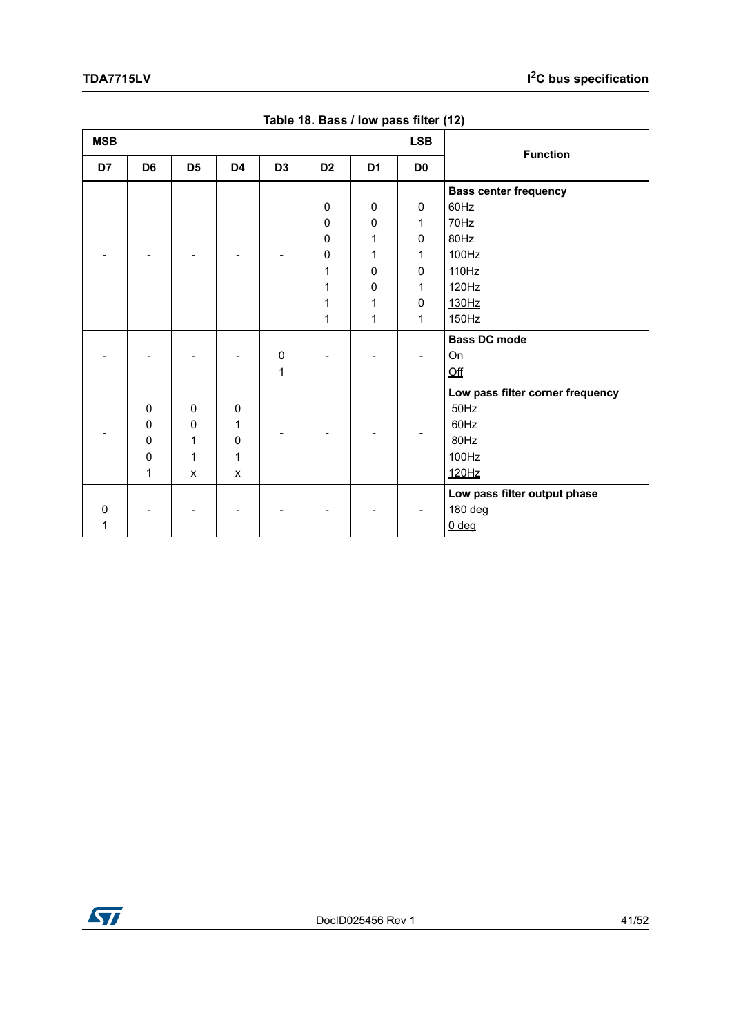Table 18. Bass / low pass filter (12)

| MSB | | | | | | | LSB | Function |
|---|---|---|---|---|---|---|---|---|
| D7 | D6 | D5 | D4 | D3 | D2 | D1 | D0 | |
| | | | | | | | | **Bass center frequency** |
| - | - | - | - | - | 0 | 0 | 0 | 60Hz |
| | | | | | 0 | 0 | 1 | 70Hz |
| | | | | | 0 | 1 | 0 | 80Hz |
| | | | | | 0 | 1 | 1 | 100Hz |
| | | | | | 1 | 0 | 0 | 110Hz |
| | | | | | 1 | 0 | 1 | 120Hz |
| | | | | | 1 | 1 | 0 | 130Hz |
| | | | | | 1 | 1 | 1 | 150Hz |
| | | | | | | | | **Bass DC mode** |
| - | - | - | - | 0 | - | - | - | On |
| | | | | 1 | | | | Off |
| | | | | | | | | **Low pass filter corner frequency** |
| - | 0 | 0 | 0 | - | - | - | - | 50Hz |
| | 0 | 0 | 1 | | | | | 60Hz |
| | 0 | 1 | 0 | | | | | 80Hz |
| | 0 | 1 | 1 | | | | | 100Hz |
| | 1 | x | x | | | | | 120Hz |
| | | | | | | | | **Low pass filter output phase** |
| 0 | - | - | - | - | - | - | - | 180 deg |
| 1 | | | | | | | | 0 deg |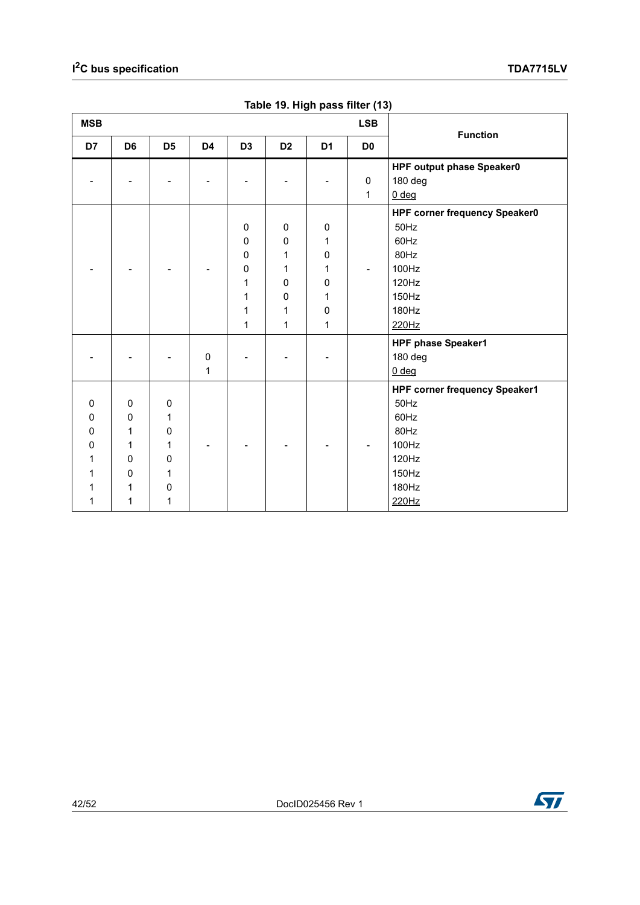Table 19. High pass filter (13)

| MSB | | | | | | | LSB | Function |
|---|---|---|---|---|---|---|---|---|
| D7 | D6 | D5 | D4 | D3 | D2 | D1 | D0 | |
| | | | | | | | | **HPF output phase Speaker0** |
| - | - | - | - | - | - | - | 0 | 180 deg |
| | | | | | | | 1 | 0 deg |
| | | | | | | | | **HPF corner frequency Speaker0** |
| - | - | - | - | 0 | 0 | 0 | - | 50Hz |
| | | | | 0 | 0 | 1 | | 60Hz |
| | | | | 0 | 1 | 0 | | 80Hz |
| | | | | 0 | 1 | 1 | | 100Hz |
| | | | | 1 | 0 | 0 | | 120Hz |
| | | | | 1 | 0 | 1 | | 150Hz |
| | | | | 1 | 1 | 0 | | 180Hz |
| | | | | 1 | 1 | 1 | | 220Hz |
| | | | | | | | | **HPF phase Speaker1** |
| - | - | - | 0 | - | - | - | | 180 deg |
| | | | 1 | | | | | 0 deg |
| | | | | | | | | **HPF corner frequency Speaker1** |
| 0 | 0 | 0 | - | - | - | - | - | 50Hz |
| 0 | 0 | 1 | | | | | | 60Hz |
| 0 | 1 | 0 | | | | | | 80Hz |
| 0 | 1 | 1 | | | | | | 100Hz |
| 1 | 0 | 0 | | | | | | 120Hz |
| 1 | 0 | 1 | | | | | | 150Hz |
| 1 | 1 | 0 | | | | | | 180Hz |
| 1 | 1 | 1 | | | | | | 220Hz |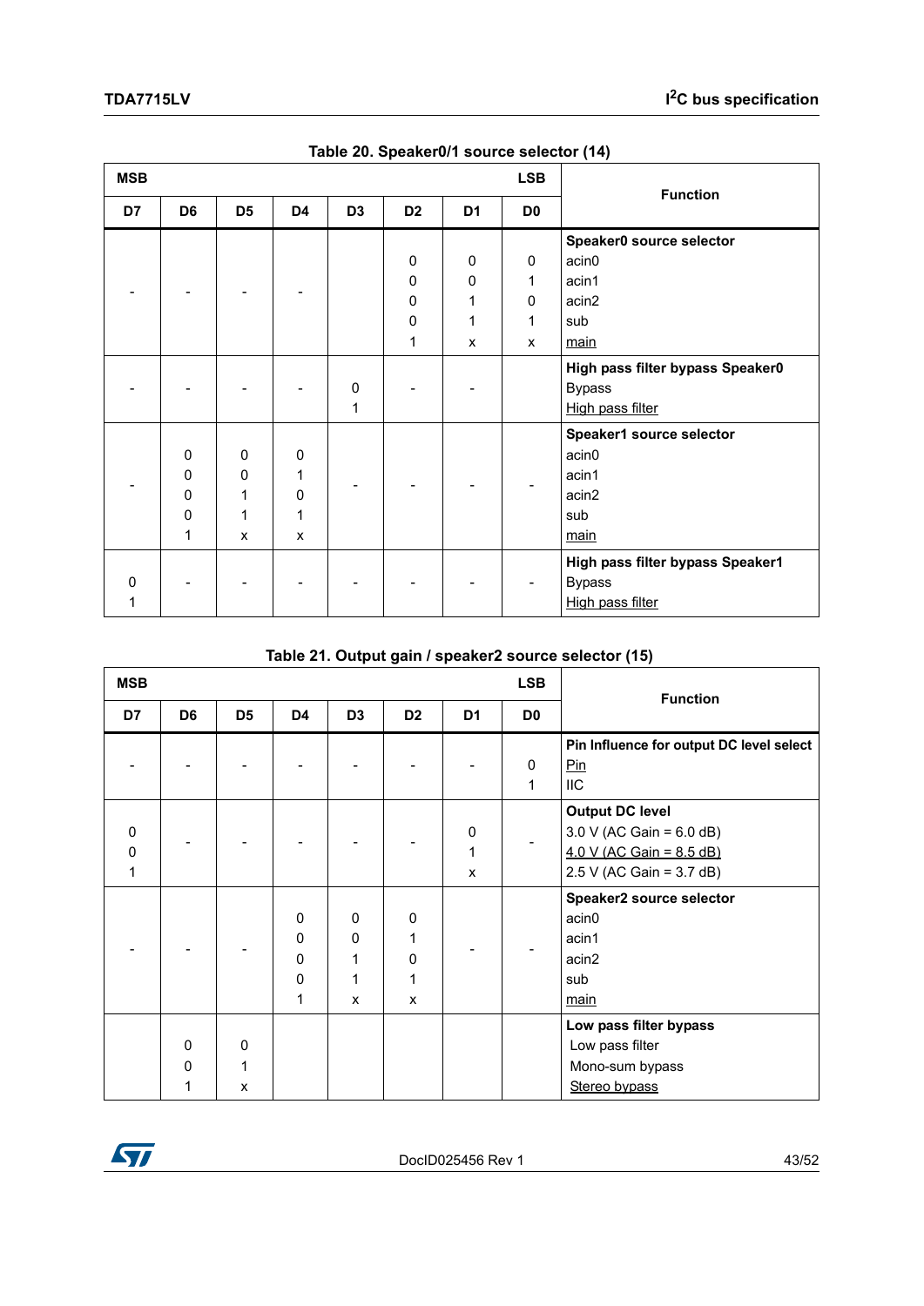Table 20. Speaker0/1 source selector (14)

| MSB | | | | | | | LSB | Function |
|---|---|---|---|---|---|---|---|---|
| D7 | D6 | D5 | D4 | D3 | D2 | D1 | D0 | |
| | | | | | | | | **Speaker0 source selector** |
| - | - | - | - | | 0 | 0 | 0 | acin0 |
| | | | | | 0 | 0 | 1 | acin1 |
| | | | | | 0 | 1 | 0 | acin2 |
| | | | | | 0 | 1 | 1 | sub |
| | | | | | 1 | x | x | main |
| | | | | | | | | **High pass filter bypass Speaker0** |
| - | - | - | - | 0 | - | - | | Bypass |
| | | | | 1 | | | | High pass filter |
| | | | | | | | | **Speaker1 source selector** |
| - | 0 | 0 | 0 | - | - | - | - | acin0 |
| | 0 | 0 | 1 | | | | | acin1 |
| | 0 | 1 | 0 | | | | | acin2 |
| | 0 | 1 | 1 | | | | | sub |
| | 1 | x | x | | | | | main |
| | | | | | | | | **High pass filter bypass Speaker1** |
| 0 | - | - | - | - | - | - | - | Bypass |
| 1 | | | | | | | | High pass filter |

Table 21. Output gain / speaker2 source selector (15)

| MSB | | | | | | | LSB | Function |
|---|---|---|---|---|---|---|---|---|
| D7 | D6 | D5 | D4 | D3 | D2 | D1 | D0 | |
| | | | | | | | | **Pin Influence for output DC level select** |
| - | - | - | - | - | - | - | 0 | Pin |
| | | | | | | | 1 | IIC |
| | | | | | | | | **Output DC level** |
| 0 | - | - | - | - | - | 0 | - | 3.0 V (AC Gain = 6.0 dB) |
| 0 | | | | | | 1 | | 4.0 V (AC Gain = 8.5 dB) |
| 1 | | | | | | x | | 2.5 V (AC Gain = 3.7 dB) |
| | | | | | | | | **Speaker2 source selector** |
| - | - | - | 0 | 0 | 0 | - | - | acin0 |
| | | | 0 | 0 | 1 | | | acin1 |
| | | | 0 | 1 | 0 | | | acin2 |
| | | | 0 | 1 | 1 | | | sub |
| | | | 1 | x | x | | | main |
| | | | | | | | | **Low pass filter bypass** |
| | 0 | 0 | | | | | | Low pass filter |
| | 0 | 1 | | | | | | Mono-sum bypass |
| | 1 | x | | | | | | Stereo bypass |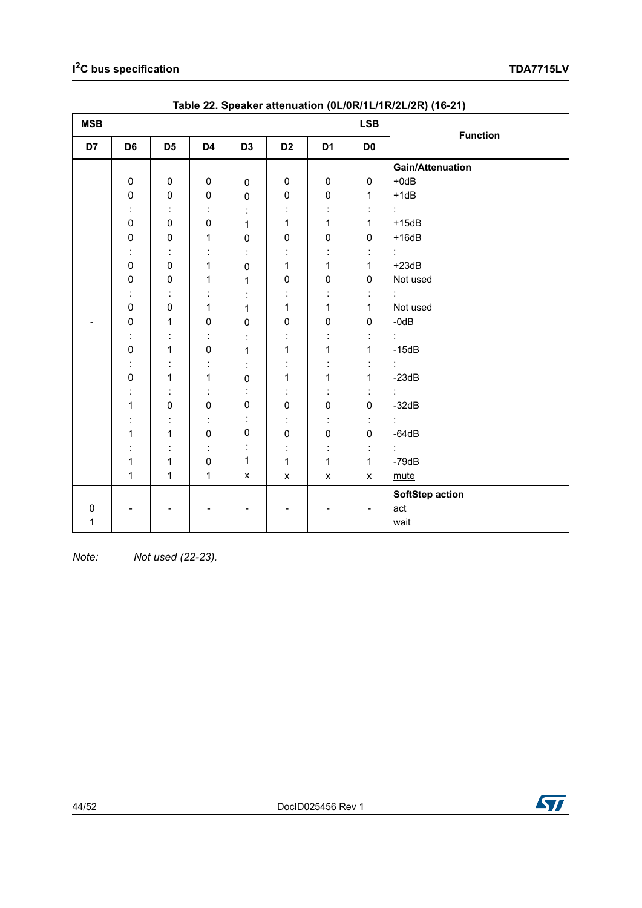Table 22. Speaker attenuation (0L/0R/1L/1R/2L/2R) (16-21)

| MSB | | | | | | | LSB | Function |
|---|---|---|---|---|---|---|---|---|
| D7 | D6 | D5 | D4 | D3 | D2 | D1 | D0 | |
| | | | | | | | | **Gain/Attenuation** |
| | 0 | 0 | 0 | 0 | 0 | 0 | 0 | +0dB |
| | 0 | 0 | 0 | 0 | 0 | 0 | 1 | +1dB |
| | : | : | : | : | : | : | : | : |
| | 0 | 0 | 0 | 1 | 1 | 1 | 1 | +15dB |
| | 0 | 0 | 1 | 0 | 0 | 0 | 0 | +16dB |
| | : | : | : | : | : | : | : | : |
| | 0 | 0 | 1 | 0 | 1 | 1 | 1 | +23dB |
| | 0 | 0 | 1 | 1 | 0 | 0 | 0 | Not used |
| | : | : | : | : | : | : | : | : |
| | 0 | 0 | 1 | 1 | 1 | 1 | 1 | Not used |
| - | 0 | 1 | 0 | 0 | 0 | 0 | 0 | -0dB |
| | : | : | : | : | : | : | : | : |
| | 0 | 1 | 0 | 1 | 1 | 1 | 1 | -15dB |
| | : | : | : | : | : | : | : | : |
| | 0 | 1 | 1 | 0 | 1 | 1 | 1 | -23dB |
| | : | : | : | : | : | : | : | : |
| | 1 | 0 | 0 | 0 | 0 | 0 | 0 | -32dB |
| | : | : | : | : | : | : | : | : |
| | 1 | 1 | 0 | 0 | 0 | 0 | 0 | -64dB |
| | : | : | : | : | : | : | : | : |
| | 1 | 1 | 0 | 1 | 1 | 1 | 1 | -79dB |
| | 1 | 1 | 1 | x | x | x | x | mute |
| | | | | | | | | **SoftStep action** |
| 0 | - | - | - | - | - | - | - | act |
| 1 | | | | | | | | wait |

*Note: Not used (22-23).*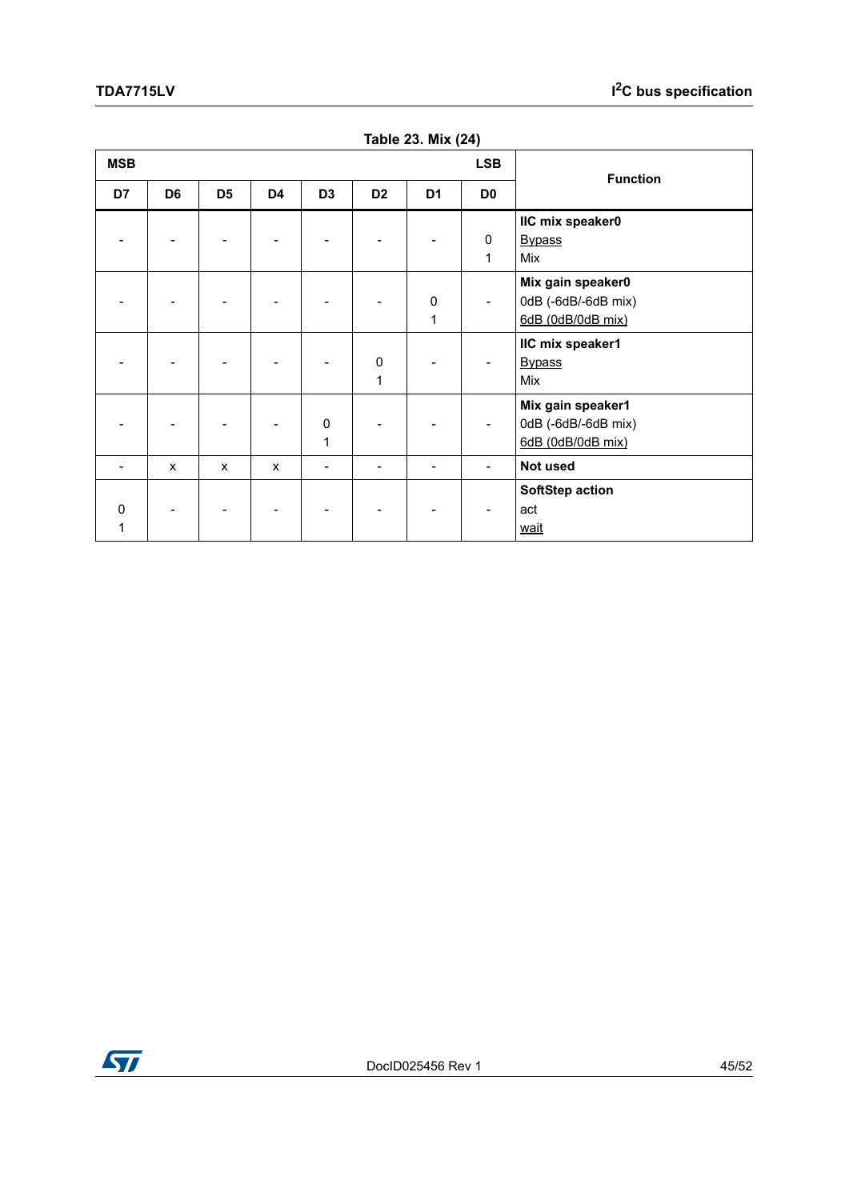Table 23. Mix (24)

| MSB | | | | | | | LSB | Function |
|---|---|---|---|---|---|---|---|---|
| D7 | D6 | D5 | D4 | D3 | D2 | D1 | D0 | |
| -<br>-<br>- | -<br>-<br>- | -<br>-<br>- | -<br>-<br>- | -<br>-<br>- | -<br>-<br>- | -<br>-<br>- | <br>0<br>1 | **IIC mix speaker0**<br>Bypass<br>Mix |
| - | - | - | - | - | - | <br>0<br>1 | - | **Mix gain speaker0**<br>0dB (-6dB/-6dB mix)<br>6dB (0dB/0dB mix) |
| - | - | - | - | - | <br>0<br>1 | - | - | **IIC mix speaker1**<br>Bypass<br>Mix |
| - | - | - | - | <br>0<br>1 | - | - | - | **Mix gain speaker1**<br>0dB (-6dB/-6dB mix)<br>6dB (0dB/0dB mix) |
| - | x | x | x | - | - | - | - | **Not used** |
| <br>0<br>1 | - | - | - | - | - | - | - | **SoftStep action**<br>act<br>wait |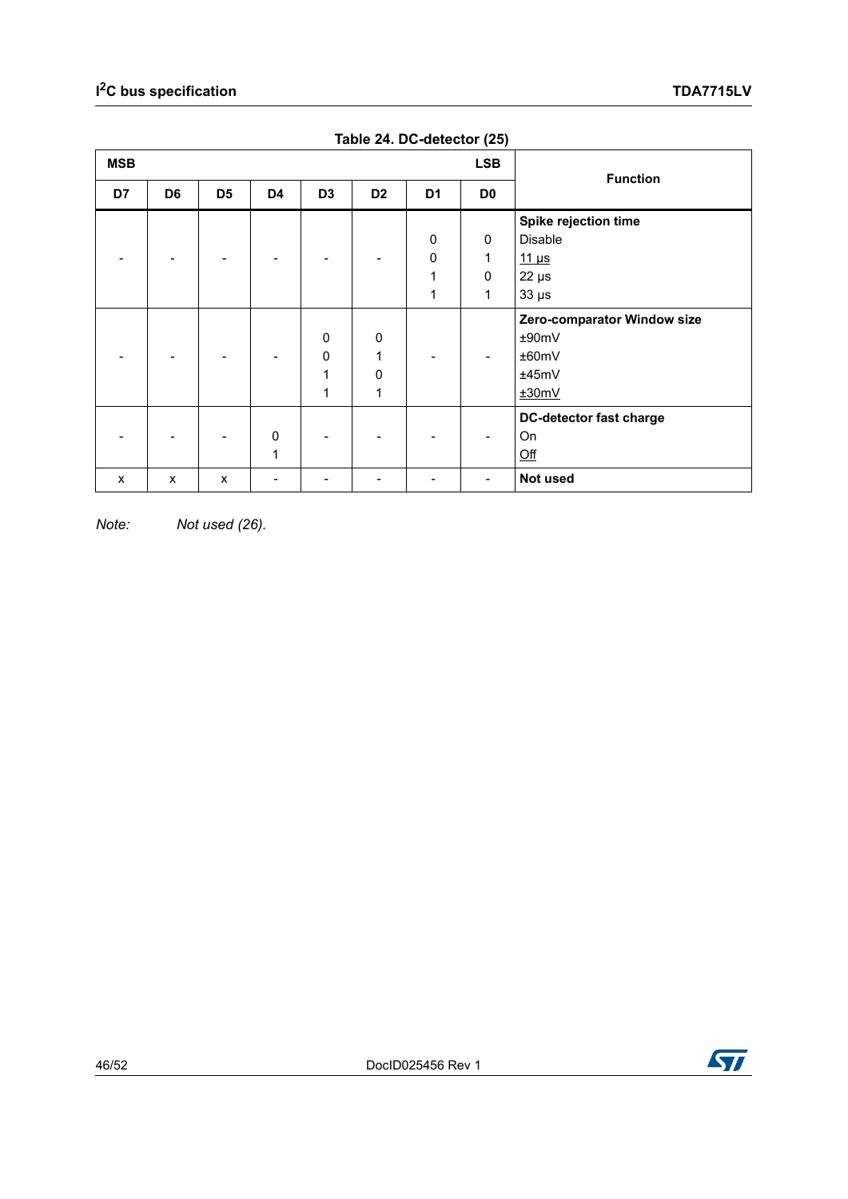Table 24. DC-detector (25)

| MSB | | | | | | | LSB | Function |
|---|---|---|---|---|---|---|---|---|
| D7 | D6 | D5 | D4 | D3 | D2 | D1 | D0 | |
| - | - | - | - | - | - | | | **Spike rejection time** |
| | | | | | | 0 | 0 | Disable |
| | | | | | | 0 | 1 | 11 µs |
| | | | | | | 1 | 0 | 22 µs |
| | | | | | | 1 | 1 | 33 µs |
| - | - | - | - | | | - | - | **Zero-comparator Window size** |
| | | | | 0 | 0 | | | ±90mV |
| | | | | 0 | 1 | | | ±60mV |
| | | | | 1 | 0 | | | ±45mV |
| | | | | 1 | 1 | | | ±30mV |
| - | - | - | | - | - | - | - | **DC-detector fast charge** |
| | | | 0 | | | | | On |
| | | | 1 | | | | | Off |
| x | x | x | - | - | - | - | - | **Not used** |

*Note: Not used (26).*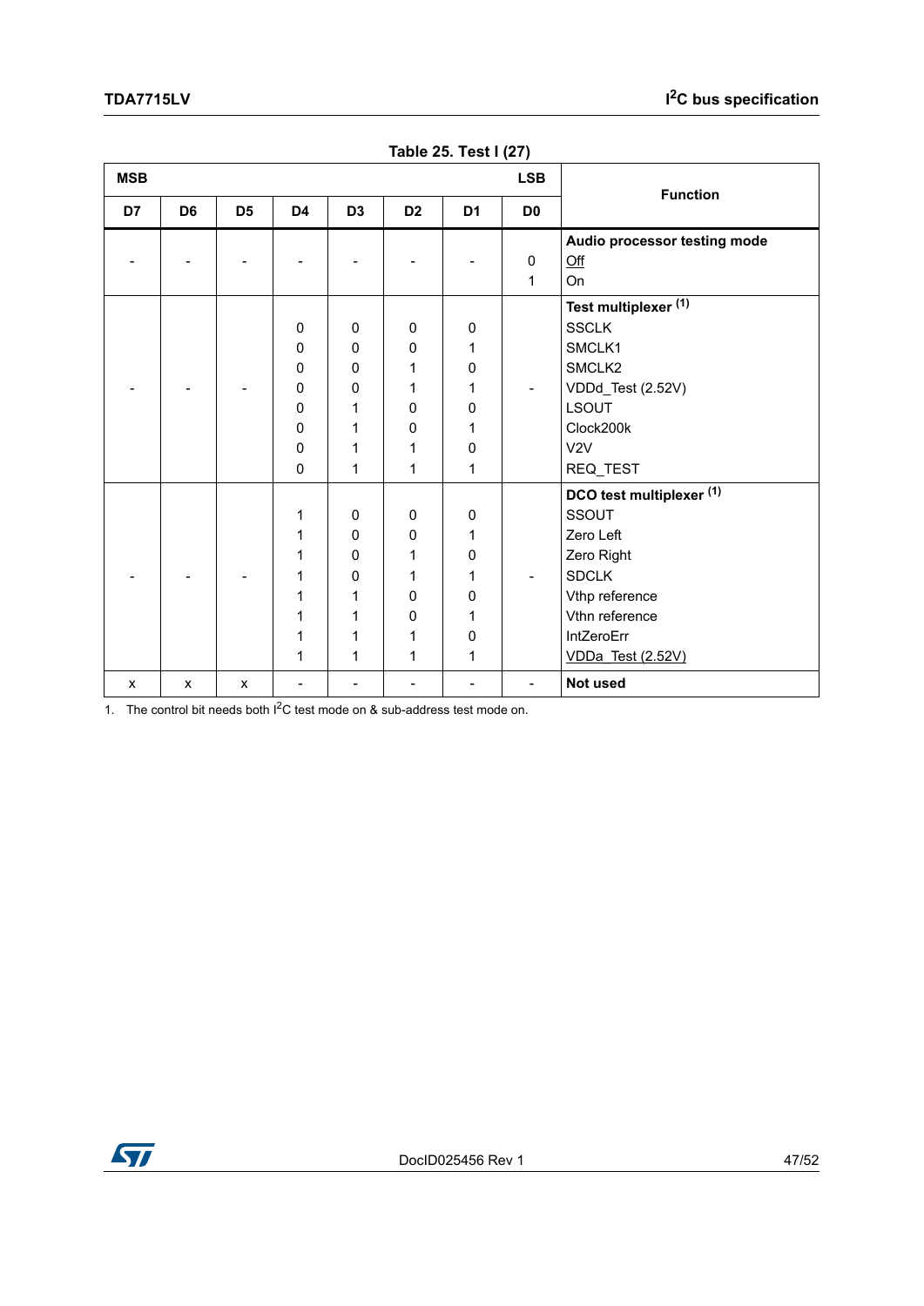Table 25. Test I (27)

| MSB | | | | | | | LSB | Function |
|---|---|---|---|---|---|---|---|---|
| D7 | D6 | D5 | D4 | D3 | D2 | D1 | D0 | |
| - | - | - | - | - | - | - | | **Audio processor testing mode** |
| | | | | | | | 0 | Off |
| | | | | | | | 1 | On |
| - | - | - | | | | | - | **Test multiplexer** (1) |
| | | | 0 | 0 | 0 | 0 | | SSCLK |
| | | | 0 | 0 | 0 | 1 | | SMCLK1 |
| | | | 0 | 0 | 1 | 0 | | SMCLK2 |
| | | | 0 | 0 | 1 | 1 | | VDDd_Test (2.52V) |
| | | | 0 | 1 | 0 | 0 | | LSOUT |
| | | | 0 | 1 | 0 | 1 | | Clock200k |
| | | | 0 | 1 | 1 | 0 | | V2V |
| | | | 0 | 1 | 1 | 1 | | REQ_TEST |
| - | - | - | | | | | - | **DCO test multiplexer** (1) |
| | | | 1 | 0 | 0 | 0 | | SSOUT |
| | | | 1 | 0 | 0 | 1 | | Zero Left |
| | | | 1 | 0 | 1 | 0 | | Zero Right |
| | | | 1 | 0 | 1 | 1 | | SDCLK |
| | | | 1 | 1 | 0 | 0 | | Vthp reference |
| | | | 1 | 1 | 0 | 1 | | Vthn reference |
| | | | 1 | 1 | 1 | 0 | | IntZeroErr |
| | | | 1 | 1 | 1 | 1 | | VDDa_Test (2.52V) |
| x | x | x | - | - | - | - | - | **Not used** |

1. The control bit needs both I$^2$C test mode on & sub-address test mode on.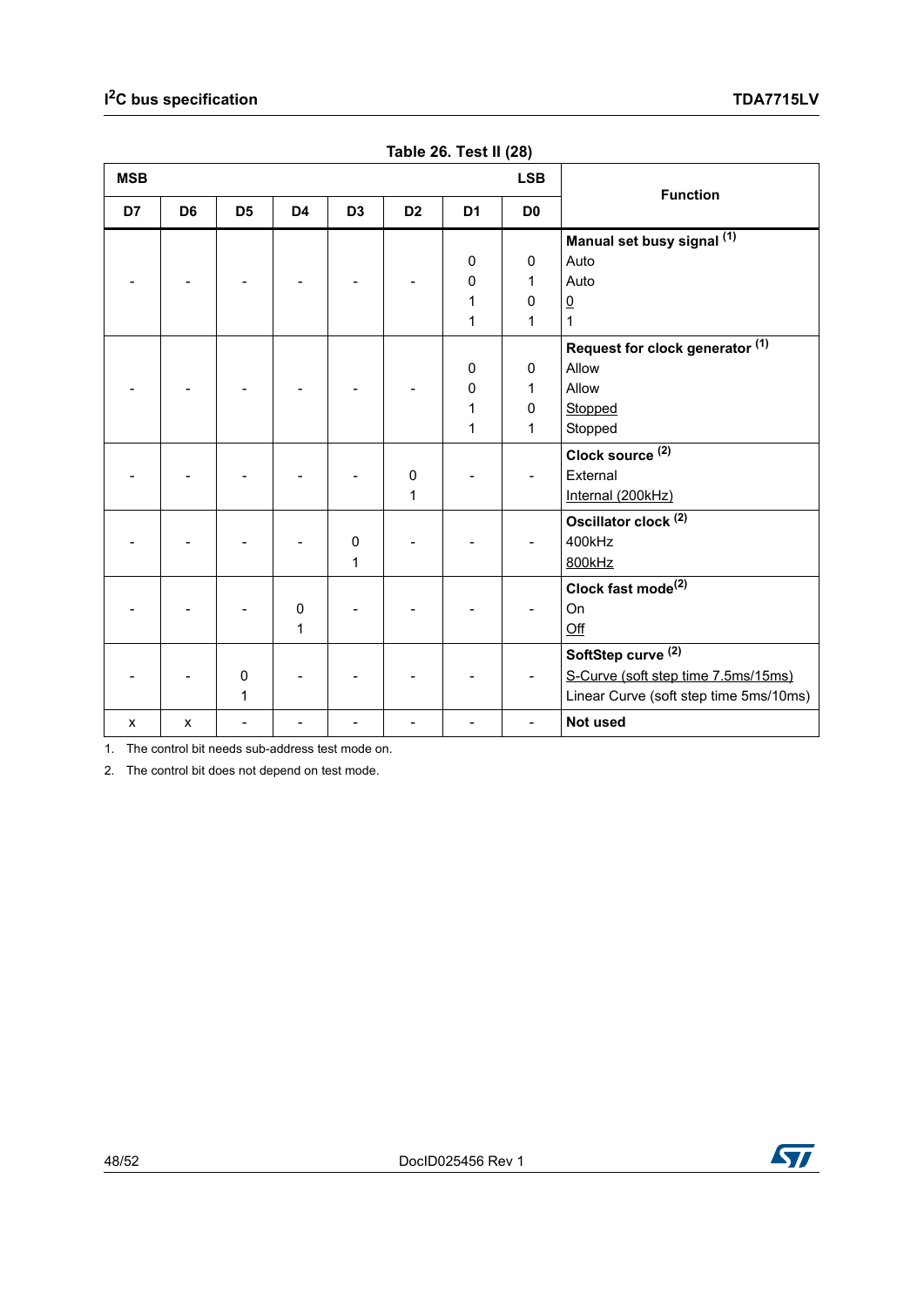Table 26. Test II (28)

| MSB | | | | | | | LSB | Function |
|---|---|---|---|---|---|---|---|---|
| D7 | D6 | D5 | D4 | D3 | D2 | D1 | D0 | |
| | | | | | | | | **Manual set busy signal** (1) |
| - | - | - | - | - | - | 0 | 0 | Auto |
| - | - | - | - | - | - | 0 | 1 | Auto |
| - | - | - | - | - | - | 1 | 0 | 0 |
| - | - | - | - | - | - | 1 | 1 | 1 |
| | | | | | | | | **Request for clock generator** (1) |
| - | - | - | - | - | - | 0 | 0 | Allow |
| - | - | - | - | - | - | 0 | 1 | Allow |
| - | - | - | - | - | - | 1 | 0 | Stopped |
| - | - | - | - | - | - | 1 | 1 | Stopped |
| | | | | | | | | **Clock source** (2) |
| - | - | - | - | - | 0 | - | - | External |
| - | - | - | - | - | 1 | - | - | Internal (200kHz) |
| | | | | | | | | **Oscillator clock** (2) |
| - | - | - | - | 0 | - | - | - | 400kHz |
| - | - | - | - | 1 | - | - | - | 800kHz |
| | | | | | | | | **Clock fast mode**(2) |
| - | - | - | 0 | - | - | - | - | On |
| - | - | - | 1 | - | - | - | - | Off |
| | | | | | | | | **SoftStep curve** (2) |
| - | - | 0 | - | - | - | - | - | S-Curve (soft step time 7.5ms/15ms) |
| - | - | 1 | - | - | - | - | - | Linear Curve (soft step time 5ms/10ms) |
| x | x | - | - | - | - | - | - | **Not used** |

1. The control bit needs sub-address test mode on.
2. The control bit does not depend on test mode.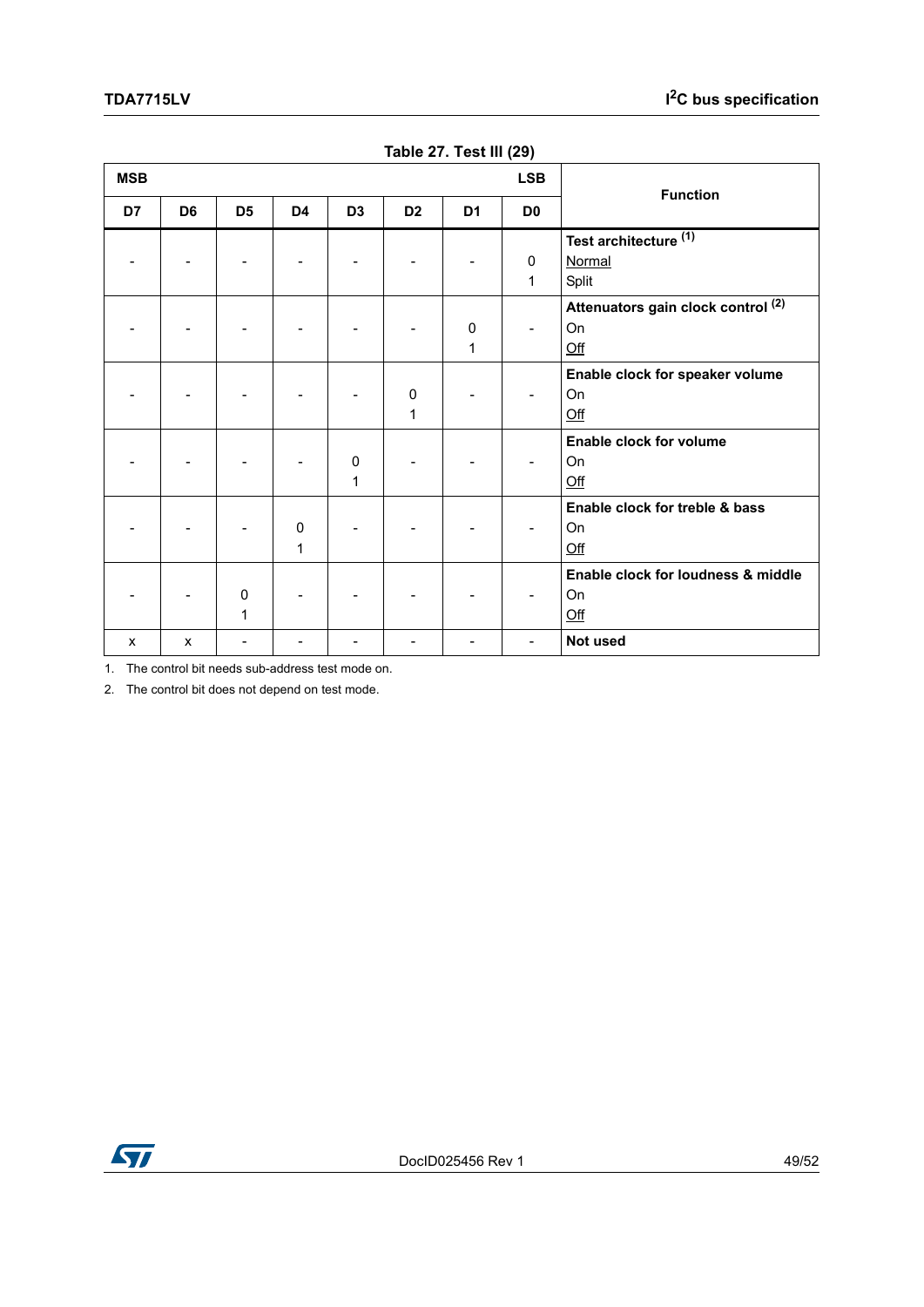Table 27. Test III (29)

| MSB | | | | | | | LSB | Function |
|---|---|---|---|---|---|---|---|---|
| D7 | D6 | D5 | D4 | D3 | D2 | D1 | D0 | |
| - | - | - | - | - | - | - | <br>0<br>1 | **Test architecture** (1)<br>Normal<br>Split |
| - | - | - | - | - | - | <br>0<br>1 | - | **Attenuators gain clock control** (2)<br>On<br>Off |
| - | - | - | - | - | <br>0<br>1 | - | - | **Enable clock for speaker volume**<br>On<br>Off |
| - | - | - | - | <br>0<br>1 | - | - | - | **Enable clock for volume**<br>On<br>Off |
| - | - | - | <br>0<br>1 | - | - | - | - | **Enable clock for treble & bass**<br>On<br>Off |
| - | - | <br>0<br>1 | - | - | - | - | - | **Enable clock for loudness & middle**<br>On<br>Off |
| x | x | - | - | - | - | - | - | **Not used** |

1. The control bit needs sub-address test mode on.
2. The control bit does not depend on test mode.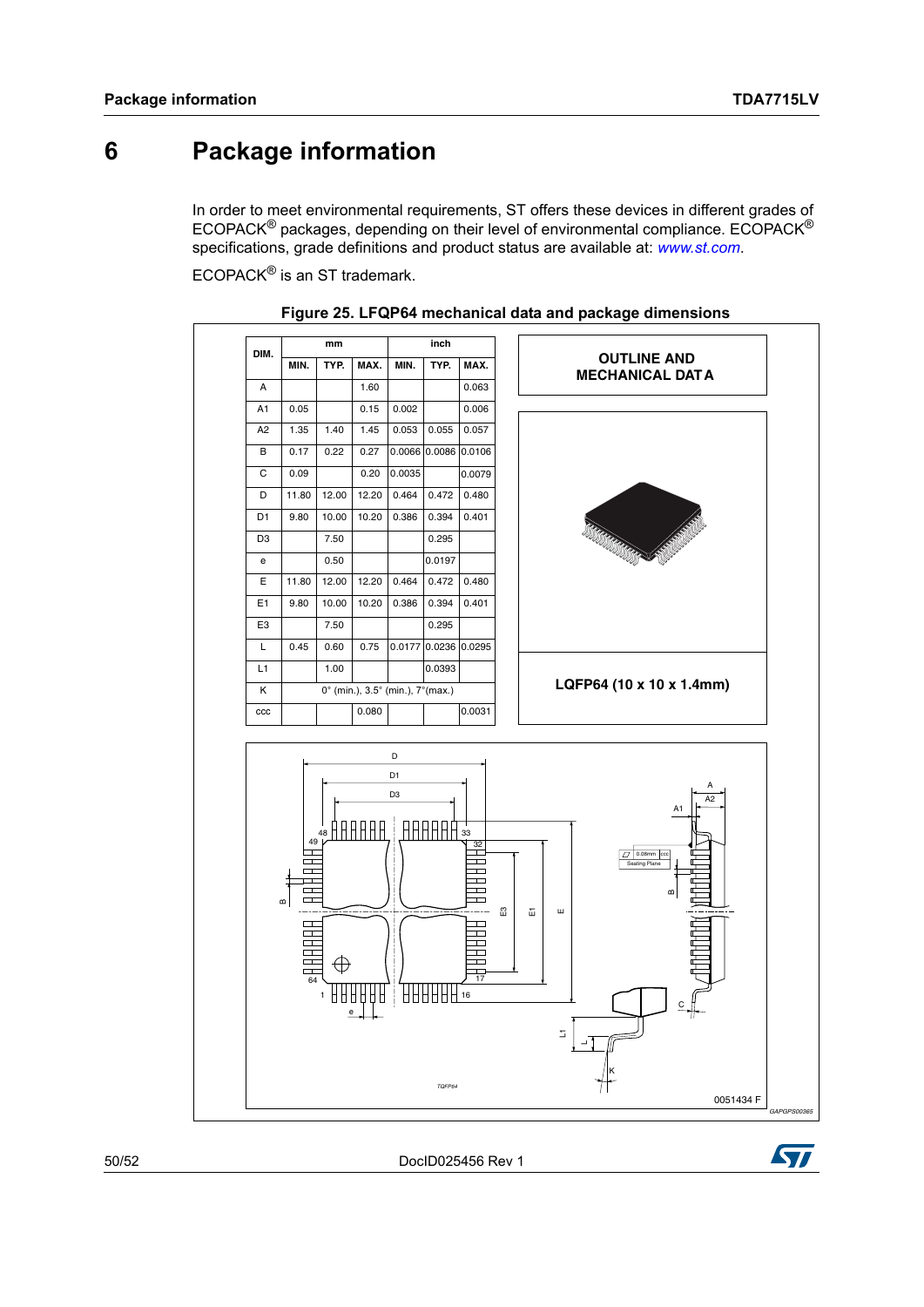# 6 Package information

In order to meet environmental requirements, ST offers these devices in different grades of ECOPACK® packages, depending on their level of environmental compliance. ECOPACK® specifications, grade definitions and product status are available at: *www.st.com*.

ECOPACK® is an ST trademark.

**Figure 25. LFQP64 mechanical data and package dimensions**

| DIM. | mm | | | inch | | |
|---|---|---|---|---|---|---|
| | MIN. | TYP. | MAX. | MIN. | TYP. | MAX. |
| A | | | 1.60 | | | 0.063 |
| A1 | 0.05 | | 0.15 | 0.002 | | 0.006 |
| A2 | 1.35 | 1.40 | 1.45 | 0.053 | 0.055 | 0.057 |
| B | 0.17 | 0.22 | 0.27 | 0.0066 | 0.0086 | 0.0106 |
| C | 0.09 | | 0.20 | 0.0035 | | 0.0079 |
| D | 11.80 | 12.00 | 12.20 | 0.464 | 0.472 | 0.480 |
| D1 | 9.80 | 10.00 | 10.20 | 0.386 | 0.394 | 0.401 |
| D3 | | 7.50 | | | 0.295 | |
| e | | 0.50 | | | 0.0197 | |
| E | 11.80 | 12.00 | 12.20 | 0.464 | 0.472 | 0.480 |
| E1 | 9.80 | 10.00 | 10.20 | 0.386 | 0.394 | 0.401 |
| E3 | | 7.50 | | | 0.295 | |
| L | 0.45 | 0.60 | 0.75 | 0.0177 | 0.0236 | 0.0295 |
| L1 | | 1.00 | | | 0.0393 | |
| K | 0° (min.), 3.5° (min.), 7°(max.) | | | | | |
| ccc | | | 0.080 | | | 0.0031 |

**OUTLINE AND MECHANICAL DATA**

**LQFP64 (10 x 10 x 1.4mm)**

0051434 F

GAPGPS00365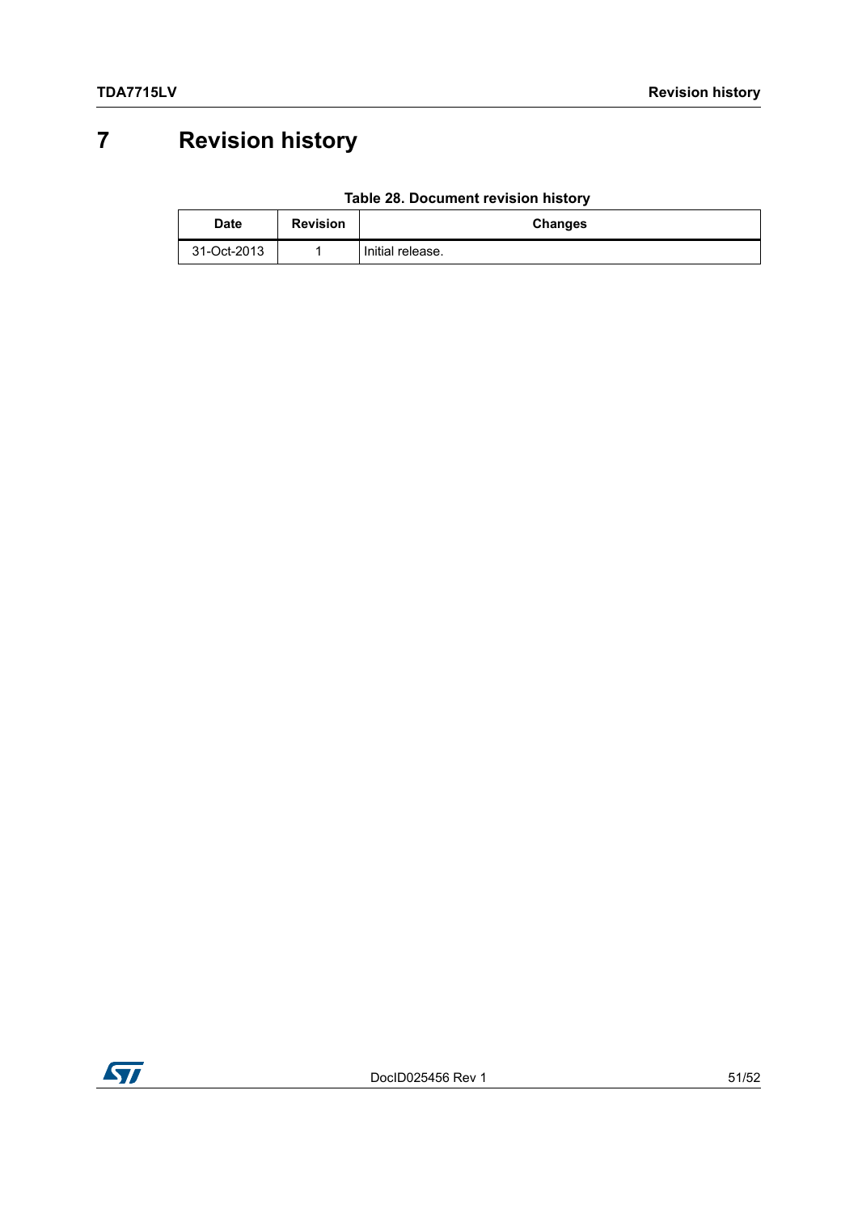# 7 Revision history

**Table 28. Document revision history**

| Date | Revision | Changes |
|---|---|---|
| 31-Oct-2013 | 1 | Initial release. |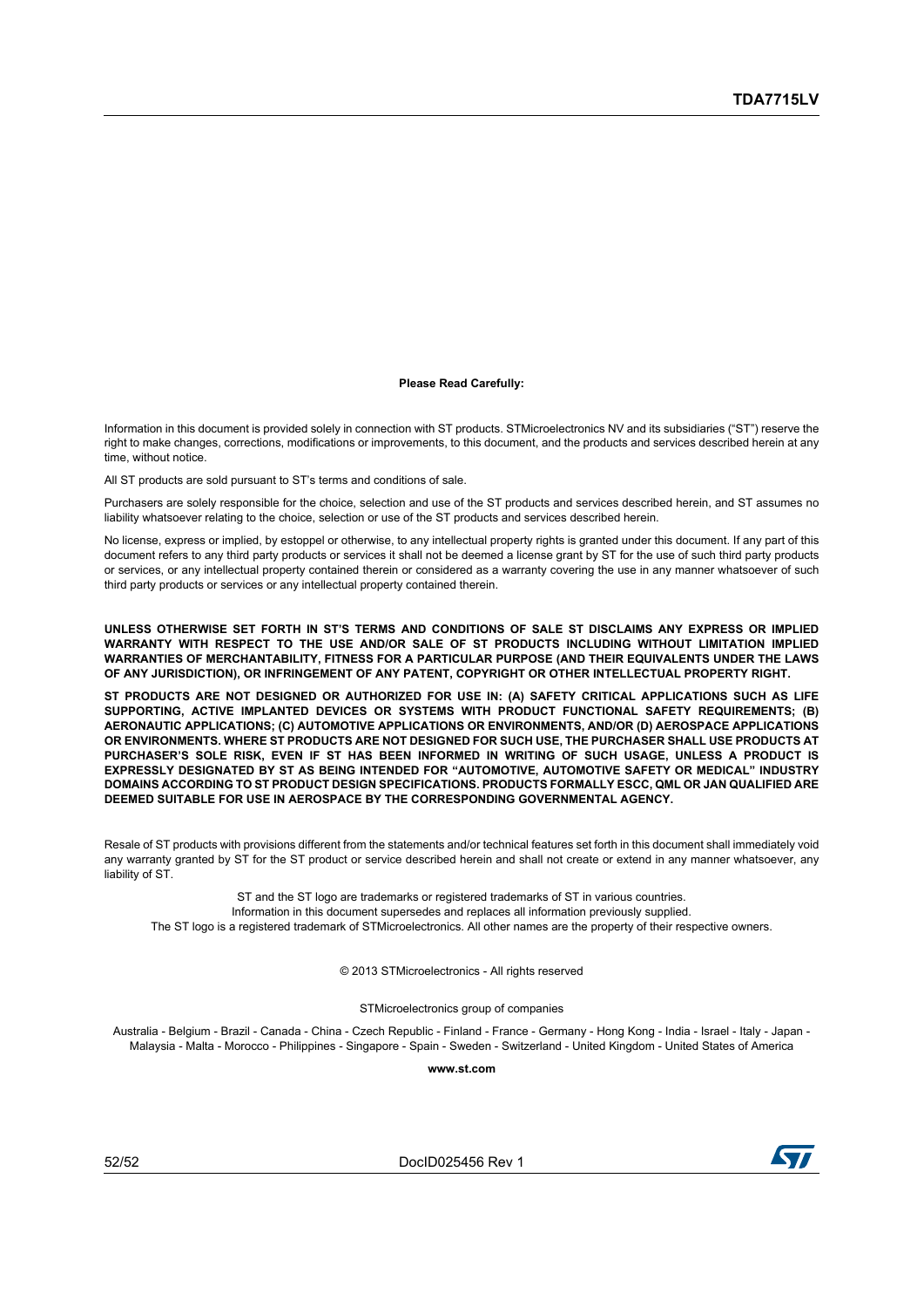**Please Read Carefully:**

Information in this document is provided solely in connection with ST products. STMicroelectronics NV and its subsidiaries (“ST”) reserve the right to make changes, corrections, modifications or improvements, to this document, and the products and services described herein at any time, without notice.

All ST products are sold pursuant to ST’s terms and conditions of sale.

Purchasers are solely responsible for the choice, selection and use of the ST products and services described herein, and ST assumes no liability whatsoever relating to the choice, selection or use of the ST products and services described herein.

No license, express or implied, by estoppel or otherwise, to any intellectual property rights is granted under this document. If any part of this document refers to any third party products or services it shall not be deemed a license grant by ST for the use of such third party products or services, or any intellectual property contained therein or considered as a warranty covering the use in any manner whatsoever of such third party products or services or any intellectual property contained therein.

**UNLESS OTHERWISE SET FORTH IN ST’S TERMS AND CONDITIONS OF SALE ST DISCLAIMS ANY EXPRESS OR IMPLIED WARRANTY WITH RESPECT TO THE USE AND/OR SALE OF ST PRODUCTS INCLUDING WITHOUT LIMITATION IMPLIED WARRANTIES OF MERCHANTABILITY, FITNESS FOR A PARTICULAR PURPOSE (AND THEIR EQUIVALENTS UNDER THE LAWS OF ANY JURISDICTION), OR INFRINGEMENT OF ANY PATENT, COPYRIGHT OR OTHER INTELLECTUAL PROPERTY RIGHT.**

**ST PRODUCTS ARE NOT DESIGNED OR AUTHORIZED FOR USE IN: (A) SAFETY CRITICAL APPLICATIONS SUCH AS LIFE SUPPORTING, ACTIVE IMPLANTED DEVICES OR SYSTEMS WITH PRODUCT FUNCTIONAL SAFETY REQUIREMENTS; (B) AERONAUTIC APPLICATIONS; (C) AUTOMOTIVE APPLICATIONS OR ENVIRONMENTS, AND/OR (D) AEROSPACE APPLICATIONS OR ENVIRONMENTS. WHERE ST PRODUCTS ARE NOT DESIGNED FOR SUCH USE, THE PURCHASER SHALL USE PRODUCTS AT PURCHASER’S SOLE RISK, EVEN IF ST HAS BEEN INFORMED IN WRITING OF SUCH USAGE, UNLESS A PRODUCT IS EXPRESSLY DESIGNATED BY ST AS BEING INTENDED FOR “AUTOMOTIVE, AUTOMOTIVE SAFETY OR MEDICAL” INDUSTRY DOMAINS ACCORDING TO ST PRODUCT DESIGN SPECIFICATIONS. PRODUCTS FORMALLY ESCC, QML OR JAN QUALIFIED ARE DEEMED SUITABLE FOR USE IN AEROSPACE BY THE CORRESPONDING GOVERNMENTAL AGENCY.**

Resale of ST products with provisions different from the statements and/or technical features set forth in this document shall immediately void any warranty granted by ST for the ST product or service described herein and shall not create or extend in any manner whatsoever, any liability of ST.

ST and the ST logo are trademarks or registered trademarks of ST in various countries.
Information in this document supersedes and replaces all information previously supplied.
The ST logo is a registered trademark of STMicroelectronics. All other names are the property of their respective owners.

© 2013 STMicroelectronics - All rights reserved

STMicroelectronics group of companies

Australia - Belgium - Brazil - Canada - China - Czech Republic - Finland - France - Germany - Hong Kong - India - Israel - Italy - Japan - Malaysia - Malta - Morocco - Philippines - Singapore - Spain - Sweden - Switzerland - United Kingdom - United States of America

**www.st.com**